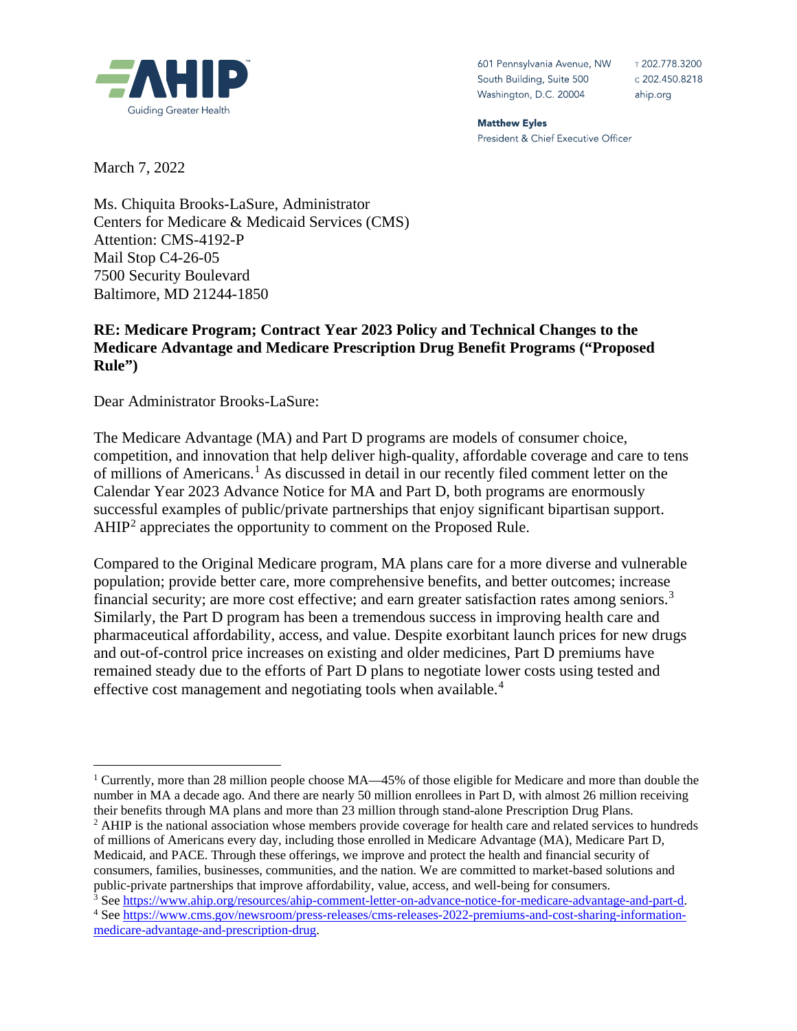AHIP

Guiding Greater Health

601 Pennsylvania Avenue, NW
South Building, Suite 500
Washington, D.C. 20004

T 202.778.3200
C 202.450.8218
ahip.org

**Matthew Eyles**
President & Chief Executive Officer

March 7, 2022

Ms. Chiquita Brooks-LaSure, Administrator
Centers for Medicare & Medicaid Services (CMS)
Attention: CMS-4192-P
Mail Stop C4-26-05
7500 Security Boulevard
Baltimore, MD 21244-1850

**RE: Medicare Program; Contract Year 2023 Policy and Technical Changes to the Medicare Advantage and Medicare Prescription Drug Benefit Programs ("Proposed Rule")**

Dear Administrator Brooks-LaSure:

The Medicare Advantage (MA) and Part D programs are models of consumer choice, competition, and innovation that help deliver high-quality, affordable coverage and care to tens of millions of Americans.[1] As discussed in detail in our recently filed comment letter on the Calendar Year 2023 Advance Notice for MA and Part D, both programs are enormously successful examples of public/private partnerships that enjoy significant bipartisan support. AHIP[2] appreciates the opportunity to comment on the Proposed Rule.

Compared to the Original Medicare program, MA plans care for a more diverse and vulnerable population; provide better care, more comprehensive benefits, and better outcomes; increase financial security; are more cost effective; and earn greater satisfaction rates among seniors.[3] Similarly, the Part D program has been a tremendous success in improving health care and pharmaceutical affordability, access, and value. Despite exorbitant launch prices for new drugs and out-of-control price increases on existing and older medicines, Part D premiums have remained steady due to the efforts of Part D plans to negotiate lower costs using tested and effective cost management and negotiating tools when available.[4]

---

[1] Currently, more than 28 million people choose MA—45% of those eligible for Medicare and more than double the number in MA a decade ago. And there are nearly 50 million enrollees in Part D, with almost 26 million receiving their benefits through MA plans and more than 23 million through stand-alone Prescription Drug Plans.

[2] AHIP is the national association whose members provide coverage for health care and related services to hundreds of millions of Americans every day, including those enrolled in Medicare Advantage (MA), Medicare Part D, Medicaid, and PACE. Through these offerings, we improve and protect the health and financial security of consumers, families, businesses, communities, and the nation. We are committed to market-based solutions and public-private partnerships that improve affordability, value, access, and well-being for consumers.

[3] See https://www.ahip.org/resources/ahip-comment-letter-on-advance-notice-for-medicare-advantage-and-part-d.

[4] See https://www.cms.gov/newsroom/press-releases/cms-releases-2022-premiums-and-cost-sharing-information-medicare-advantage-and-prescription-drug.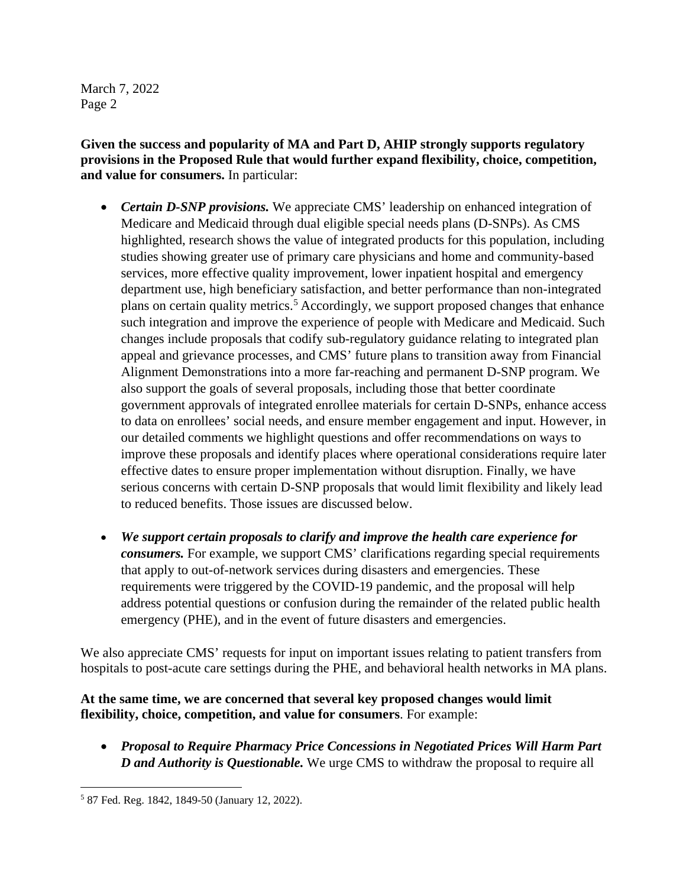**Given the success and popularity of MA and Part D, AHIP strongly supports regulatory provisions in the Proposed Rule that would further expand flexibility, choice, competition, and value for consumers.** In particular:

- ***Certain D-SNP provisions.*** We appreciate CMS' leadership on enhanced integration of Medicare and Medicaid through dual eligible special needs plans (D-SNPs). As CMS highlighted, research shows the value of integrated products for this population, including studies showing greater use of primary care physicians and home and community-based services, more effective quality improvement, lower inpatient hospital and emergency department use, high beneficiary satisfaction, and better performance than non-integrated plans on certain quality metrics.[5] Accordingly, we support proposed changes that enhance such integration and improve the experience of people with Medicare and Medicaid. Such changes include proposals that codify sub-regulatory guidance relating to integrated plan appeal and grievance processes, and CMS' future plans to transition away from Financial Alignment Demonstrations into a more far-reaching and permanent D-SNP program. We also support the goals of several proposals, including those that better coordinate government approvals of integrated enrollee materials for certain D-SNPs, enhance access to data on enrollees' social needs, and ensure member engagement and input. However, in our detailed comments we highlight questions and offer recommendations on ways to improve these proposals and identify places where operational considerations require later effective dates to ensure proper implementation without disruption. Finally, we have serious concerns with certain D-SNP proposals that would limit flexibility and likely lead to reduced benefits. Those issues are discussed below.

- ***We support certain proposals to clarify and improve the health care experience for consumers.*** For example, we support CMS' clarifications regarding special requirements that apply to out-of-network services during disasters and emergencies. These requirements were triggered by the COVID-19 pandemic, and the proposal will help address potential questions or confusion during the remainder of the related public health emergency (PHE), and in the event of future disasters and emergencies.

We also appreciate CMS' requests for input on important issues relating to patient transfers from hospitals to post-acute care settings during the PHE, and behavioral health networks in MA plans.

**At the same time, we are concerned that several key proposed changes would limit flexibility, choice, competition, and value for consumers**. For example:

- ***Proposal to Require Pharmacy Price Concessions in Negotiated Prices Will Harm Part D and Authority is Questionable.*** We urge CMS to withdraw the proposal to require all

---

[5] 87 Fed. Reg. 1842, 1849-50 (January 12, 2022).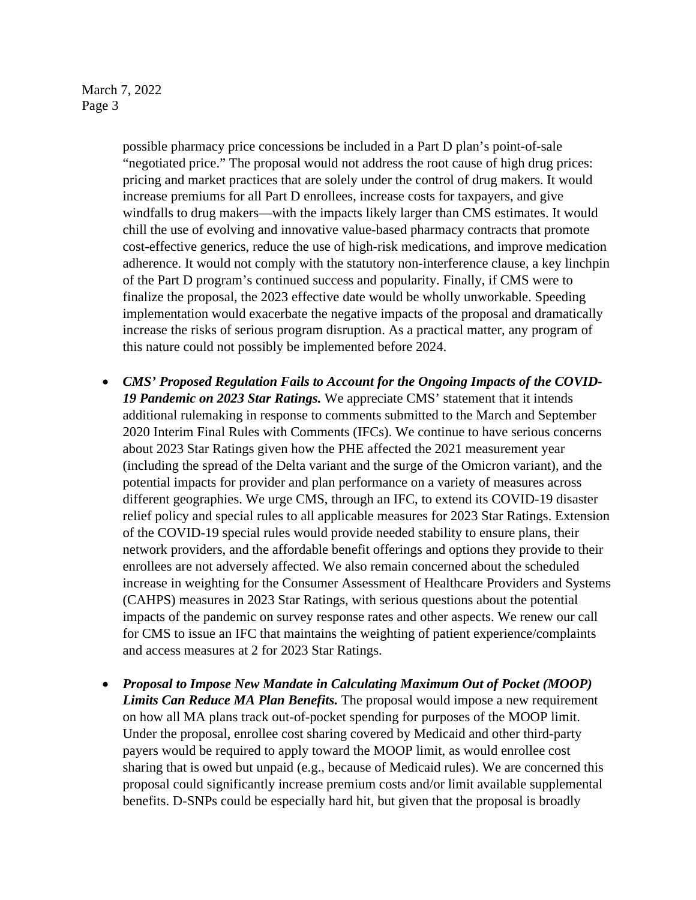possible pharmacy price concessions be included in a Part D plan's point-of-sale "negotiated price." The proposal would not address the root cause of high drug prices: pricing and market practices that are solely under the control of drug makers. It would increase premiums for all Part D enrollees, increase costs for taxpayers, and give windfalls to drug makers—with the impacts likely larger than CMS estimates. It would chill the use of evolving and innovative value-based pharmacy contracts that promote cost-effective generics, reduce the use of high-risk medications, and improve medication adherence. It would not comply with the statutory non-interference clause, a key linchpin of the Part D program's continued success and popularity. Finally, if CMS were to finalize the proposal, the 2023 effective date would be wholly unworkable. Speeding implementation would exacerbate the negative impacts of the proposal and dramatically increase the risks of serious program disruption. As a practical matter, any program of this nature could not possibly be implemented before 2024.

- ***CMS' Proposed Regulation Fails to Account for the Ongoing Impacts of the COVID-19 Pandemic on 2023 Star Ratings.*** We appreciate CMS' statement that it intends additional rulemaking in response to comments submitted to the March and September 2020 Interim Final Rules with Comments (IFCs). We continue to have serious concerns about 2023 Star Ratings given how the PHE affected the 2021 measurement year (including the spread of the Delta variant and the surge of the Omicron variant), and the potential impacts for provider and plan performance on a variety of measures across different geographies. We urge CMS, through an IFC, to extend its COVID-19 disaster relief policy and special rules to all applicable measures for 2023 Star Ratings. Extension of the COVID-19 special rules would provide needed stability to ensure plans, their network providers, and the affordable benefit offerings and options they provide to their enrollees are not adversely affected. We also remain concerned about the scheduled increase in weighting for the Consumer Assessment of Healthcare Providers and Systems (CAHPS) measures in 2023 Star Ratings, with serious questions about the potential impacts of the pandemic on survey response rates and other aspects. We renew our call for CMS to issue an IFC that maintains the weighting of patient experience/complaints and access measures at 2 for 2023 Star Ratings.

- ***Proposal to Impose New Mandate in Calculating Maximum Out of Pocket (MOOP) Limits Can Reduce MA Plan Benefits.*** The proposal would impose a new requirement on how all MA plans track out-of-pocket spending for purposes of the MOOP limit. Under the proposal, enrollee cost sharing covered by Medicaid and other third-party payers would be required to apply toward the MOOP limit, as would enrollee cost sharing that is owed but unpaid (e.g., because of Medicaid rules). We are concerned this proposal could significantly increase premium costs and/or limit available supplemental benefits. D-SNPs could be especially hard hit, but given that the proposal is broadly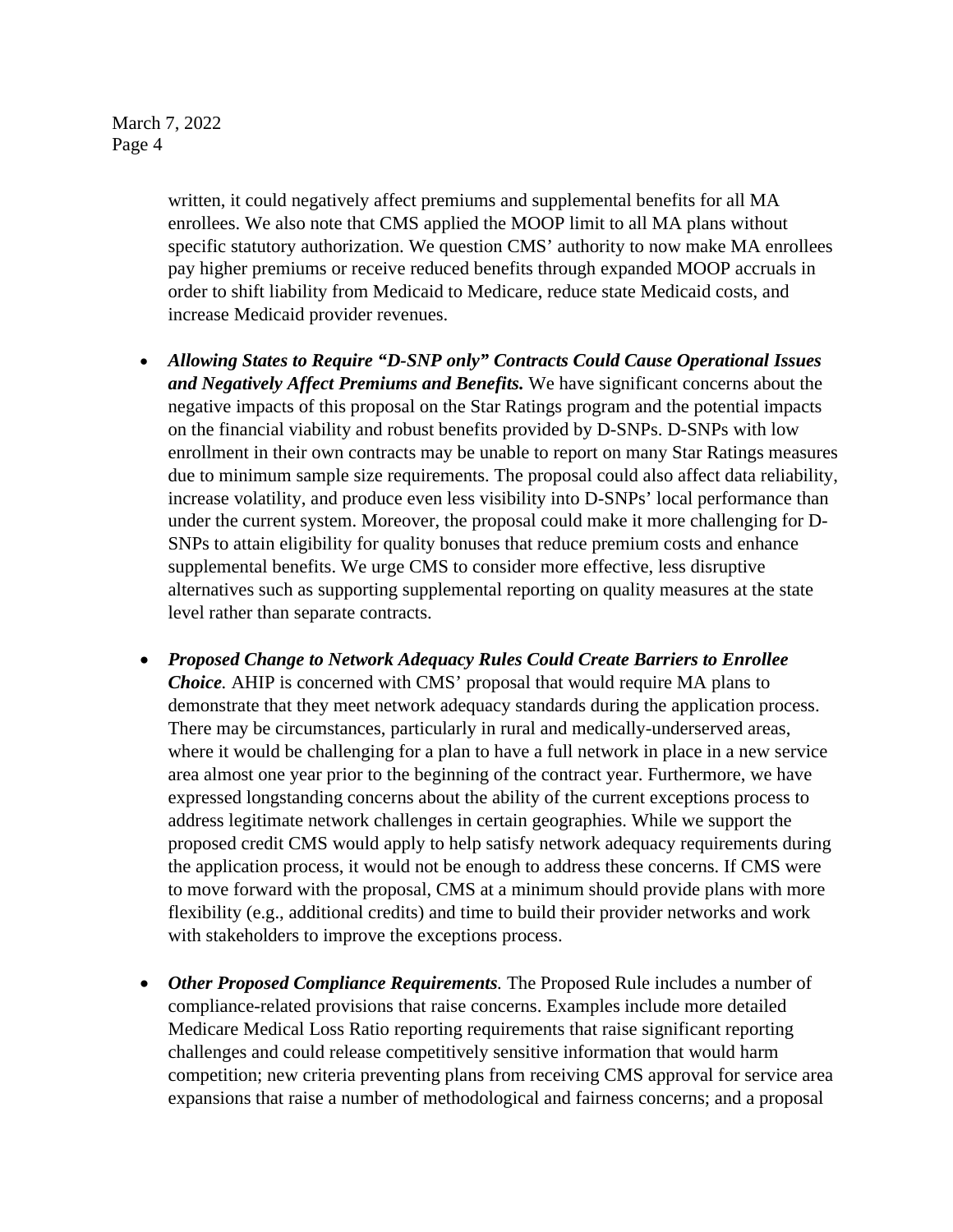written, it could negatively affect premiums and supplemental benefits for all MA enrollees. We also note that CMS applied the MOOP limit to all MA plans without specific statutory authorization. We question CMS' authority to now make MA enrollees pay higher premiums or receive reduced benefits through expanded MOOP accruals in order to shift liability from Medicaid to Medicare, reduce state Medicaid costs, and increase Medicaid provider revenues.

- ***Allowing States to Require "D-SNP only" Contracts Could Cause Operational Issues and Negatively Affect Premiums and Benefits.*** We have significant concerns about the negative impacts of this proposal on the Star Ratings program and the potential impacts on the financial viability and robust benefits provided by D-SNPs. D-SNPs with low enrollment in their own contracts may be unable to report on many Star Ratings measures due to minimum sample size requirements. The proposal could also affect data reliability, increase volatility, and produce even less visibility into D-SNPs' local performance than under the current system. Moreover, the proposal could make it more challenging for D-SNPs to attain eligibility for quality bonuses that reduce premium costs and enhance supplemental benefits. We urge CMS to consider more effective, less disruptive alternatives such as supporting supplemental reporting on quality measures at the state level rather than separate contracts.

- ***Proposed Change to Network Adequacy Rules Could Create Barriers to Enrollee Choice.*** AHIP is concerned with CMS' proposal that would require MA plans to demonstrate that they meet network adequacy standards during the application process. There may be circumstances, particularly in rural and medically-underserved areas, where it would be challenging for a plan to have a full network in place in a new service area almost one year prior to the beginning of the contract year. Furthermore, we have expressed longstanding concerns about the ability of the current exceptions process to address legitimate network challenges in certain geographies. While we support the proposed credit CMS would apply to help satisfy network adequacy requirements during the application process, it would not be enough to address these concerns. If CMS were to move forward with the proposal, CMS at a minimum should provide plans with more flexibility (e.g., additional credits) and time to build their provider networks and work with stakeholders to improve the exceptions process.

- ***Other Proposed Compliance Requirements.*** The Proposed Rule includes a number of compliance-related provisions that raise concerns. Examples include more detailed Medicare Medical Loss Ratio reporting requirements that raise significant reporting challenges and could release competitively sensitive information that would harm competition; new criteria preventing plans from receiving CMS approval for service area expansions that raise a number of methodological and fairness concerns; and a proposal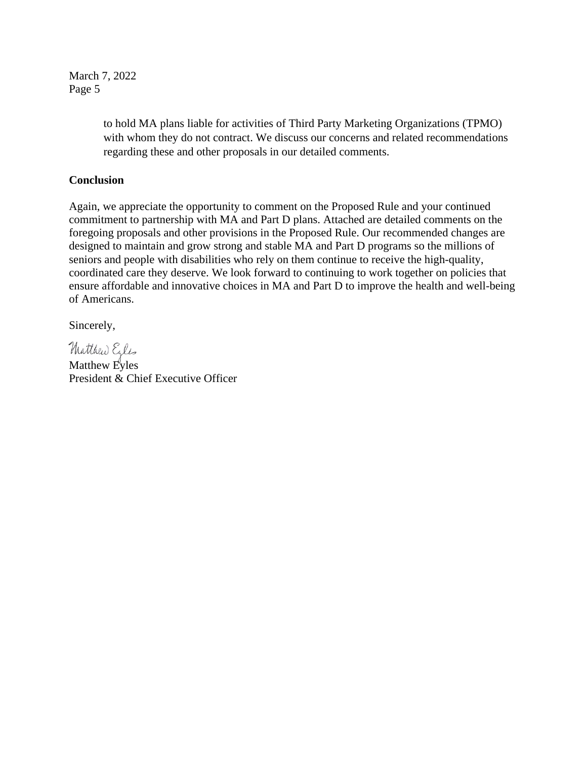to hold MA plans liable for activities of Third Party Marketing Organizations (TPMO) with whom they do not contract. We discuss our concerns and related recommendations regarding these and other proposals in our detailed comments.

**Conclusion**

Again, we appreciate the opportunity to comment on the Proposed Rule and your continued commitment to partnership with MA and Part D plans. Attached are detailed comments on the foregoing proposals and other provisions in the Proposed Rule. Our recommended changes are designed to maintain and grow strong and stable MA and Part D programs so the millions of seniors and people with disabilities who rely on them continue to receive the high-quality, coordinated care they deserve. We look forward to continuing to work together on policies that ensure affordable and innovative choices in MA and Part D to improve the health and well-being of Americans.

Sincerely,

Matthew Eyles
President & Chief Executive Officer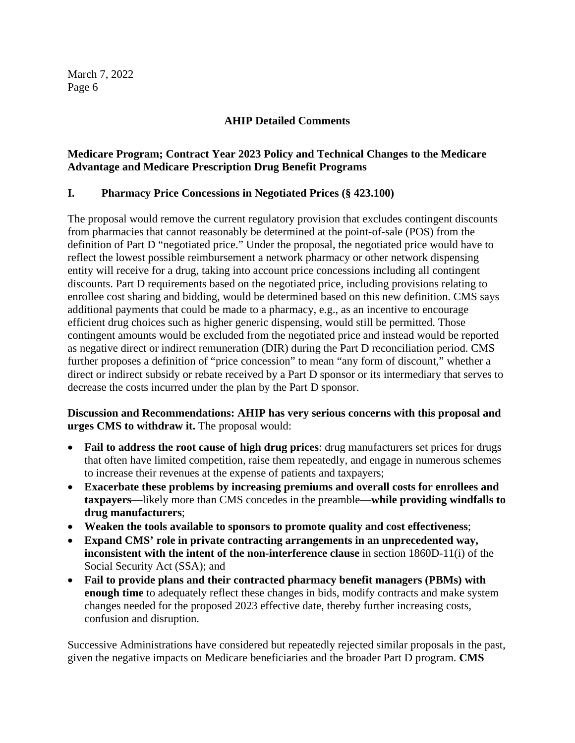## AHIP Detailed Comments

### Medicare Program; Contract Year 2023 Policy and Technical Changes to the Medicare Advantage and Medicare Prescription Drug Benefit Programs

### I. Pharmacy Price Concessions in Negotiated Prices (§ 423.100)

The proposal would remove the current regulatory provision that excludes contingent discounts from pharmacies that cannot reasonably be determined at the point-of-sale (POS) from the definition of Part D "negotiated price." Under the proposal, the negotiated price would have to reflect the lowest possible reimbursement a network pharmacy or other network dispensing entity will receive for a drug, taking into account price concessions including all contingent discounts. Part D requirements based on the negotiated price, including provisions relating to enrollee cost sharing and bidding, would be determined based on this new definition. CMS says additional payments that could be made to a pharmacy, e.g., as an incentive to encourage efficient drug choices such as higher generic dispensing, would still be permitted. Those contingent amounts would be excluded from the negotiated price and instead would be reported as negative direct or indirect remuneration (DIR) during the Part D reconciliation period. CMS further proposes a definition of "price concession" to mean "any form of discount," whether a direct or indirect subsidy or rebate received by a Part D sponsor or its intermediary that serves to decrease the costs incurred under the plan by the Part D sponsor.

**Discussion and Recommendations: AHIP has very serious concerns with this proposal and urges CMS to withdraw it.** The proposal would:

- **Fail to address the root cause of high drug prices**: drug manufacturers set prices for drugs that often have limited competition, raise them repeatedly, and engage in numerous schemes to increase their revenues at the expense of patients and taxpayers;
- **Exacerbate these problems by increasing premiums and overall costs for enrollees and taxpayers**—likely more than CMS concedes in the preamble—**while providing windfalls to drug manufacturers**;
- **Weaken the tools available to sponsors to promote quality and cost effectiveness**;
- **Expand CMS' role in private contracting arrangements in an unprecedented way, inconsistent with the intent of the non-interference clause** in section 1860D-11(i) of the Social Security Act (SSA); and
- **Fail to provide plans and their contracted pharmacy benefit managers (PBMs) with enough time** to adequately reflect these changes in bids, modify contracts and make system changes needed for the proposed 2023 effective date, thereby further increasing costs, confusion and disruption.

Successive Administrations have considered but repeatedly rejected similar proposals in the past, given the negative impacts on Medicare beneficiaries and the broader Part D program. **CMS**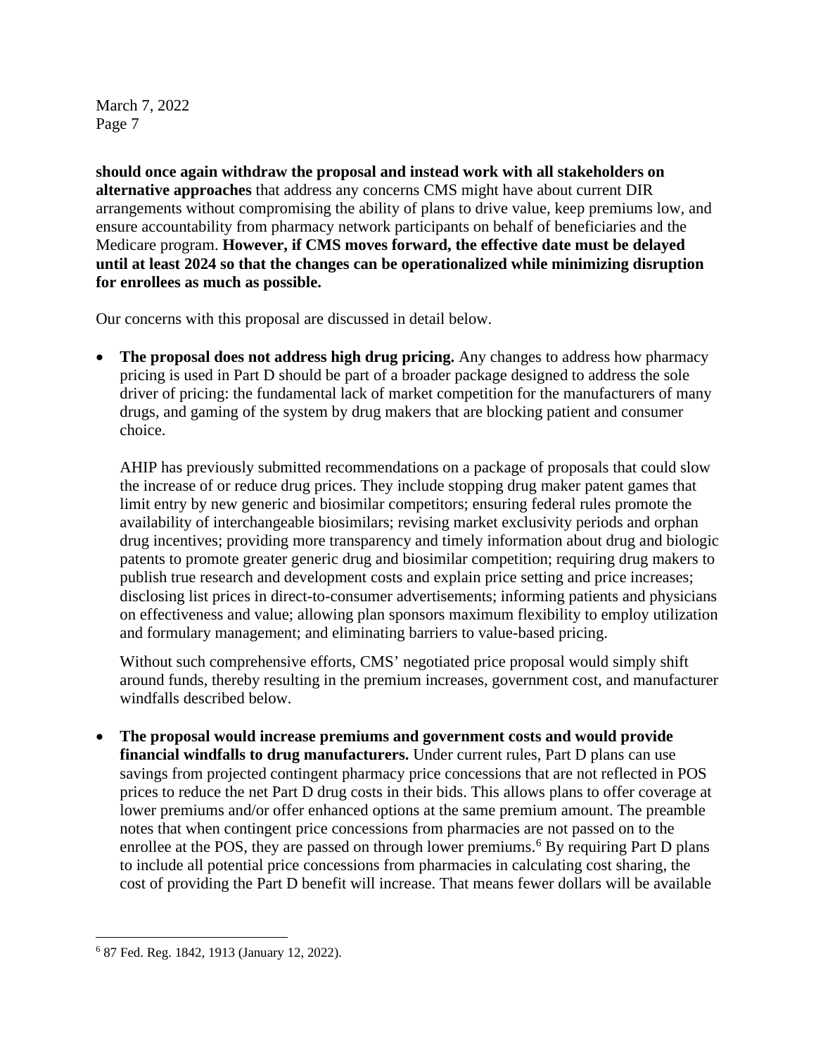**should once again withdraw the proposal and instead work with all stakeholders on alternative approaches** that address any concerns CMS might have about current DIR arrangements without compromising the ability of plans to drive value, keep premiums low, and ensure accountability from pharmacy network participants on behalf of beneficiaries and the Medicare program. **However, if CMS moves forward, the effective date must be delayed until at least 2024 so that the changes can be operationalized while minimizing disruption for enrollees as much as possible.**

Our concerns with this proposal are discussed in detail below.

- **The proposal does not address high drug pricing.** Any changes to address how pharmacy pricing is used in Part D should be part of a broader package designed to address the sole driver of pricing: the fundamental lack of market competition for the manufacturers of many drugs, and gaming of the system by drug makers that are blocking patient and consumer choice.

  AHIP has previously submitted recommendations on a package of proposals that could slow the increase of or reduce drug prices. They include stopping drug maker patent games that limit entry by new generic and biosimilar competitors; ensuring federal rules promote the availability of interchangeable biosimilars; revising market exclusivity periods and orphan drug incentives; providing more transparency and timely information about drug and biologic patents to promote greater generic drug and biosimilar competition; requiring drug makers to publish true research and development costs and explain price setting and price increases; disclosing list prices in direct-to-consumer advertisements; informing patients and physicians on effectiveness and value; allowing plan sponsors maximum flexibility to employ utilization and formulary management; and eliminating barriers to value-based pricing.

  Without such comprehensive efforts, CMS' negotiated price proposal would simply shift around funds, thereby resulting in the premium increases, government cost, and manufacturer windfalls described below.

- **The proposal would increase premiums and government costs and would provide financial windfalls to drug manufacturers.** Under current rules, Part D plans can use savings from projected contingent pharmacy price concessions that are not reflected in POS prices to reduce the net Part D drug costs in their bids. This allows plans to offer coverage at lower premiums and/or offer enhanced options at the same premium amount. The preamble notes that when contingent price concessions from pharmacies are not passed on to the enrollee at the POS, they are passed on through lower premiums.[6] By requiring Part D plans to include all potential price concessions from pharmacies in calculating cost sharing, the cost of providing the Part D benefit will increase. That means fewer dollars will be available

---

[6] 87 Fed. Reg. 1842, 1913 (January 12, 2022).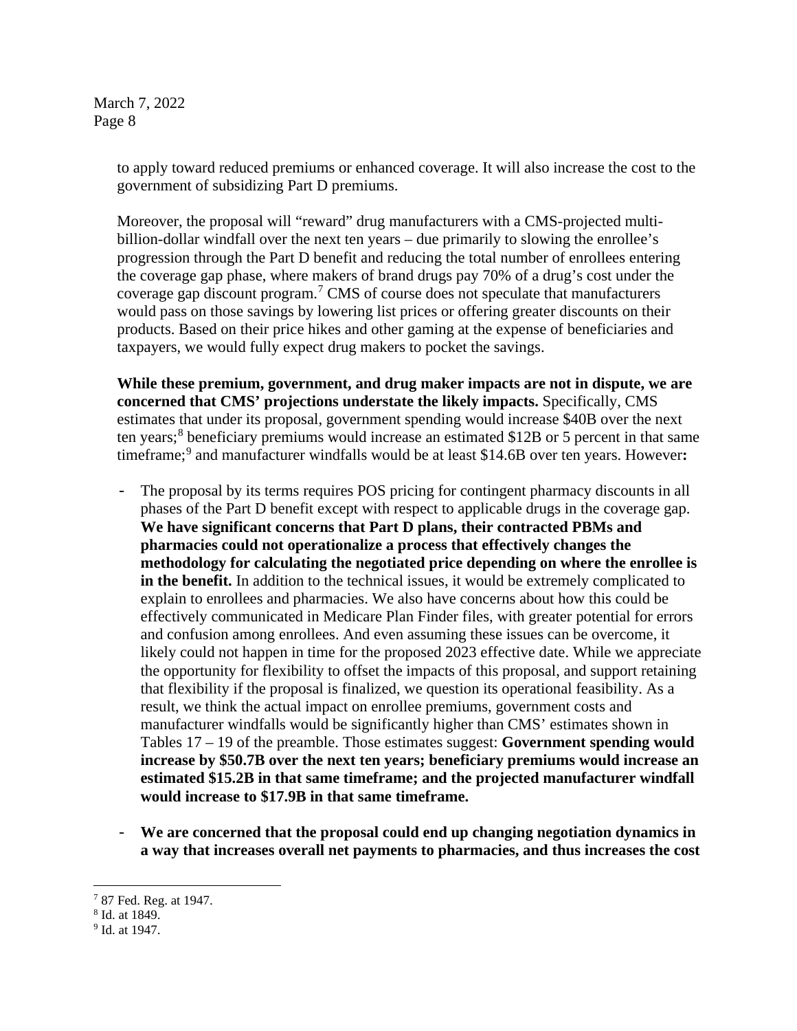to apply toward reduced premiums or enhanced coverage. It will also increase the cost to the government of subsidizing Part D premiums.

Moreover, the proposal will "reward" drug manufacturers with a CMS-projected multi-billion-dollar windfall over the next ten years – due primarily to slowing the enrollee's progression through the Part D benefit and reducing the total number of enrollees entering the coverage gap phase, where makers of brand drugs pay 70% of a drug's cost under the coverage gap discount program.[7] CMS of course does not speculate that manufacturers would pass on those savings by lowering list prices or offering greater discounts on their products. Based on their price hikes and other gaming at the expense of beneficiaries and taxpayers, we would fully expect drug makers to pocket the savings.

**While these premium, government, and drug maker impacts are not in dispute, we are concerned that CMS' projections understate the likely impacts.** Specifically, CMS estimates that under its proposal, government spending would increase $40B over the next ten years;[8] beneficiary premiums would increase an estimated $12B or 5 percent in that same timeframe;[9] and manufacturer windfalls would be at least $14.6B over ten years. However**:**

- The proposal by its terms requires POS pricing for contingent pharmacy discounts in all phases of the Part D benefit except with respect to applicable drugs in the coverage gap. **We have significant concerns that Part D plans, their contracted PBMs and pharmacies could not operationalize a process that effectively changes the methodology for calculating the negotiated price depending on where the enrollee is in the benefit.** In addition to the technical issues, it would be extremely complicated to explain to enrollees and pharmacies. We also have concerns about how this could be effectively communicated in Medicare Plan Finder files, with greater potential for errors and confusion among enrollees. And even assuming these issues can be overcome, it likely could not happen in time for the proposed 2023 effective date. While we appreciate the opportunity for flexibility to offset the impacts of this proposal, and support retaining that flexibility if the proposal is finalized, we question its operational feasibility. As a result, we think the actual impact on enrollee premiums, government costs and manufacturer windfalls would be significantly higher than CMS' estimates shown in Tables 17 – 19 of the preamble. Those estimates suggest: **Government spending would increase by $50.7B over the next ten years; beneficiary premiums would increase an estimated $15.2B in that same timeframe; and the projected manufacturer windfall would increase to $17.9B in that same timeframe.**

- **We are concerned that the proposal could end up changing negotiation dynamics in a way that increases overall net payments to pharmacies, and thus increases the cost**

---

[7] 87 Fed. Reg. at 1947.

[8] Id. at 1849.

[9] Id. at 1947.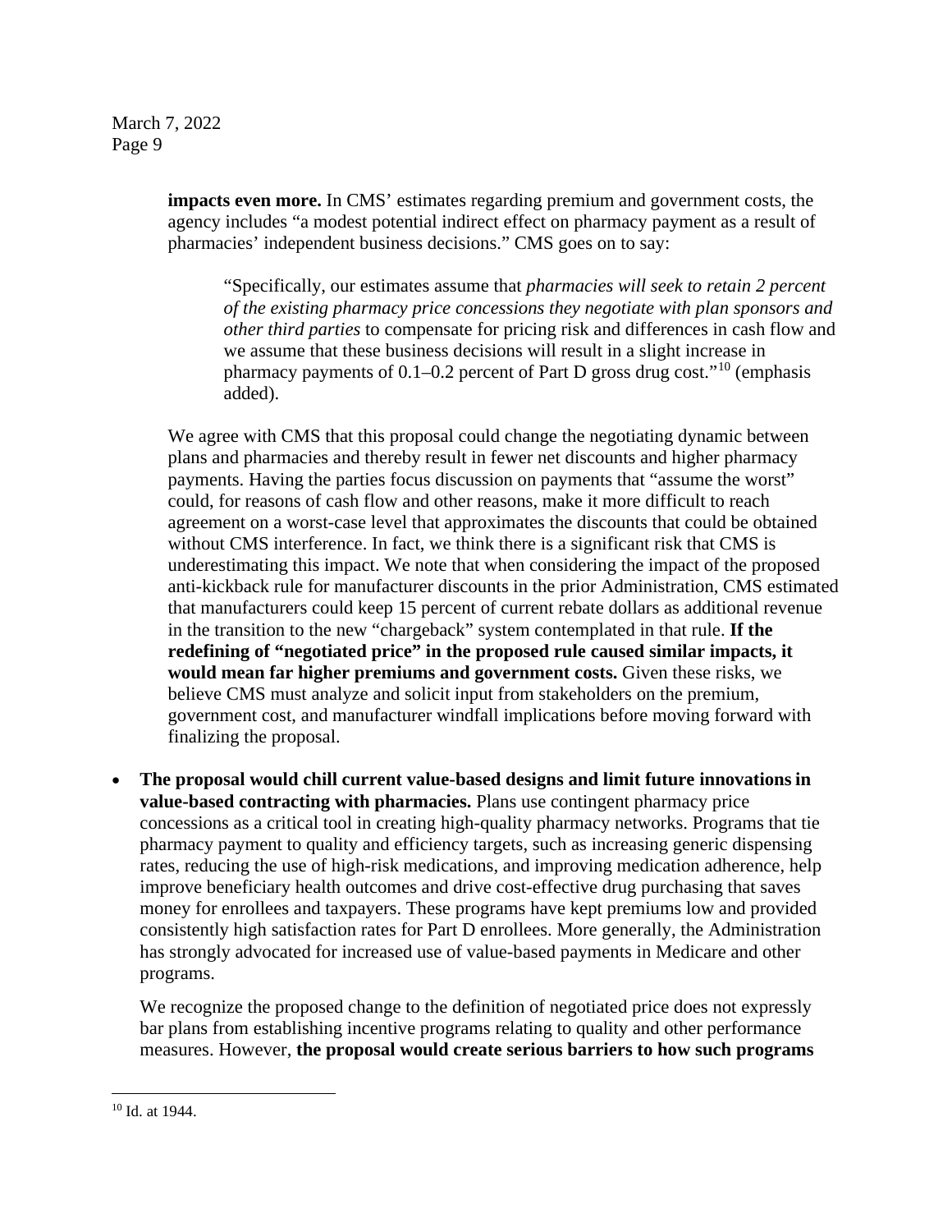**impacts even more.** In CMS' estimates regarding premium and government costs, the agency includes "a modest potential indirect effect on pharmacy payment as a result of pharmacies' independent business decisions." CMS goes on to say:

> "Specifically, our estimates assume that *pharmacies will seek to retain 2 percent of the existing pharmacy price concessions they negotiate with plan sponsors and other third parties* to compensate for pricing risk and differences in cash flow and we assume that these business decisions will result in a slight increase in pharmacy payments of 0.1–0.2 percent of Part D gross drug cost."[10] (emphasis added).

We agree with CMS that this proposal could change the negotiating dynamic between plans and pharmacies and thereby result in fewer net discounts and higher pharmacy payments. Having the parties focus discussion on payments that "assume the worst" could, for reasons of cash flow and other reasons, make it more difficult to reach agreement on a worst-case level that approximates the discounts that could be obtained without CMS interference. In fact, we think there is a significant risk that CMS is underestimating this impact. We note that when considering the impact of the proposed anti-kickback rule for manufacturer discounts in the prior Administration, CMS estimated that manufacturers could keep 15 percent of current rebate dollars as additional revenue in the transition to the new "chargeback" system contemplated in that rule. **If the redefining of "negotiated price" in the proposed rule caused similar impacts, it would mean far higher premiums and government costs.** Given these risks, we believe CMS must analyze and solicit input from stakeholders on the premium, government cost, and manufacturer windfall implications before moving forward with finalizing the proposal.

- **The proposal would chill current value-based designs and limit future innovations in value-based contracting with pharmacies.** Plans use contingent pharmacy price concessions as a critical tool in creating high-quality pharmacy networks. Programs that tie pharmacy payment to quality and efficiency targets, such as increasing generic dispensing rates, reducing the use of high-risk medications, and improving medication adherence, help improve beneficiary health outcomes and drive cost-effective drug purchasing that saves money for enrollees and taxpayers. These programs have kept premiums low and provided consistently high satisfaction rates for Part D enrollees. More generally, the Administration has strongly advocated for increased use of value-based payments in Medicare and other programs.

  We recognize the proposed change to the definition of negotiated price does not expressly bar plans from establishing incentive programs relating to quality and other performance measures. However, **the proposal would create serious barriers to how such programs**

---

[10] Id. at 1944.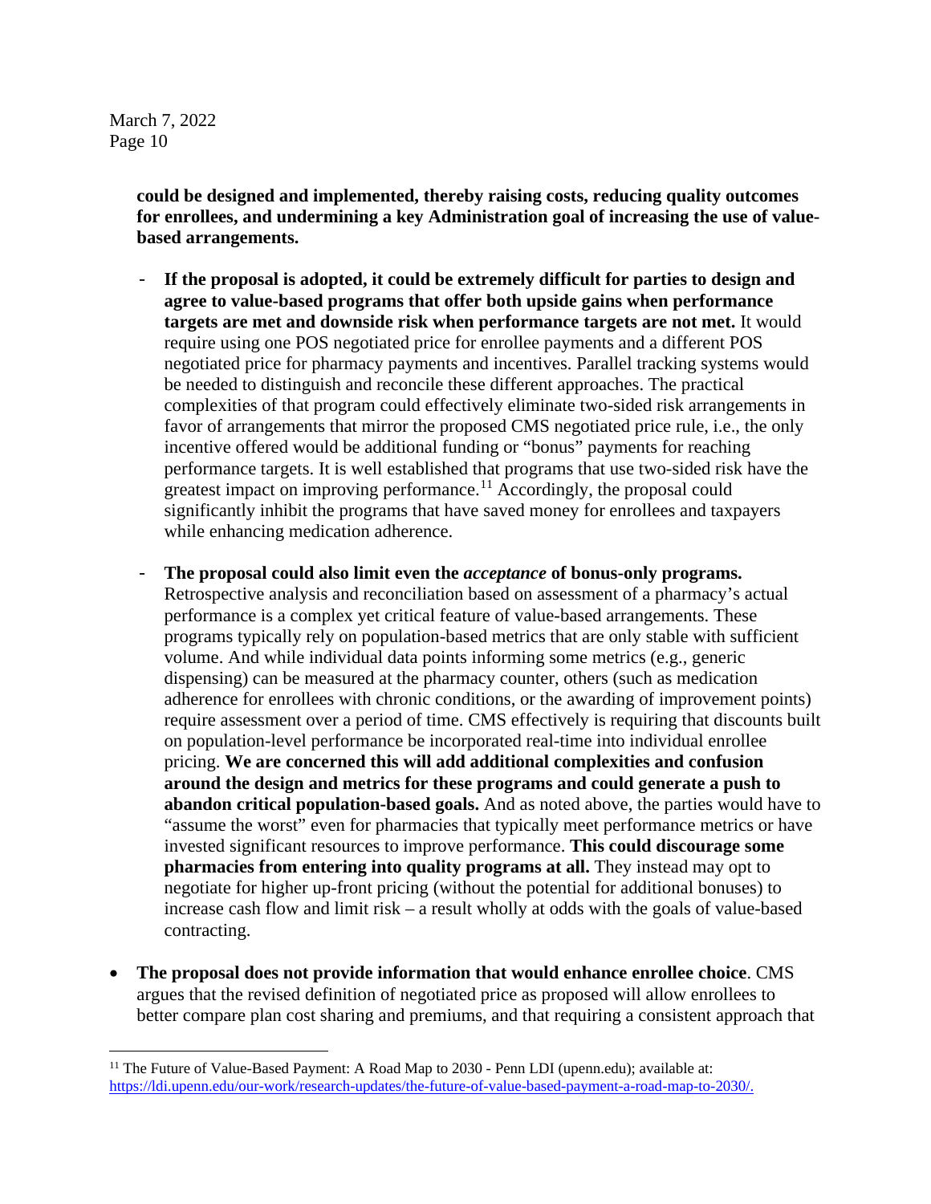**could be designed and implemented, thereby raising costs, reducing quality outcomes for enrollees, and undermining a key Administration goal of increasing the use of value-based arrangements.**

- **If the proposal is adopted, it could be extremely difficult for parties to design and agree to value-based programs that offer both upside gains when performance targets are met and downside risk when performance targets are not met.** It would require using one POS negotiated price for enrollee payments and a different POS negotiated price for pharmacy payments and incentives. Parallel tracking systems would be needed to distinguish and reconcile these different approaches. The practical complexities of that program could effectively eliminate two-sided risk arrangements in favor of arrangements that mirror the proposed CMS negotiated price rule, i.e., the only incentive offered would be additional funding or "bonus" payments for reaching performance targets. It is well established that programs that use two-sided risk have the greatest impact on improving performance.[11] Accordingly, the proposal could significantly inhibit the programs that have saved money for enrollees and taxpayers while enhancing medication adherence.

- **The proposal could also limit even the *acceptance* of bonus-only programs.** Retrospective analysis and reconciliation based on assessment of a pharmacy's actual performance is a complex yet critical feature of value-based arrangements. These programs typically rely on population-based metrics that are only stable with sufficient volume. And while individual data points informing some metrics (e.g., generic dispensing) can be measured at the pharmacy counter, others (such as medication adherence for enrollees with chronic conditions, or the awarding of improvement points) require assessment over a period of time. CMS effectively is requiring that discounts built on population-level performance be incorporated real-time into individual enrollee pricing. **We are concerned this will add additional complexities and confusion around the design and metrics for these programs and could generate a push to abandon critical population-based goals.** And as noted above, the parties would have to "assume the worst" even for pharmacies that typically meet performance metrics or have invested significant resources to improve performance. **This could discourage some pharmacies from entering into quality programs at all.** They instead may opt to negotiate for higher up-front pricing (without the potential for additional bonuses) to increase cash flow and limit risk – a result wholly at odds with the goals of value-based contracting.

- **The proposal does not provide information that would enhance enrollee choice**. CMS argues that the revised definition of negotiated price as proposed will allow enrollees to better compare plan cost sharing and premiums, and that requiring a consistent approach that

---

[11] The Future of Value-Based Payment: A Road Map to 2030 - Penn LDI (upenn.edu); available at: https://ldi.upenn.edu/our-work/research-updates/the-future-of-value-based-payment-a-road-map-to-2030/.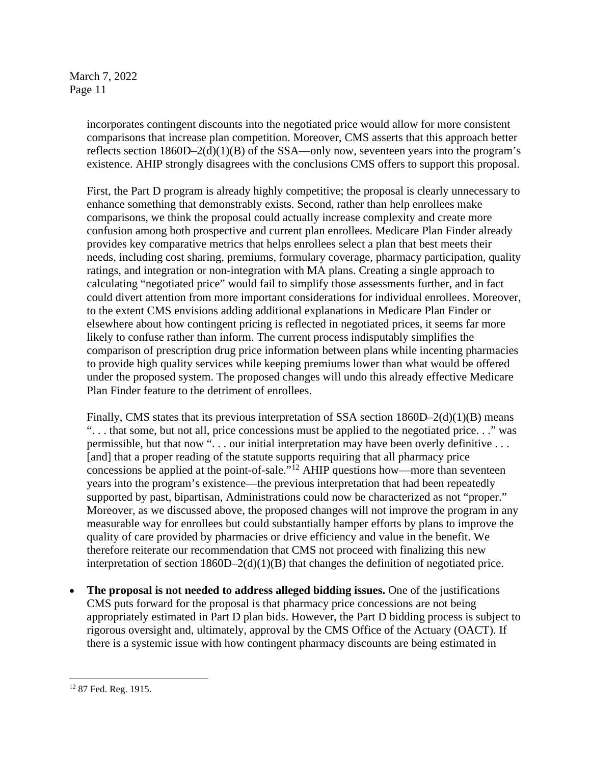incorporates contingent discounts into the negotiated price would allow for more consistent comparisons that increase plan competition. Moreover, CMS asserts that this approach better reflects section 1860D–2(d)(1)(B) of the SSA—only now, seventeen years into the program's existence. AHIP strongly disagrees with the conclusions CMS offers to support this proposal.

First, the Part D program is already highly competitive; the proposal is clearly unnecessary to enhance something that demonstrably exists. Second, rather than help enrollees make comparisons, we think the proposal could actually increase complexity and create more confusion among both prospective and current plan enrollees. Medicare Plan Finder already provides key comparative metrics that helps enrollees select a plan that best meets their needs, including cost sharing, premiums, formulary coverage, pharmacy participation, quality ratings, and integration or non-integration with MA plans. Creating a single approach to calculating "negotiated price" would fail to simplify those assessments further, and in fact could divert attention from more important considerations for individual enrollees. Moreover, to the extent CMS envisions adding additional explanations in Medicare Plan Finder or elsewhere about how contingent pricing is reflected in negotiated prices, it seems far more likely to confuse rather than inform. The current process indisputably simplifies the comparison of prescription drug price information between plans while incenting pharmacies to provide high quality services while keeping premiums lower than what would be offered under the proposed system. The proposed changes will undo this already effective Medicare Plan Finder feature to the detriment of enrollees.

Finally, CMS states that its previous interpretation of SSA section 1860D–2(d)(1)(B) means ". . . that some, but not all, price concessions must be applied to the negotiated price. . ." was permissible, but that now ". . . our initial interpretation may have been overly definitive . . . [and] that a proper reading of the statute supports requiring that all pharmacy price concessions be applied at the point-of-sale."[12] AHIP questions how—more than seventeen years into the program's existence—the previous interpretation that had been repeatedly supported by past, bipartisan, Administrations could now be characterized as not "proper." Moreover, as we discussed above, the proposed changes will not improve the program in any measurable way for enrollees but could substantially hamper efforts by plans to improve the quality of care provided by pharmacies or drive efficiency and value in the benefit. We therefore reiterate our recommendation that CMS not proceed with finalizing this new interpretation of section 1860D–2(d)(1)(B) that changes the definition of negotiated price.

- **The proposal is not needed to address alleged bidding issues.** One of the justifications CMS puts forward for the proposal is that pharmacy price concessions are not being appropriately estimated in Part D plan bids. However, the Part D bidding process is subject to rigorous oversight and, ultimately, approval by the CMS Office of the Actuary (OACT). If there is a systemic issue with how contingent pharmacy discounts are being estimated in

[12] 87 Fed. Reg. 1915.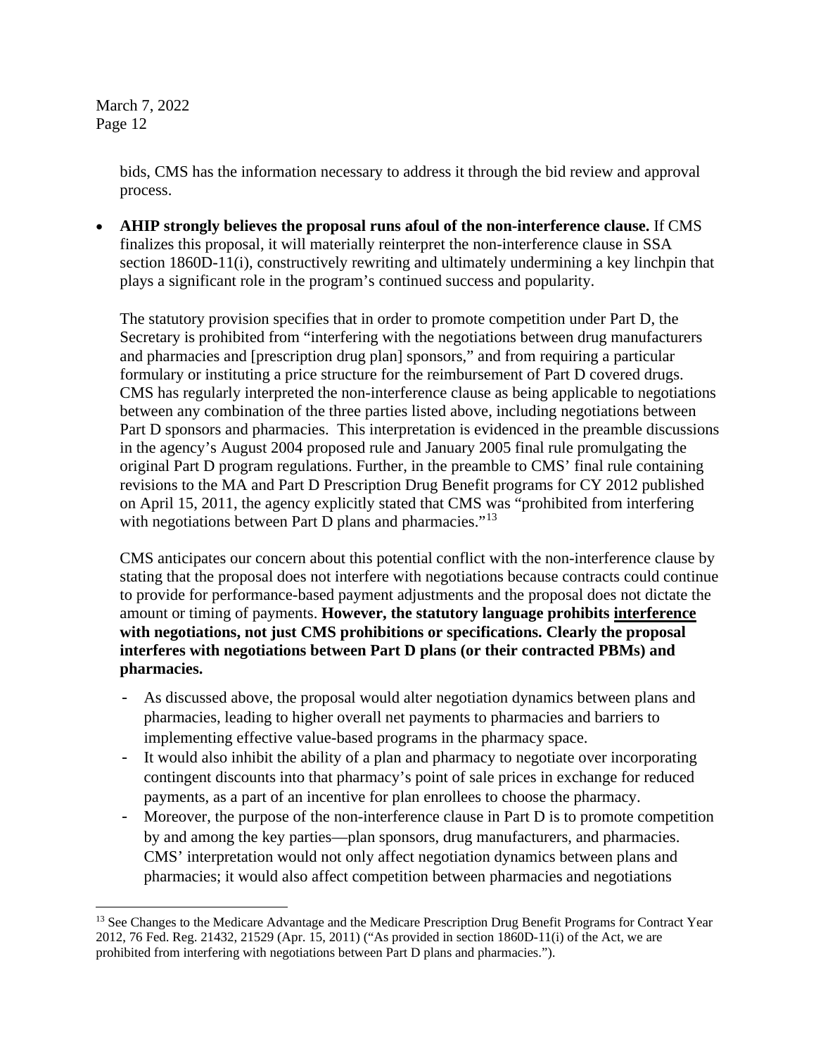bids, CMS has the information necessary to address it through the bid review and approval process.

- **AHIP strongly believes the proposal runs afoul of the non-interference clause.** If CMS finalizes this proposal, it will materially reinterpret the non-interference clause in SSA section 1860D-11(i), constructively rewriting and ultimately undermining a key linchpin that plays a significant role in the program's continued success and popularity.

  The statutory provision specifies that in order to promote competition under Part D, the Secretary is prohibited from "interfering with the negotiations between drug manufacturers and pharmacies and [prescription drug plan] sponsors," and from requiring a particular formulary or instituting a price structure for the reimbursement of Part D covered drugs. CMS has regularly interpreted the non-interference clause as being applicable to negotiations between any combination of the three parties listed above, including negotiations between Part D sponsors and pharmacies. This interpretation is evidenced in the preamble discussions in the agency's August 2004 proposed rule and January 2005 final rule promulgating the original Part D program regulations. Further, in the preamble to CMS' final rule containing revisions to the MA and Part D Prescription Drug Benefit programs for CY 2012 published on April 15, 2011, the agency explicitly stated that CMS was "prohibited from interfering with negotiations between Part D plans and pharmacies."[13]

  CMS anticipates our concern about this potential conflict with the non-interference clause by stating that the proposal does not interfere with negotiations because contracts could continue to provide for performance-based payment adjustments and the proposal does not dictate the amount or timing of payments. **However, the statutory language prohibits <u>interference</u> with negotiations, not just CMS prohibitions or specifications. Clearly the proposal interferes with negotiations between Part D plans (or their contracted PBMs) and pharmacies.**

  - As discussed above, the proposal would alter negotiation dynamics between plans and pharmacies, leading to higher overall net payments to pharmacies and barriers to implementing effective value-based programs in the pharmacy space.
  - It would also inhibit the ability of a plan and pharmacy to negotiate over incorporating contingent discounts into that pharmacy's point of sale prices in exchange for reduced payments, as a part of an incentive for plan enrollees to choose the pharmacy.
  - Moreover, the purpose of the non-interference clause in Part D is to promote competition by and among the key parties—plan sponsors, drug manufacturers, and pharmacies. CMS' interpretation would not only affect negotiation dynamics between plans and pharmacies; it would also affect competition between pharmacies and negotiations

---

[13] See Changes to the Medicare Advantage and the Medicare Prescription Drug Benefit Programs for Contract Year 2012, 76 Fed. Reg. 21432, 21529 (Apr. 15, 2011) ("As provided in section 1860D-11(i) of the Act, we are prohibited from interfering with negotiations between Part D plans and pharmacies.").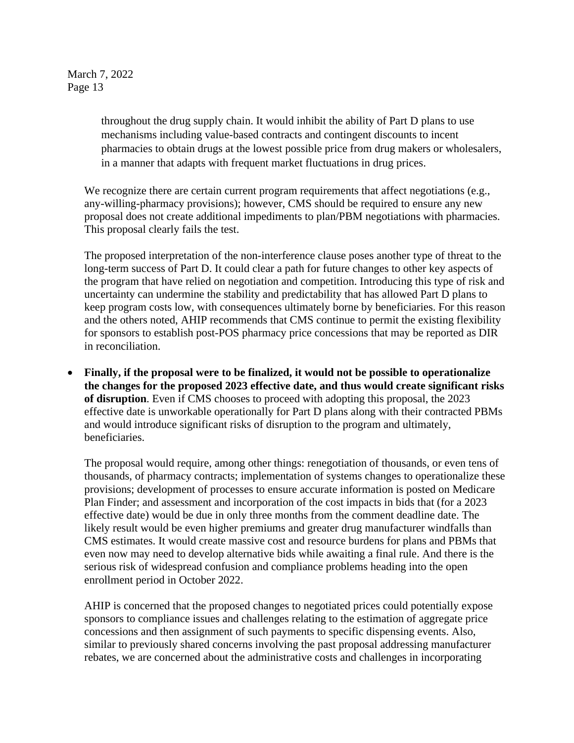throughout the drug supply chain. It would inhibit the ability of Part D plans to use mechanisms including value-based contracts and contingent discounts to incent pharmacies to obtain drugs at the lowest possible price from drug makers or wholesalers, in a manner that adapts with frequent market fluctuations in drug prices.

We recognize there are certain current program requirements that affect negotiations (e.g., any-willing-pharmacy provisions); however, CMS should be required to ensure any new proposal does not create additional impediments to plan/PBM negotiations with pharmacies. This proposal clearly fails the test.

The proposed interpretation of the non-interference clause poses another type of threat to the long-term success of Part D. It could clear a path for future changes to other key aspects of the program that have relied on negotiation and competition. Introducing this type of risk and uncertainty can undermine the stability and predictability that has allowed Part D plans to keep program costs low, with consequences ultimately borne by beneficiaries. For this reason and the others noted, AHIP recommends that CMS continue to permit the existing flexibility for sponsors to establish post-POS pharmacy price concessions that may be reported as DIR in reconciliation.

- **Finally, if the proposal were to be finalized, it would not be possible to operationalize the changes for the proposed 2023 effective date, and thus would create significant risks of disruption**. Even if CMS chooses to proceed with adopting this proposal, the 2023 effective date is unworkable operationally for Part D plans along with their contracted PBMs and would introduce significant risks of disruption to the program and ultimately, beneficiaries.

  The proposal would require, among other things: renegotiation of thousands, or even tens of thousands, of pharmacy contracts; implementation of systems changes to operationalize these provisions; development of processes to ensure accurate information is posted on Medicare Plan Finder; and assessment and incorporation of the cost impacts in bids that (for a 2023 effective date) would be due in only three months from the comment deadline date. The likely result would be even higher premiums and greater drug manufacturer windfalls than CMS estimates. It would create massive cost and resource burdens for plans and PBMs that even now may need to develop alternative bids while awaiting a final rule. And there is the serious risk of widespread confusion and compliance problems heading into the open enrollment period in October 2022.

  AHIP is concerned that the proposed changes to negotiated prices could potentially expose sponsors to compliance issues and challenges relating to the estimation of aggregate price concessions and then assignment of such payments to specific dispensing events. Also, similar to previously shared concerns involving the past proposal addressing manufacturer rebates, we are concerned about the administrative costs and challenges in incorporating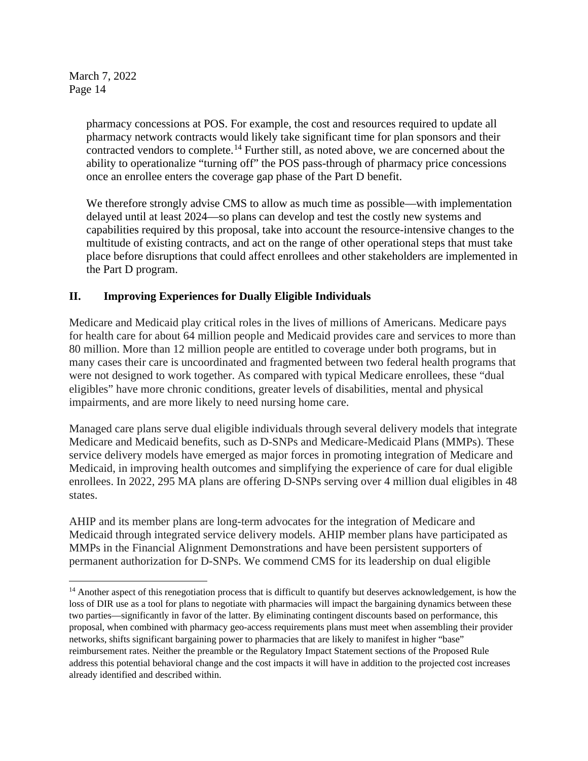pharmacy concessions at POS. For example, the cost and resources required to update all pharmacy network contracts would likely take significant time for plan sponsors and their contracted vendors to complete.[14] Further still, as noted above, we are concerned about the ability to operationalize "turning off" the POS pass-through of pharmacy price concessions once an enrollee enters the coverage gap phase of the Part D benefit.

We therefore strongly advise CMS to allow as much time as possible—with implementation delayed until at least 2024—so plans can develop and test the costly new systems and capabilities required by this proposal, take into account the resource-intensive changes to the multitude of existing contracts, and act on the range of other operational steps that must take place before disruptions that could affect enrollees and other stakeholders are implemented in the Part D program.

## II. Improving Experiences for Dually Eligible Individuals

Medicare and Medicaid play critical roles in the lives of millions of Americans. Medicare pays for health care for about 64 million people and Medicaid provides care and services to more than 80 million. More than 12 million people are entitled to coverage under both programs, but in many cases their care is uncoordinated and fragmented between two federal health programs that were not designed to work together. As compared with typical Medicare enrollees, these "dual eligibles" have more chronic conditions, greater levels of disabilities, mental and physical impairments, and are more likely to need nursing home care.

Managed care plans serve dual eligible individuals through several delivery models that integrate Medicare and Medicaid benefits, such as D-SNPs and Medicare-Medicaid Plans (MMPs). These service delivery models have emerged as major forces in promoting integration of Medicare and Medicaid, in improving health outcomes and simplifying the experience of care for dual eligible enrollees. In 2022, 295 MA plans are offering D-SNPs serving over 4 million dual eligibles in 48 states.

AHIP and its member plans are long-term advocates for the integration of Medicare and Medicaid through integrated service delivery models. AHIP member plans have participated as MMPs in the Financial Alignment Demonstrations and have been persistent supporters of permanent authorization for D-SNPs. We commend CMS for its leadership on dual eligible

---

[14] Another aspect of this renegotiation process that is difficult to quantify but deserves acknowledgement, is how the loss of DIR use as a tool for plans to negotiate with pharmacies will impact the bargaining dynamics between these two parties—significantly in favor of the latter. By eliminating contingent discounts based on performance, this proposal, when combined with pharmacy geo-access requirements plans must meet when assembling their provider networks, shifts significant bargaining power to pharmacies that are likely to manifest in higher "base" reimbursement rates. Neither the preamble or the Regulatory Impact Statement sections of the Proposed Rule address this potential behavioral change and the cost impacts it will have in addition to the projected cost increases already identified and described within.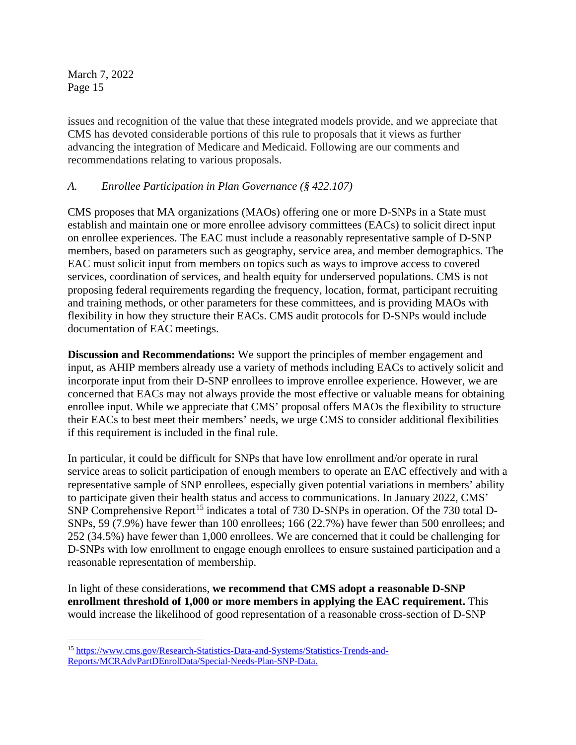issues and recognition of the value that these integrated models provide, and we appreciate that CMS has devoted considerable portions of this rule to proposals that it views as further advancing the integration of Medicare and Medicaid. Following are our comments and recommendations relating to various proposals.

### *A. Enrollee Participation in Plan Governance (§ 422.107)*

CMS proposes that MA organizations (MAOs) offering one or more D-SNPs in a State must establish and maintain one or more enrollee advisory committees (EACs) to solicit direct input on enrollee experiences. The EAC must include a reasonably representative sample of D-SNP members, based on parameters such as geography, service area, and member demographics. The EAC must solicit input from members on topics such as ways to improve access to covered services, coordination of services, and health equity for underserved populations. CMS is not proposing federal requirements regarding the frequency, location, format, participant recruiting and training methods, or other parameters for these committees, and is providing MAOs with flexibility in how they structure their EACs. CMS audit protocols for D-SNPs would include documentation of EAC meetings.

**Discussion and Recommendations:** We support the principles of member engagement and input, as AHIP members already use a variety of methods including EACs to actively solicit and incorporate input from their D-SNP enrollees to improve enrollee experience. However, we are concerned that EACs may not always provide the most effective or valuable means for obtaining enrollee input. While we appreciate that CMS' proposal offers MAOs the flexibility to structure their EACs to best meet their members' needs, we urge CMS to consider additional flexibilities if this requirement is included in the final rule.

In particular, it could be difficult for SNPs that have low enrollment and/or operate in rural service areas to solicit participation of enough members to operate an EAC effectively and with a representative sample of SNP enrollees, especially given potential variations in members' ability to participate given their health status and access to communications. In January 2022, CMS' SNP Comprehensive Report[15] indicates a total of 730 D-SNPs in operation. Of the 730 total D-SNPs, 59 (7.9%) have fewer than 100 enrollees; 166 (22.7%) have fewer than 500 enrollees; and 252 (34.5%) have fewer than 1,000 enrollees. We are concerned that it could be challenging for D-SNPs with low enrollment to engage enough enrollees to ensure sustained participation and a reasonable representation of membership.

In light of these considerations, **we recommend that CMS adopt a reasonable D-SNP enrollment threshold of 1,000 or more members in applying the EAC requirement.** This would increase the likelihood of good representation of a reasonable cross-section of D-SNP

---

[15] https://www.cms.gov/Research-Statistics-Data-and-Systems/Statistics-Trends-and-Reports/MCRAdvPartDEnrolData/Special-Needs-Plan-SNP-Data.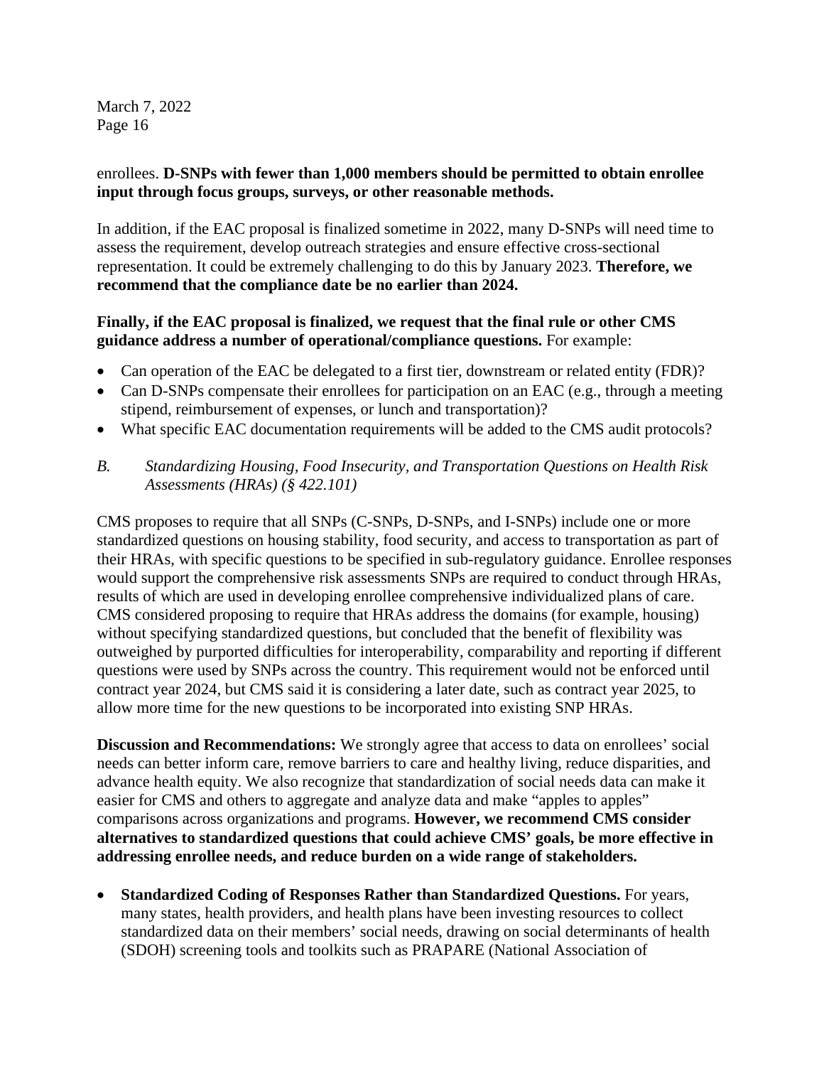enrollees. **D-SNPs with fewer than 1,000 members should be permitted to obtain enrollee input through focus groups, surveys, or other reasonable methods.**

In addition, if the EAC proposal is finalized sometime in 2022, many D-SNPs will need time to assess the requirement, develop outreach strategies and ensure effective cross-sectional representation. It could be extremely challenging to do this by January 2023. **Therefore, we recommend that the compliance date be no earlier than 2024.**

**Finally, if the EAC proposal is finalized, we request that the final rule or other CMS guidance address a number of operational/compliance questions.** For example:

- Can operation of the EAC be delegated to a first tier, downstream or related entity (FDR)?
- Can D-SNPs compensate their enrollees for participation on an EAC (e.g., through a meeting stipend, reimbursement of expenses, or lunch and transportation)?
- What specific EAC documentation requirements will be added to the CMS audit protocols?

*B. Standardizing Housing, Food Insecurity, and Transportation Questions on Health Risk Assessments (HRAs) (§ 422.101)*

CMS proposes to require that all SNPs (C-SNPs, D-SNPs, and I-SNPs) include one or more standardized questions on housing stability, food security, and access to transportation as part of their HRAs, with specific questions to be specified in sub-regulatory guidance. Enrollee responses would support the comprehensive risk assessments SNPs are required to conduct through HRAs, results of which are used in developing enrollee comprehensive individualized plans of care. CMS considered proposing to require that HRAs address the domains (for example, housing) without specifying standardized questions, but concluded that the benefit of flexibility was outweighed by purported difficulties for interoperability, comparability and reporting if different questions were used by SNPs across the country. This requirement would not be enforced until contract year 2024, but CMS said it is considering a later date, such as contract year 2025, to allow more time for the new questions to be incorporated into existing SNP HRAs.

**Discussion and Recommendations:** We strongly agree that access to data on enrollees' social needs can better inform care, remove barriers to care and healthy living, reduce disparities, and advance health equity. We also recognize that standardization of social needs data can make it easier for CMS and others to aggregate and analyze data and make "apples to apples" comparisons across organizations and programs. **However, we recommend CMS consider alternatives to standardized questions that could achieve CMS' goals, be more effective in addressing enrollee needs, and reduce burden on a wide range of stakeholders.**

- **Standardized Coding of Responses Rather than Standardized Questions.** For years, many states, health providers, and health plans have been investing resources to collect standardized data on their members' social needs, drawing on social determinants of health (SDOH) screening tools and toolkits such as PRAPARE (National Association of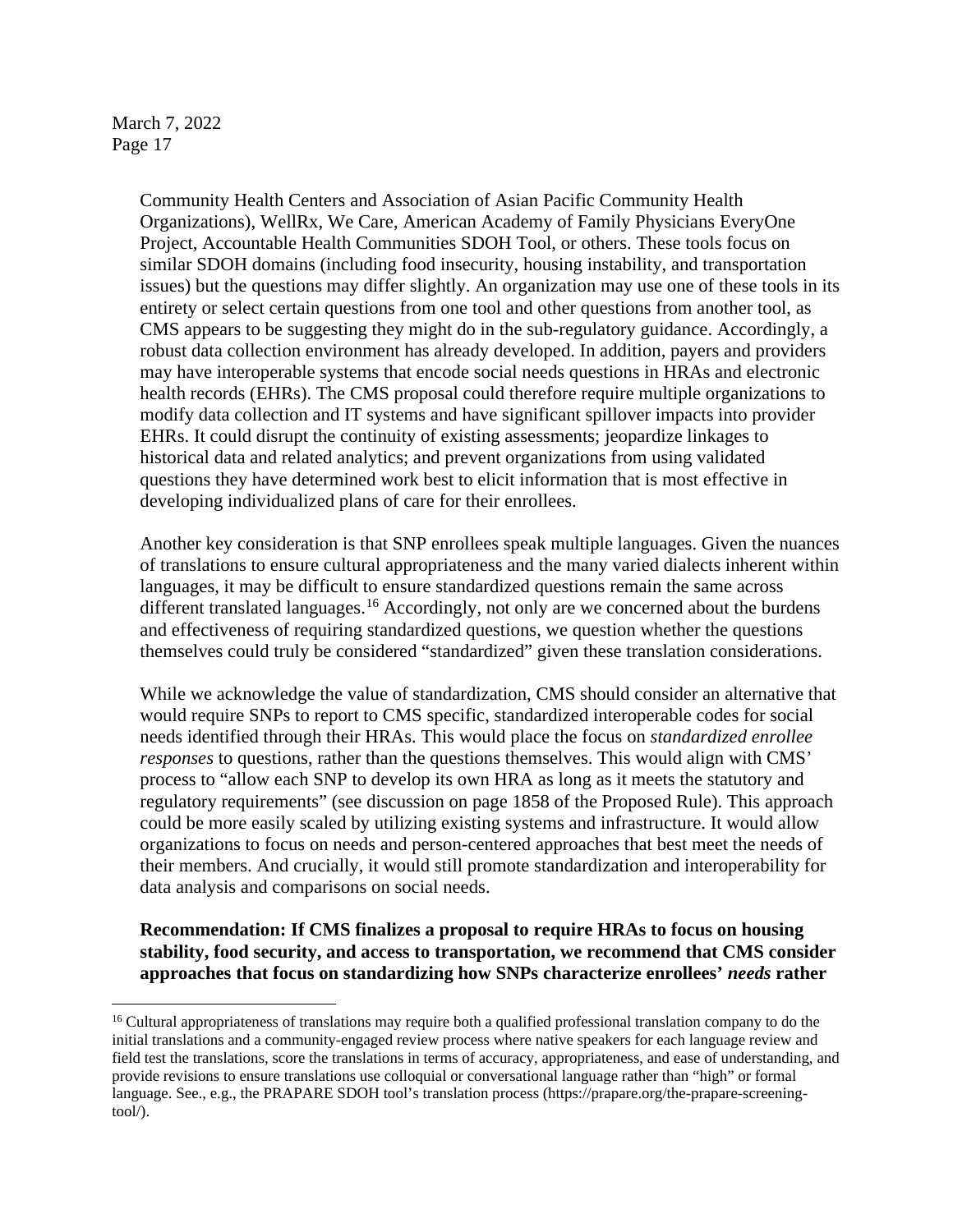Community Health Centers and Association of Asian Pacific Community Health Organizations), WellRx, We Care, American Academy of Family Physicians EveryOne Project, Accountable Health Communities SDOH Tool, or others. These tools focus on similar SDOH domains (including food insecurity, housing instability, and transportation issues) but the questions may differ slightly. An organization may use one of these tools in its entirety or select certain questions from one tool and other questions from another tool, as CMS appears to be suggesting they might do in the sub-regulatory guidance. Accordingly, a robust data collection environment has already developed. In addition, payers and providers may have interoperable systems that encode social needs questions in HRAs and electronic health records (EHRs). The CMS proposal could therefore require multiple organizations to modify data collection and IT systems and have significant spillover impacts into provider EHRs. It could disrupt the continuity of existing assessments; jeopardize linkages to historical data and related analytics; and prevent organizations from using validated questions they have determined work best to elicit information that is most effective in developing individualized plans of care for their enrollees.

Another key consideration is that SNP enrollees speak multiple languages. Given the nuances of translations to ensure cultural appropriateness and the many varied dialects inherent within languages, it may be difficult to ensure standardized questions remain the same across different translated languages.[16] Accordingly, not only are we concerned about the burdens and effectiveness of requiring standardized questions, we question whether the questions themselves could truly be considered "standardized" given these translation considerations.

While we acknowledge the value of standardization, CMS should consider an alternative that would require SNPs to report to CMS specific, standardized interoperable codes for social needs identified through their HRAs. This would place the focus on *standardized enrollee responses* to questions, rather than the questions themselves. This would align with CMS' process to "allow each SNP to develop its own HRA as long as it meets the statutory and regulatory requirements" (see discussion on page 1858 of the Proposed Rule). This approach could be more easily scaled by utilizing existing systems and infrastructure. It would allow organizations to focus on needs and person-centered approaches that best meet the needs of their members. And crucially, it would still promote standardization and interoperability for data analysis and comparisons on social needs.

**Recommendation: If CMS finalizes a proposal to require HRAs to focus on housing stability, food security, and access to transportation, we recommend that CMS consider approaches that focus on standardizing how SNPs characterize enrollees' *needs* rather**

[16] Cultural appropriateness of translations may require both a qualified professional translation company to do the initial translations and a community-engaged review process where native speakers for each language review and field test the translations, score the translations in terms of accuracy, appropriateness, and ease of understanding, and provide revisions to ensure translations use colloquial or conversational language rather than "high" or formal language. See., e.g., the PRAPARE SDOH tool's translation process (https://prapare.org/the-prapare-screening-tool/).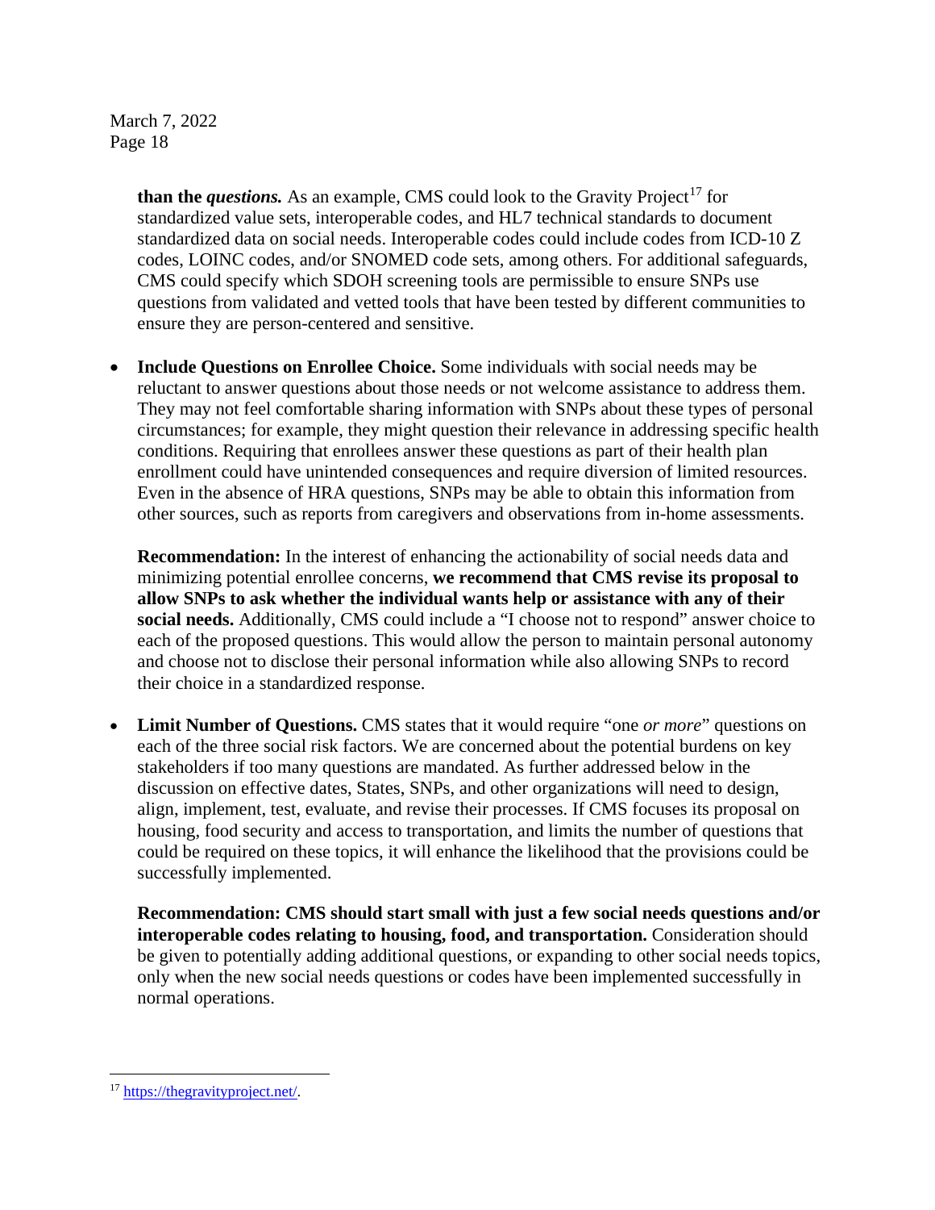**than the *questions.*** As an example, CMS could look to the Gravity Project[17] for standardized value sets, interoperable codes, and HL7 technical standards to document standardized data on social needs. Interoperable codes could include codes from ICD-10 Z codes, LOINC codes, and/or SNOMED code sets, among others. For additional safeguards, CMS could specify which SDOH screening tools are permissible to ensure SNPs use questions from validated and vetted tools that have been tested by different communities to ensure they are person-centered and sensitive.

- **Include Questions on Enrollee Choice.** Some individuals with social needs may be reluctant to answer questions about those needs or not welcome assistance to address them. They may not feel comfortable sharing information with SNPs about these types of personal circumstances; for example, they might question their relevance in addressing specific health conditions. Requiring that enrollees answer these questions as part of their health plan enrollment could have unintended consequences and require diversion of limited resources. Even in the absence of HRA questions, SNPs may be able to obtain this information from other sources, such as reports from caregivers and observations from in-home assessments.

  **Recommendation:** In the interest of enhancing the actionability of social needs data and minimizing potential enrollee concerns, **we recommend that CMS revise its proposal to allow SNPs to ask whether the individual wants help or assistance with any of their social needs.** Additionally, CMS could include a "I choose not to respond" answer choice to each of the proposed questions. This would allow the person to maintain personal autonomy and choose not to disclose their personal information while also allowing SNPs to record their choice in a standardized response.

- **Limit Number of Questions.** CMS states that it would require "one *or more*" questions on each of the three social risk factors. We are concerned about the potential burdens on key stakeholders if too many questions are mandated. As further addressed below in the discussion on effective dates, States, SNPs, and other organizations will need to design, align, implement, test, evaluate, and revise their processes. If CMS focuses its proposal on housing, food security and access to transportation, and limits the number of questions that could be required on these topics, it will enhance the likelihood that the provisions could be successfully implemented.

  **Recommendation: CMS should start small with just a few social needs questions and/or interoperable codes relating to housing, food, and transportation.** Consideration should be given to potentially adding additional questions, or expanding to other social needs topics, only when the new social needs questions or codes have been implemented successfully in normal operations.

[17] https://thegravityproject.net/.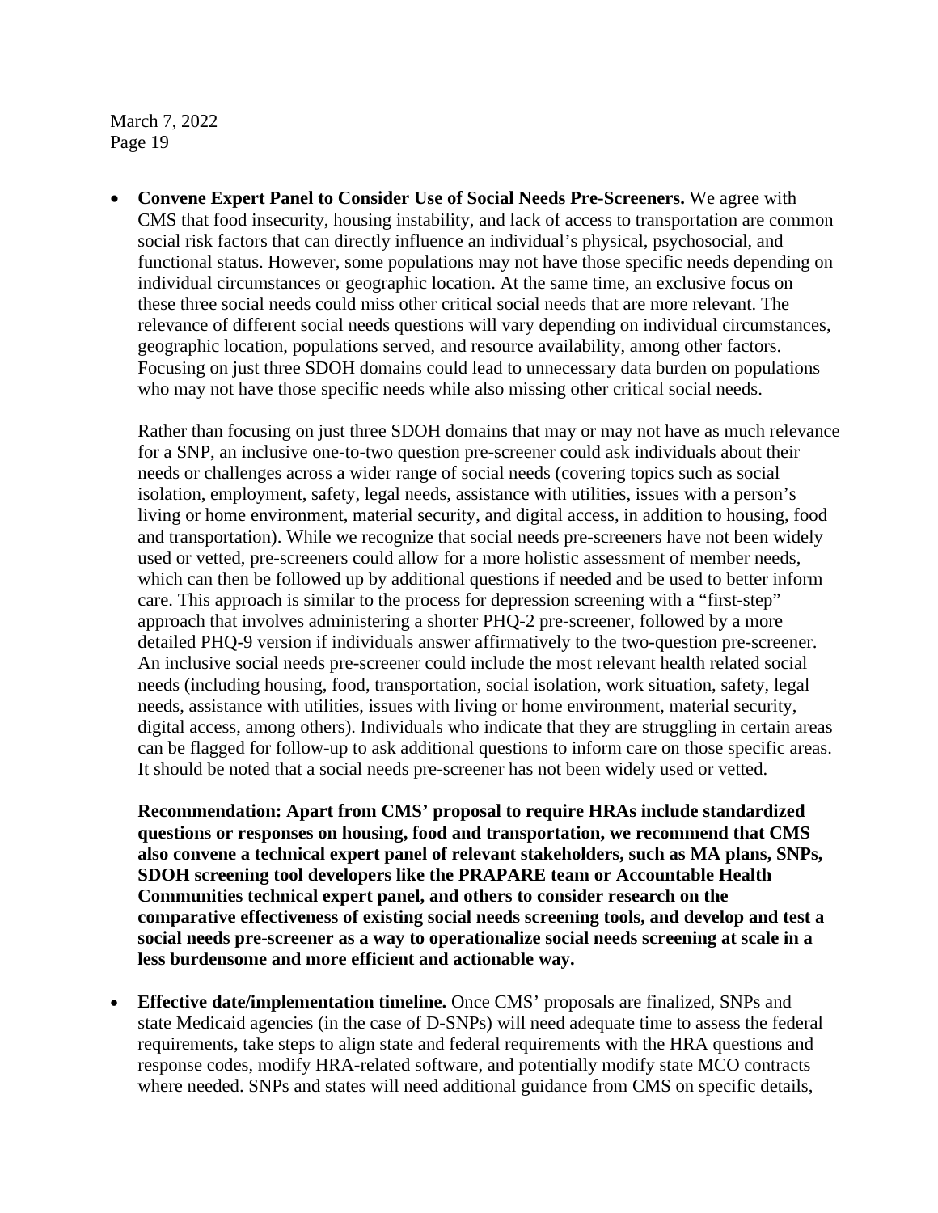- **Convene Expert Panel to Consider Use of Social Needs Pre-Screeners.** We agree with CMS that food insecurity, housing instability, and lack of access to transportation are common social risk factors that can directly influence an individual's physical, psychosocial, and functional status. However, some populations may not have those specific needs depending on individual circumstances or geographic location. At the same time, an exclusive focus on these three social needs could miss other critical social needs that are more relevant. The relevance of different social needs questions will vary depending on individual circumstances, geographic location, populations served, and resource availability, among other factors. Focusing on just three SDOH domains could lead to unnecessary data burden on populations who may not have those specific needs while also missing other critical social needs.

  Rather than focusing on just three SDOH domains that may or may not have as much relevance for a SNP, an inclusive one-to-two question pre-screener could ask individuals about their needs or challenges across a wider range of social needs (covering topics such as social isolation, employment, safety, legal needs, assistance with utilities, issues with a person's living or home environment, material security, and digital access, in addition to housing, food and transportation). While we recognize that social needs pre-screeners have not been widely used or vetted, pre-screeners could allow for a more holistic assessment of member needs, which can then be followed up by additional questions if needed and be used to better inform care. This approach is similar to the process for depression screening with a "first-step" approach that involves administering a shorter PHQ-2 pre-screener, followed by a more detailed PHQ-9 version if individuals answer affirmatively to the two-question pre-screener. An inclusive social needs pre-screener could include the most relevant health related social needs (including housing, food, transportation, social isolation, work situation, safety, legal needs, assistance with utilities, issues with living or home environment, material security, digital access, among others). Individuals who indicate that they are struggling in certain areas can be flagged for follow-up to ask additional questions to inform care on those specific areas. It should be noted that a social needs pre-screener has not been widely used or vetted.

  **Recommendation: Apart from CMS' proposal to require HRAs include standardized questions or responses on housing, food and transportation, we recommend that CMS also convene a technical expert panel of relevant stakeholders, such as MA plans, SNPs, SDOH screening tool developers like the PRAPARE team or Accountable Health Communities technical expert panel, and others to consider research on the comparative effectiveness of existing social needs screening tools, and develop and test a social needs pre-screener as a way to operationalize social needs screening at scale in a less burdensome and more efficient and actionable way.**

- **Effective date/implementation timeline.** Once CMS' proposals are finalized, SNPs and state Medicaid agencies (in the case of D-SNPs) will need adequate time to assess the federal requirements, take steps to align state and federal requirements with the HRA questions and response codes, modify HRA-related software, and potentially modify state MCO contracts where needed. SNPs and states will need additional guidance from CMS on specific details,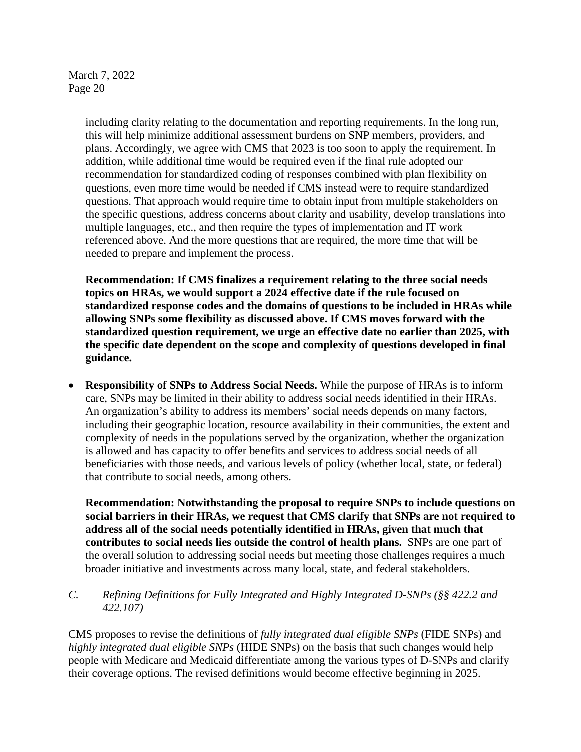including clarity relating to the documentation and reporting requirements. In the long run, this will help minimize additional assessment burdens on SNP members, providers, and plans. Accordingly, we agree with CMS that 2023 is too soon to apply the requirement. In addition, while additional time would be required even if the final rule adopted our recommendation for standardized coding of responses combined with plan flexibility on questions, even more time would be needed if CMS instead were to require standardized questions. That approach would require time to obtain input from multiple stakeholders on the specific questions, address concerns about clarity and usability, develop translations into multiple languages, etc., and then require the types of implementation and IT work referenced above. And the more questions that are required, the more time that will be needed to prepare and implement the process.

**Recommendation: If CMS finalizes a requirement relating to the three social needs topics on HRAs, we would support a 2024 effective date if the rule focused on standardized response codes and the domains of questions to be included in HRAs while allowing SNPs some flexibility as discussed above. If CMS moves forward with the standardized question requirement, we urge an effective date no earlier than 2025, with the specific date dependent on the scope and complexity of questions developed in final guidance.**

- **Responsibility of SNPs to Address Social Needs.** While the purpose of HRAs is to inform care, SNPs may be limited in their ability to address social needs identified in their HRAs. An organization's ability to address its members' social needs depends on many factors, including their geographic location, resource availability in their communities, the extent and complexity of needs in the populations served by the organization, whether the organization is allowed and has capacity to offer benefits and services to address social needs of all beneficiaries with those needs, and various levels of policy (whether local, state, or federal) that contribute to social needs, among others.

  **Recommendation: Notwithstanding the proposal to require SNPs to include questions on social barriers in their HRAs, we request that CMS clarify that SNPs are not required to address all of the social needs potentially identified in HRAs, given that much that contributes to social needs lies outside the control of health plans.** SNPs are one part of the overall solution to addressing social needs but meeting those challenges requires a much broader initiative and investments across many local, state, and federal stakeholders.

*C. Refining Definitions for Fully Integrated and Highly Integrated D-SNPs (§§ 422.2 and 422.107)*

CMS proposes to revise the definitions of *fully integrated dual eligible SNPs* (FIDE SNPs) and *highly integrated dual eligible SNPs* (HIDE SNPs) on the basis that such changes would help people with Medicare and Medicaid differentiate among the various types of D-SNPs and clarify their coverage options. The revised definitions would become effective beginning in 2025.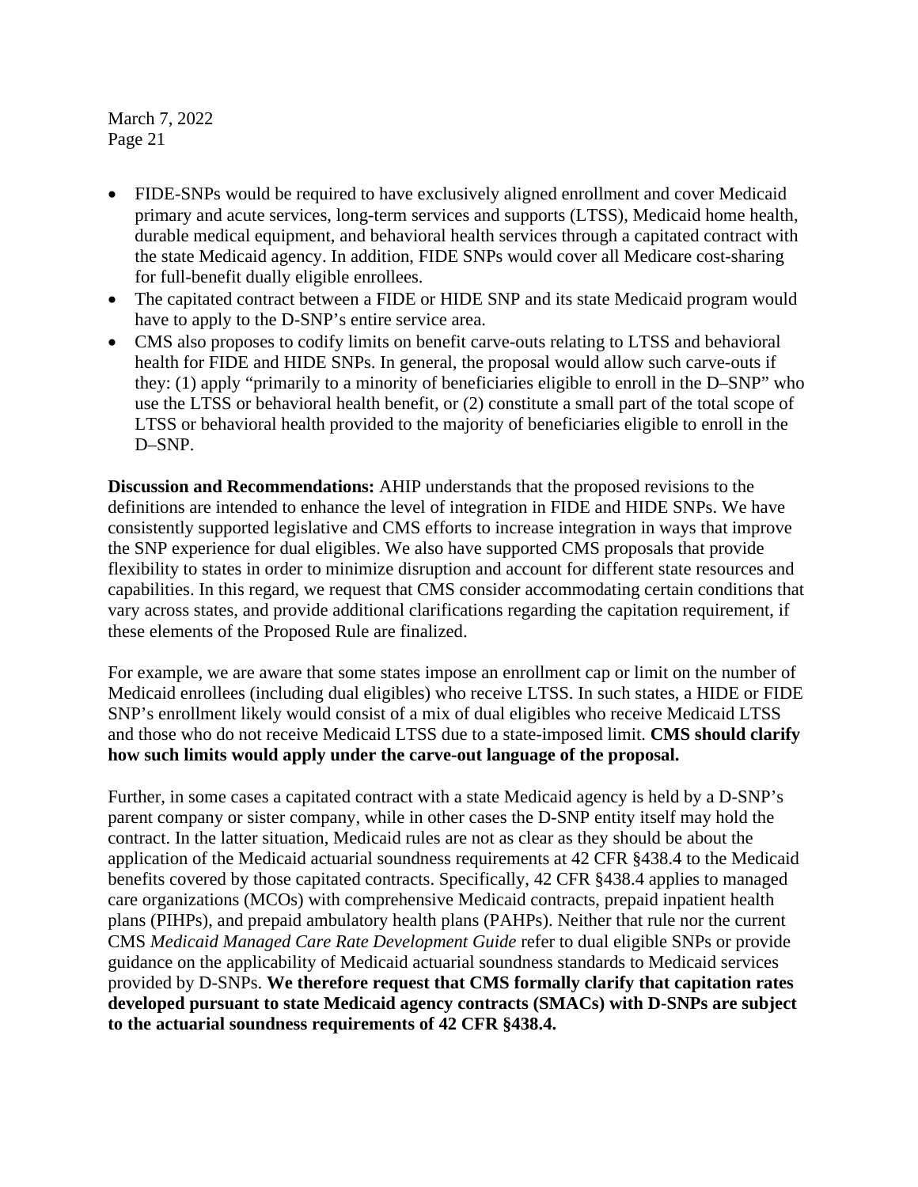- FIDE-SNPs would be required to have exclusively aligned enrollment and cover Medicaid primary and acute services, long-term services and supports (LTSS), Medicaid home health, durable medical equipment, and behavioral health services through a capitated contract with the state Medicaid agency. In addition, FIDE SNPs would cover all Medicare cost-sharing for full-benefit dually eligible enrollees.
- The capitated contract between a FIDE or HIDE SNP and its state Medicaid program would have to apply to the D-SNP's entire service area.
- CMS also proposes to codify limits on benefit carve-outs relating to LTSS and behavioral health for FIDE and HIDE SNPs. In general, the proposal would allow such carve-outs if they: (1) apply "primarily to a minority of beneficiaries eligible to enroll in the D–SNP" who use the LTSS or behavioral health benefit, or (2) constitute a small part of the total scope of LTSS or behavioral health provided to the majority of beneficiaries eligible to enroll in the D–SNP.

**Discussion and Recommendations:** AHIP understands that the proposed revisions to the definitions are intended to enhance the level of integration in FIDE and HIDE SNPs. We have consistently supported legislative and CMS efforts to increase integration in ways that improve the SNP experience for dual eligibles. We also have supported CMS proposals that provide flexibility to states in order to minimize disruption and account for different state resources and capabilities. In this regard, we request that CMS consider accommodating certain conditions that vary across states, and provide additional clarifications regarding the capitation requirement, if these elements of the Proposed Rule are finalized.

For example, we are aware that some states impose an enrollment cap or limit on the number of Medicaid enrollees (including dual eligibles) who receive LTSS. In such states, a HIDE or FIDE SNP's enrollment likely would consist of a mix of dual eligibles who receive Medicaid LTSS and those who do not receive Medicaid LTSS due to a state-imposed limit. **CMS should clarify how such limits would apply under the carve-out language of the proposal.**

Further, in some cases a capitated contract with a state Medicaid agency is held by a D-SNP's parent company or sister company, while in other cases the D-SNP entity itself may hold the contract. In the latter situation, Medicaid rules are not as clear as they should be about the application of the Medicaid actuarial soundness requirements at 42 CFR §438.4 to the Medicaid benefits covered by those capitated contracts. Specifically, 42 CFR §438.4 applies to managed care organizations (MCOs) with comprehensive Medicaid contracts, prepaid inpatient health plans (PIHPs), and prepaid ambulatory health plans (PAHPs). Neither that rule nor the current CMS *Medicaid Managed Care Rate Development Guide* refer to dual eligible SNPs or provide guidance on the applicability of Medicaid actuarial soundness standards to Medicaid services provided by D-SNPs. **We therefore request that CMS formally clarify that capitation rates developed pursuant to state Medicaid agency contracts (SMACs) with D-SNPs are subject to the actuarial soundness requirements of 42 CFR §438.4.**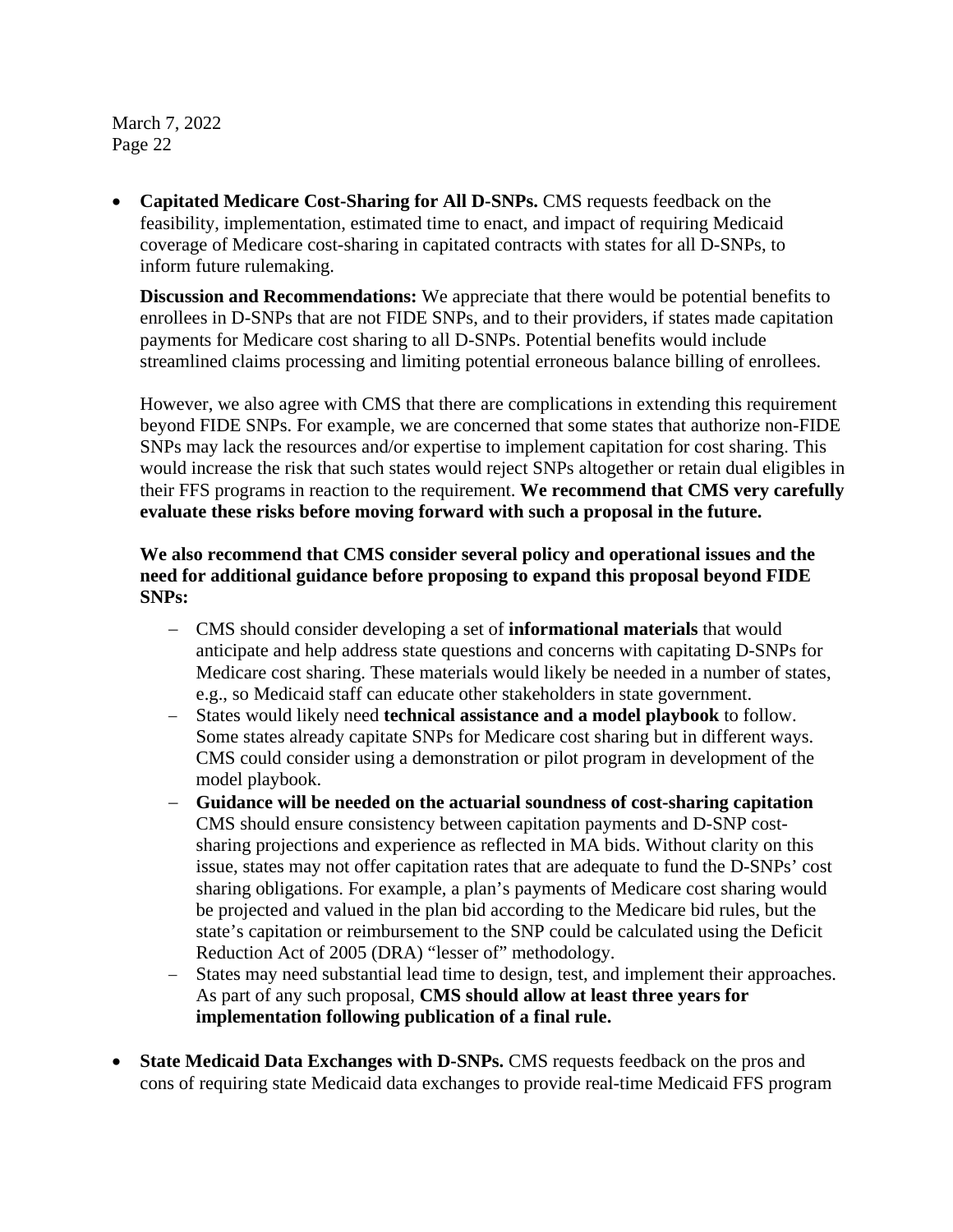- **Capitated Medicare Cost-Sharing for All D-SNPs.** CMS requests feedback on the feasibility, implementation, estimated time to enact, and impact of requiring Medicaid coverage of Medicare cost-sharing in capitated contracts with states for all D-SNPs, to inform future rulemaking.

  **Discussion and Recommendations:** We appreciate that there would be potential benefits to enrollees in D-SNPs that are not FIDE SNPs, and to their providers, if states made capitation payments for Medicare cost sharing to all D-SNPs. Potential benefits would include streamlined claims processing and limiting potential erroneous balance billing of enrollees.

  However, we also agree with CMS that there are complications in extending this requirement beyond FIDE SNPs. For example, we are concerned that some states that authorize non-FIDE SNPs may lack the resources and/or expertise to implement capitation for cost sharing. This would increase the risk that such states would reject SNPs altogether or retain dual eligibles in their FFS programs in reaction to the requirement. **We recommend that CMS very carefully evaluate these risks before moving forward with such a proposal in the future.**

  **We also recommend that CMS consider several policy and operational issues and the need for additional guidance before proposing to expand this proposal beyond FIDE SNPs:**

  - CMS should consider developing a set of **informational materials** that would anticipate and help address state questions and concerns with capitating D-SNPs for Medicare cost sharing. These materials would likely be needed in a number of states, e.g., so Medicaid staff can educate other stakeholders in state government.
  - States would likely need **technical assistance and a model playbook** to follow. Some states already capitate SNPs for Medicare cost sharing but in different ways. CMS could consider using a demonstration or pilot program in development of the model playbook.
  - **Guidance will be needed on the actuarial soundness of cost-sharing capitation** CMS should ensure consistency between capitation payments and D-SNP cost-sharing projections and experience as reflected in MA bids. Without clarity on this issue, states may not offer capitation rates that are adequate to fund the D-SNPs' cost sharing obligations. For example, a plan's payments of Medicare cost sharing would be projected and valued in the plan bid according to the Medicare bid rules, but the state's capitation or reimbursement to the SNP could be calculated using the Deficit Reduction Act of 2005 (DRA) "lesser of" methodology.
  - States may need substantial lead time to design, test, and implement their approaches. As part of any such proposal, **CMS should allow at least three years for implementation following publication of a final rule.**

- **State Medicaid Data Exchanges with D-SNPs.** CMS requests feedback on the pros and cons of requiring state Medicaid data exchanges to provide real-time Medicaid FFS program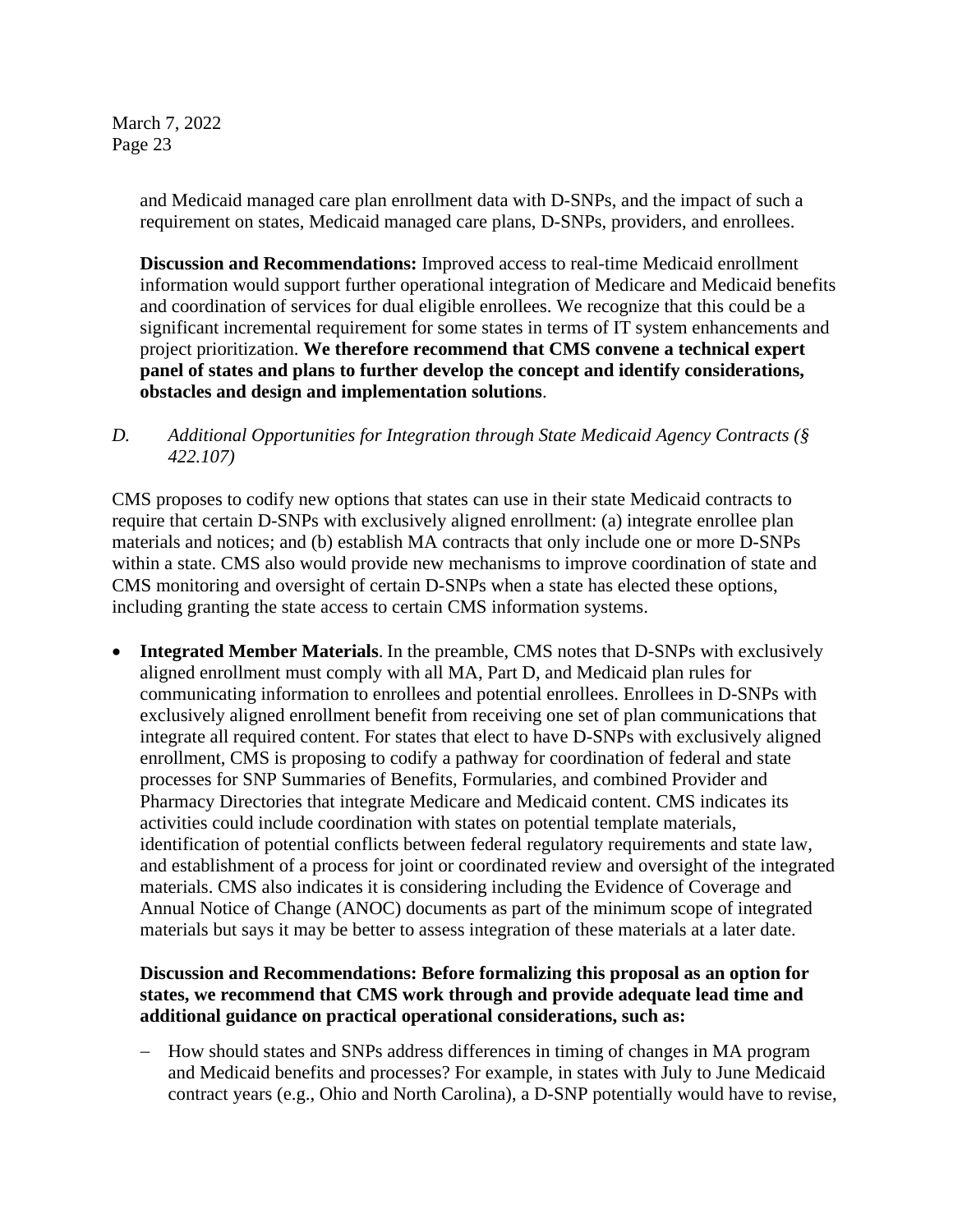and Medicaid managed care plan enrollment data with D-SNPs, and the impact of such a requirement on states, Medicaid managed care plans, D-SNPs, providers, and enrollees.

**Discussion and Recommendations:** Improved access to real-time Medicaid enrollment information would support further operational integration of Medicare and Medicaid benefits and coordination of services for dual eligible enrollees. We recognize that this could be a significant incremental requirement for some states in terms of IT system enhancements and project prioritization. **We therefore recommend that CMS convene a technical expert panel of states and plans to further develop the concept and identify considerations, obstacles and design and implementation solutions**.

*D. Additional Opportunities for Integration through State Medicaid Agency Contracts (§ 422.107)*

CMS proposes to codify new options that states can use in their state Medicaid contracts to require that certain D-SNPs with exclusively aligned enrollment: (a) integrate enrollee plan materials and notices; and (b) establish MA contracts that only include one or more D-SNPs within a state. CMS also would provide new mechanisms to improve coordination of state and CMS monitoring and oversight of certain D-SNPs when a state has elected these options, including granting the state access to certain CMS information systems.

- **Integrated Member Materials**. In the preamble, CMS notes that D-SNPs with exclusively aligned enrollment must comply with all MA, Part D, and Medicaid plan rules for communicating information to enrollees and potential enrollees. Enrollees in D-SNPs with exclusively aligned enrollment benefit from receiving one set of plan communications that integrate all required content. For states that elect to have D-SNPs with exclusively aligned enrollment, CMS is proposing to codify a pathway for coordination of federal and state processes for SNP Summaries of Benefits, Formularies, and combined Provider and Pharmacy Directories that integrate Medicare and Medicaid content. CMS indicates its activities could include coordination with states on potential template materials, identification of potential conflicts between federal regulatory requirements and state law, and establishment of a process for joint or coordinated review and oversight of the integrated materials. CMS also indicates it is considering including the Evidence of Coverage and Annual Notice of Change (ANOC) documents as part of the minimum scope of integrated materials but says it may be better to assess integration of these materials at a later date.

  **Discussion and Recommendations: Before formalizing this proposal as an option for states, we recommend that CMS work through and provide adequate lead time and additional guidance on practical operational considerations, such as:**

  - How should states and SNPs address differences in timing of changes in MA program and Medicaid benefits and processes? For example, in states with July to June Medicaid contract years (e.g., Ohio and North Carolina), a D-SNP potentially would have to revise,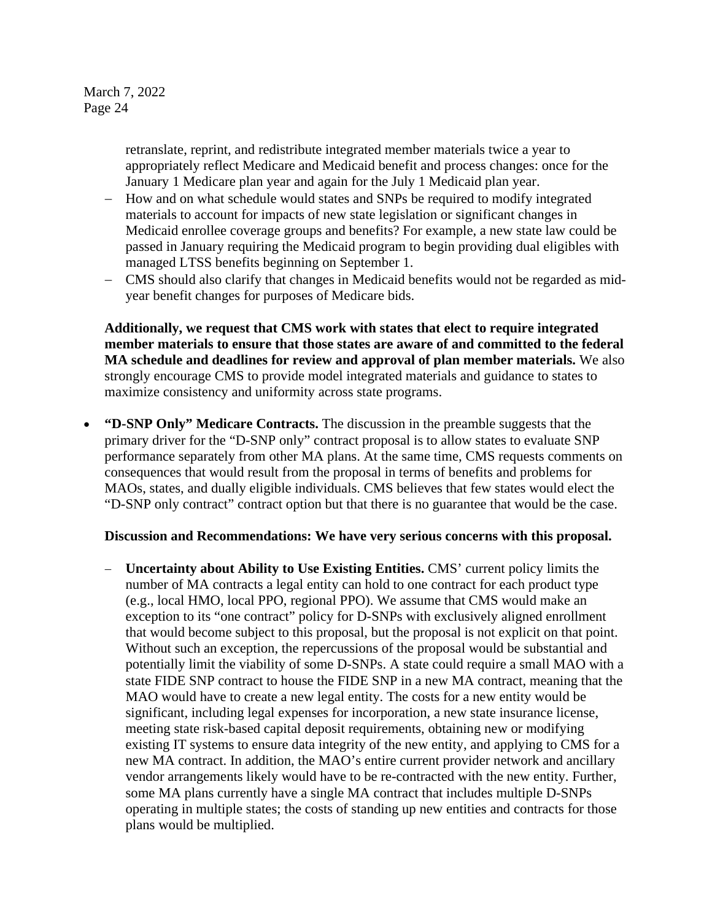retranslate, reprint, and redistribute integrated member materials twice a year to appropriately reflect Medicare and Medicaid benefit and process changes: once for the January 1 Medicare plan year and again for the July 1 Medicaid plan year.

- How and on what schedule would states and SNPs be required to modify integrated materials to account for impacts of new state legislation or significant changes in Medicaid enrollee coverage groups and benefits? For example, a new state law could be passed in January requiring the Medicaid program to begin providing dual eligibles with managed LTSS benefits beginning on September 1.
- CMS should also clarify that changes in Medicaid benefits would not be regarded as mid-year benefit changes for purposes of Medicare bids.

**Additionally, we request that CMS work with states that elect to require integrated member materials to ensure that those states are aware of and committed to the federal MA schedule and deadlines for review and approval of plan member materials.** We also strongly encourage CMS to provide model integrated materials and guidance to states to maximize consistency and uniformity across state programs.

- **"D-SNP Only" Medicare Contracts.** The discussion in the preamble suggests that the primary driver for the "D-SNP only" contract proposal is to allow states to evaluate SNP performance separately from other MA plans. At the same time, CMS requests comments on consequences that would result from the proposal in terms of benefits and problems for MAOs, states, and dually eligible individuals. CMS believes that few states would elect the "D-SNP only contract" contract option but that there is no guarantee that would be the case.

  **Discussion and Recommendations: We have very serious concerns with this proposal.**

  - **Uncertainty about Ability to Use Existing Entities.** CMS' current policy limits the number of MA contracts a legal entity can hold to one contract for each product type (e.g., local HMO, local PPO, regional PPO). We assume that CMS would make an exception to its "one contract" policy for D-SNPs with exclusively aligned enrollment that would become subject to this proposal, but the proposal is not explicit on that point. Without such an exception, the repercussions of the proposal would be substantial and potentially limit the viability of some D-SNPs. A state could require a small MAO with a state FIDE SNP contract to house the FIDE SNP in a new MA contract, meaning that the MAO would have to create a new legal entity. The costs for a new entity would be significant, including legal expenses for incorporation, a new state insurance license, meeting state risk-based capital deposit requirements, obtaining new or modifying existing IT systems to ensure data integrity of the new entity, and applying to CMS for a new MA contract. In addition, the MAO's entire current provider network and ancillary vendor arrangements likely would have to be re-contracted with the new entity. Further, some MA plans currently have a single MA contract that includes multiple D-SNPs operating in multiple states; the costs of standing up new entities and contracts for those plans would be multiplied.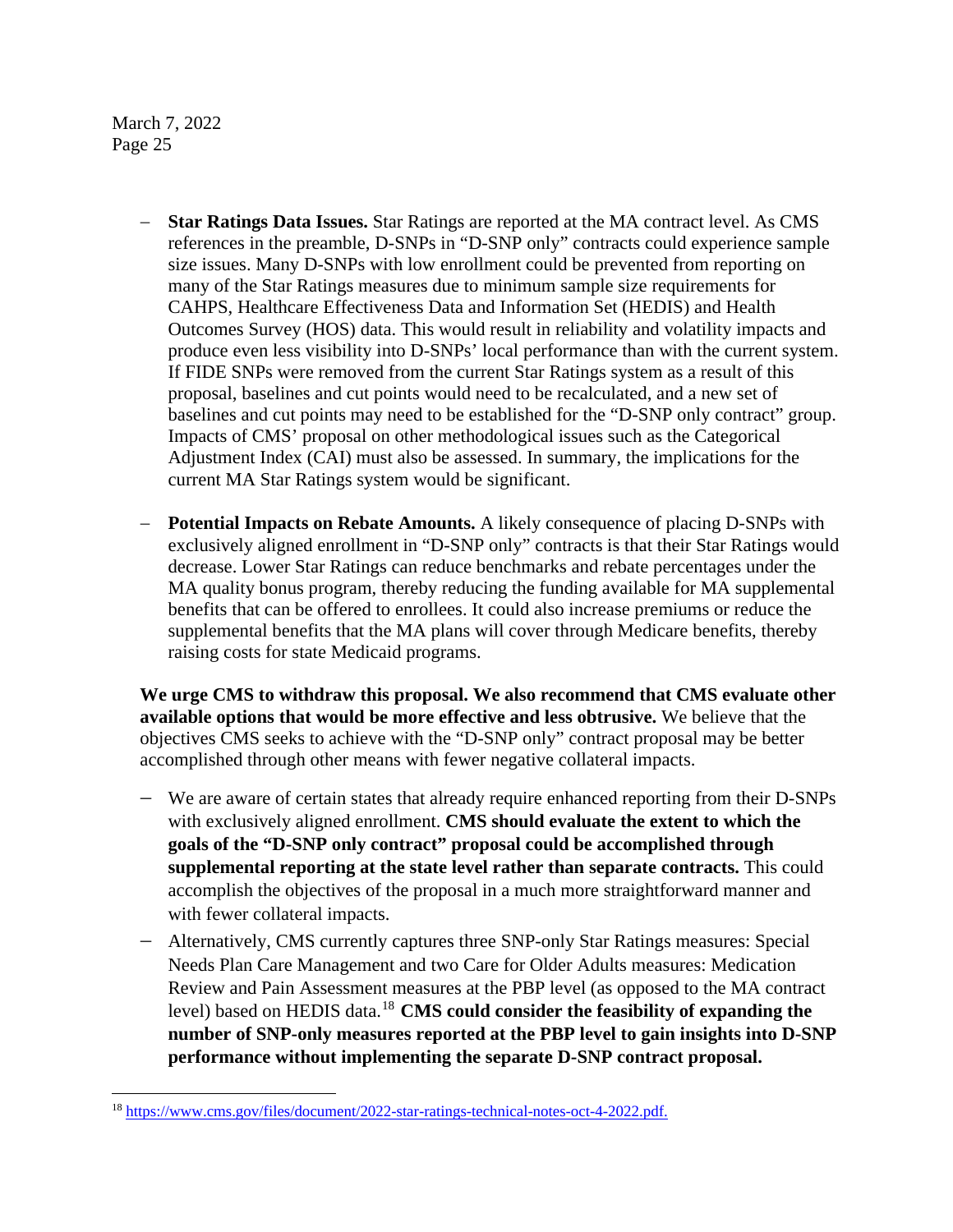- **Star Ratings Data Issues.** Star Ratings are reported at the MA contract level. As CMS references in the preamble, D-SNPs in "D-SNP only" contracts could experience sample size issues. Many D-SNPs with low enrollment could be prevented from reporting on many of the Star Ratings measures due to minimum sample size requirements for CAHPS, Healthcare Effectiveness Data and Information Set (HEDIS) and Health Outcomes Survey (HOS) data. This would result in reliability and volatility impacts and produce even less visibility into D-SNPs' local performance than with the current system. If FIDE SNPs were removed from the current Star Ratings system as a result of this proposal, baselines and cut points would need to be recalculated, and a new set of baselines and cut points may need to be established for the "D-SNP only contract" group. Impacts of CMS' proposal on other methodological issues such as the Categorical Adjustment Index (CAI) must also be assessed. In summary, the implications for the current MA Star Ratings system would be significant.

- **Potential Impacts on Rebate Amounts.** A likely consequence of placing D-SNPs with exclusively aligned enrollment in "D-SNP only" contracts is that their Star Ratings would decrease. Lower Star Ratings can reduce benchmarks and rebate percentages under the MA quality bonus program, thereby reducing the funding available for MA supplemental benefits that can be offered to enrollees. It could also increase premiums or reduce the supplemental benefits that the MA plans will cover through Medicare benefits, thereby raising costs for state Medicaid programs.

**We urge CMS to withdraw this proposal. We also recommend that CMS evaluate other available options that would be more effective and less obtrusive.** We believe that the objectives CMS seeks to achieve with the "D-SNP only" contract proposal may be better accomplished through other means with fewer negative collateral impacts.

- We are aware of certain states that already require enhanced reporting from their D-SNPs with exclusively aligned enrollment. **CMS should evaluate the extent to which the goals of the "D-SNP only contract" proposal could be accomplished through supplemental reporting at the state level rather than separate contracts.** This could accomplish the objectives of the proposal in a much more straightforward manner and with fewer collateral impacts.
- Alternatively, CMS currently captures three SNP-only Star Ratings measures: Special Needs Plan Care Management and two Care for Older Adults measures: Medication Review and Pain Assessment measures at the PBP level (as opposed to the MA contract level) based on HEDIS data.[18] **CMS could consider the feasibility of expanding the number of SNP-only measures reported at the PBP level to gain insights into D-SNP performance without implementing the separate D-SNP contract proposal.**

[18] https://www.cms.gov/files/document/2022-star-ratings-technical-notes-oct-4-2022.pdf.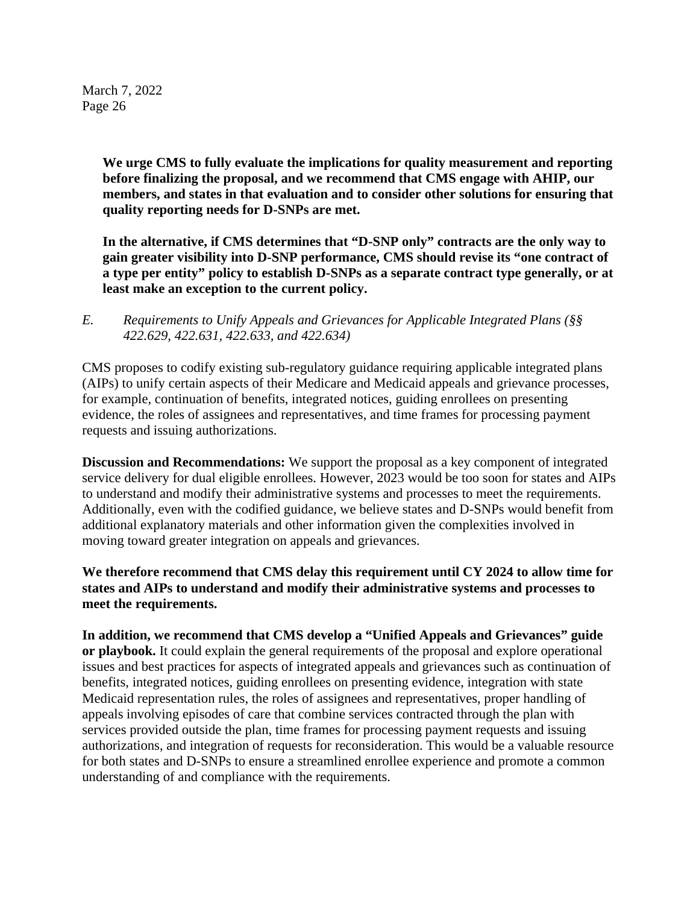**We urge CMS to fully evaluate the implications for quality measurement and reporting before finalizing the proposal, and we recommend that CMS engage with AHIP, our members, and states in that evaluation and to consider other solutions for ensuring that quality reporting needs for D-SNPs are met.**

**In the alternative, if CMS determines that "D-SNP only" contracts are the only way to gain greater visibility into D-SNP performance, CMS should revise its "one contract of a type per entity" policy to establish D-SNPs as a separate contract type generally, or at least make an exception to the current policy.**

*E. Requirements to Unify Appeals and Grievances for Applicable Integrated Plans (§§ 422.629, 422.631, 422.633, and 422.634)*

CMS proposes to codify existing sub-regulatory guidance requiring applicable integrated plans (AIPs) to unify certain aspects of their Medicare and Medicaid appeals and grievance processes, for example, continuation of benefits, integrated notices, guiding enrollees on presenting evidence, the roles of assignees and representatives, and time frames for processing payment requests and issuing authorizations.

**Discussion and Recommendations:** We support the proposal as a key component of integrated service delivery for dual eligible enrollees. However, 2023 would be too soon for states and AIPs to understand and modify their administrative systems and processes to meet the requirements. Additionally, even with the codified guidance, we believe states and D-SNPs would benefit from additional explanatory materials and other information given the complexities involved in moving toward greater integration on appeals and grievances.

**We therefore recommend that CMS delay this requirement until CY 2024 to allow time for states and AIPs to understand and modify their administrative systems and processes to meet the requirements.**

**In addition, we recommend that CMS develop a "Unified Appeals and Grievances" guide or playbook.** It could explain the general requirements of the proposal and explore operational issues and best practices for aspects of integrated appeals and grievances such as continuation of benefits, integrated notices, guiding enrollees on presenting evidence, integration with state Medicaid representation rules, the roles of assignees and representatives, proper handling of appeals involving episodes of care that combine services contracted through the plan with services provided outside the plan, time frames for processing payment requests and issuing authorizations, and integration of requests for reconsideration. This would be a valuable resource for both states and D-SNPs to ensure a streamlined enrollee experience and promote a common understanding of and compliance with the requirements.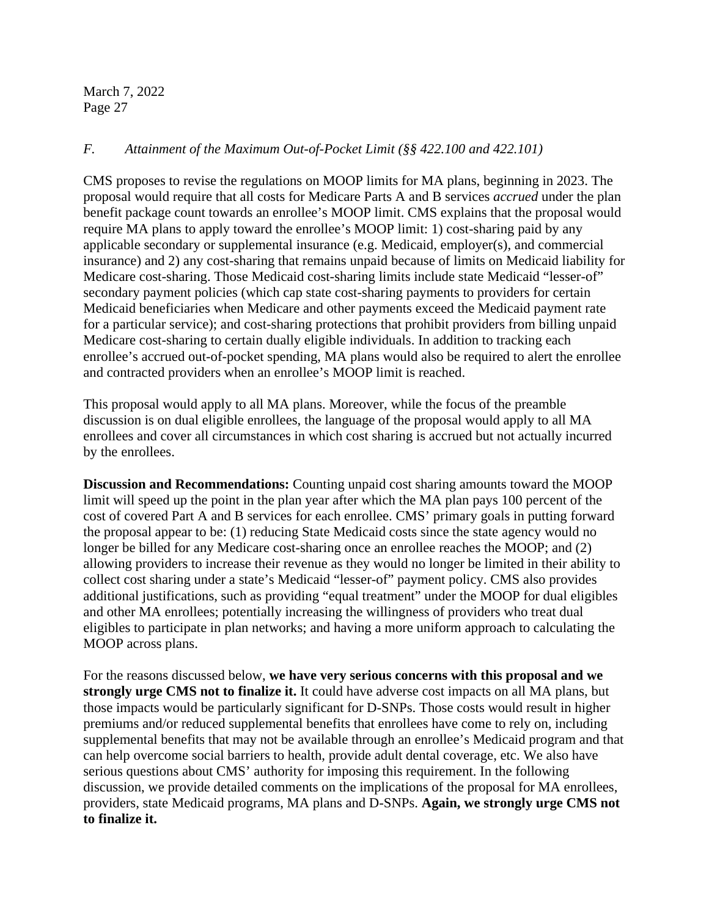### *F. Attainment of the Maximum Out-of-Pocket Limit (§§ 422.100 and 422.101)*

CMS proposes to revise the regulations on MOOP limits for MA plans, beginning in 2023. The proposal would require that all costs for Medicare Parts A and B services *accrued* under the plan benefit package count towards an enrollee's MOOP limit. CMS explains that the proposal would require MA plans to apply toward the enrollee's MOOP limit: 1) cost-sharing paid by any applicable secondary or supplemental insurance (e.g. Medicaid, employer(s), and commercial insurance) and 2) any cost-sharing that remains unpaid because of limits on Medicaid liability for Medicare cost-sharing. Those Medicaid cost-sharing limits include state Medicaid "lesser-of" secondary payment policies (which cap state cost-sharing payments to providers for certain Medicaid beneficiaries when Medicare and other payments exceed the Medicaid payment rate for a particular service); and cost-sharing protections that prohibit providers from billing unpaid Medicare cost-sharing to certain dually eligible individuals. In addition to tracking each enrollee's accrued out-of-pocket spending, MA plans would also be required to alert the enrollee and contracted providers when an enrollee's MOOP limit is reached.

This proposal would apply to all MA plans. Moreover, while the focus of the preamble discussion is on dual eligible enrollees, the language of the proposal would apply to all MA enrollees and cover all circumstances in which cost sharing is accrued but not actually incurred by the enrollees.

**Discussion and Recommendations:** Counting unpaid cost sharing amounts toward the MOOP limit will speed up the point in the plan year after which the MA plan pays 100 percent of the cost of covered Part A and B services for each enrollee. CMS' primary goals in putting forward the proposal appear to be: (1) reducing State Medicaid costs since the state agency would no longer be billed for any Medicare cost-sharing once an enrollee reaches the MOOP; and (2) allowing providers to increase their revenue as they would no longer be limited in their ability to collect cost sharing under a state's Medicaid "lesser-of" payment policy. CMS also provides additional justifications, such as providing "equal treatment" under the MOOP for dual eligibles and other MA enrollees; potentially increasing the willingness of providers who treat dual eligibles to participate in plan networks; and having a more uniform approach to calculating the MOOP across plans.

For the reasons discussed below, **we have very serious concerns with this proposal and we strongly urge CMS not to finalize it.** It could have adverse cost impacts on all MA plans, but those impacts would be particularly significant for D-SNPs. Those costs would result in higher premiums and/or reduced supplemental benefits that enrollees have come to rely on, including supplemental benefits that may not be available through an enrollee's Medicaid program and that can help overcome social barriers to health, provide adult dental coverage, etc. We also have serious questions about CMS' authority for imposing this requirement. In the following discussion, we provide detailed comments on the implications of the proposal for MA enrollees, providers, state Medicaid programs, MA plans and D-SNPs. **Again, we strongly urge CMS not to finalize it.**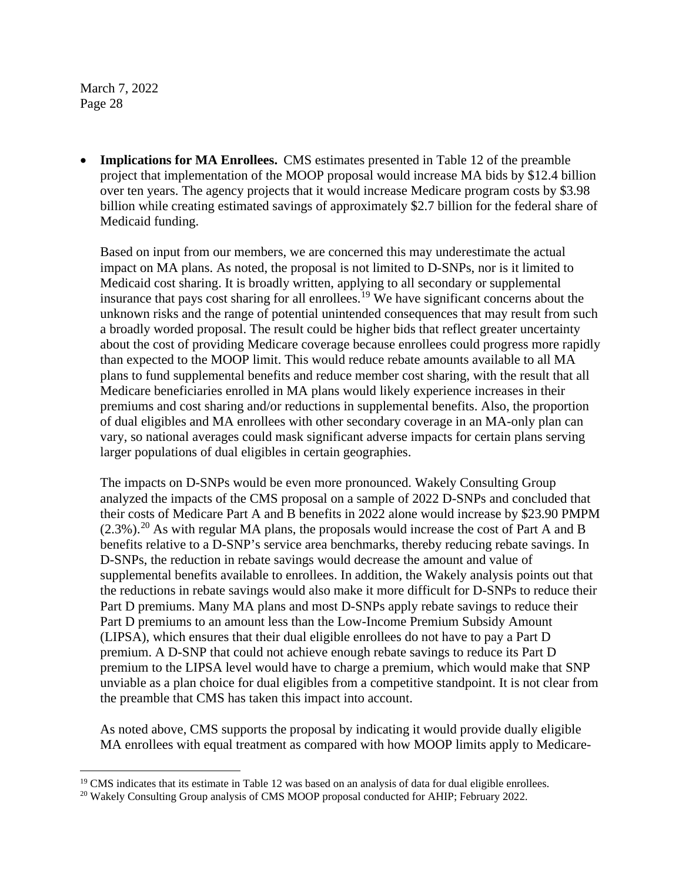- **Implications for MA Enrollees.** CMS estimates presented in Table 12 of the preamble project that implementation of the MOOP proposal would increase MA bids by $12.4 billion over ten years. The agency projects that it would increase Medicare program costs by $3.98 billion while creating estimated savings of approximately $2.7 billion for the federal share of Medicaid funding.

  Based on input from our members, we are concerned this may underestimate the actual impact on MA plans. As noted, the proposal is not limited to D-SNPs, nor is it limited to Medicaid cost sharing. It is broadly written, applying to all secondary or supplemental insurance that pays cost sharing for all enrollees.[19] We have significant concerns about the unknown risks and the range of potential unintended consequences that may result from such a broadly worded proposal. The result could be higher bids that reflect greater uncertainty about the cost of providing Medicare coverage because enrollees could progress more rapidly than expected to the MOOP limit. This would reduce rebate amounts available to all MA plans to fund supplemental benefits and reduce member cost sharing, with the result that all Medicare beneficiaries enrolled in MA plans would likely experience increases in their premiums and cost sharing and/or reductions in supplemental benefits. Also, the proportion of dual eligibles and MA enrollees with other secondary coverage in an MA-only plan can vary, so national averages could mask significant adverse impacts for certain plans serving larger populations of dual eligibles in certain geographies.

  The impacts on D-SNPs would be even more pronounced. Wakely Consulting Group analyzed the impacts of the CMS proposal on a sample of 2022 D-SNPs and concluded that their costs of Medicare Part A and B benefits in 2022 alone would increase by $23.90 PMPM (2.3%).[20] As with regular MA plans, the proposals would increase the cost of Part A and B benefits relative to a D-SNP's service area benchmarks, thereby reducing rebate savings. In D-SNPs, the reduction in rebate savings would decrease the amount and value of supplemental benefits available to enrollees. In addition, the Wakely analysis points out that the reductions in rebate savings would also make it more difficult for D-SNPs to reduce their Part D premiums. Many MA plans and most D-SNPs apply rebate savings to reduce their Part D premiums to an amount less than the Low-Income Premium Subsidy Amount (LIPSA), which ensures that their dual eligible enrollees do not have to pay a Part D premium. A D-SNP that could not achieve enough rebate savings to reduce its Part D premium to the LIPSA level would have to charge a premium, which would make that SNP unviable as a plan choice for dual eligibles from a competitive standpoint. It is not clear from the preamble that CMS has taken this impact into account.

  As noted above, CMS supports the proposal by indicating it would provide dually eligible MA enrollees with equal treatment as compared with how MOOP limits apply to Medicare-

---

[19] CMS indicates that its estimate in Table 12 was based on an analysis of data for dual eligible enrollees.

[20] Wakely Consulting Group analysis of CMS MOOP proposal conducted for AHIP; February 2022.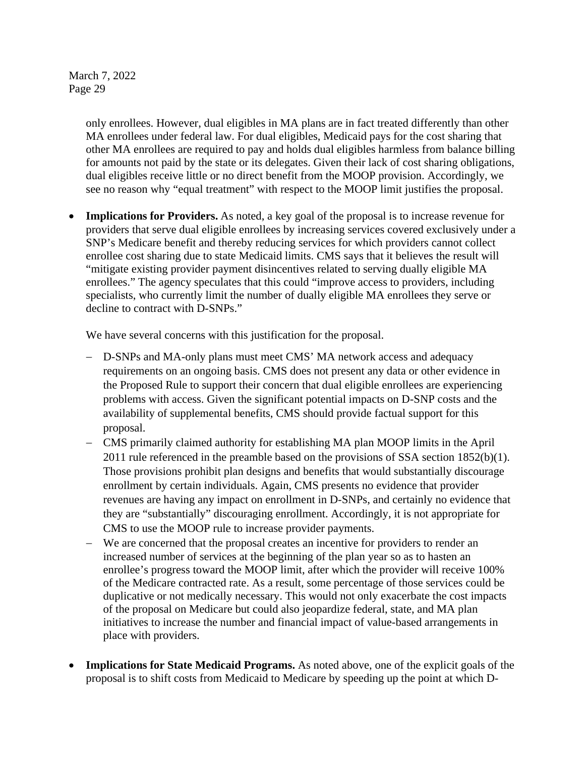only enrollees. However, dual eligibles in MA plans are in fact treated differently than other MA enrollees under federal law. For dual eligibles, Medicaid pays for the cost sharing that other MA enrollees are required to pay and holds dual eligibles harmless from balance billing for amounts not paid by the state or its delegates. Given their lack of cost sharing obligations, dual eligibles receive little or no direct benefit from the MOOP provision. Accordingly, we see no reason why "equal treatment" with respect to the MOOP limit justifies the proposal.

- **Implications for Providers.** As noted, a key goal of the proposal is to increase revenue for providers that serve dual eligible enrollees by increasing services covered exclusively under a SNP's Medicare benefit and thereby reducing services for which providers cannot collect enrollee cost sharing due to state Medicaid limits. CMS says that it believes the result will "mitigate existing provider payment disincentives related to serving dually eligible MA enrollees." The agency speculates that this could "improve access to providers, including specialists, who currently limit the number of dually eligible MA enrollees they serve or decline to contract with D-SNPs."

  We have several concerns with this justification for the proposal.

  - D-SNPs and MA-only plans must meet CMS' MA network access and adequacy requirements on an ongoing basis. CMS does not present any data or other evidence in the Proposed Rule to support their concern that dual eligible enrollees are experiencing problems with access. Given the significant potential impacts on D-SNP costs and the availability of supplemental benefits, CMS should provide factual support for this proposal.
  - CMS primarily claimed authority for establishing MA plan MOOP limits in the April 2011 rule referenced in the preamble based on the provisions of SSA section 1852(b)(1). Those provisions prohibit plan designs and benefits that would substantially discourage enrollment by certain individuals. Again, CMS presents no evidence that provider revenues are having any impact on enrollment in D-SNPs, and certainly no evidence that they are "substantially" discouraging enrollment. Accordingly, it is not appropriate for CMS to use the MOOP rule to increase provider payments.
  - We are concerned that the proposal creates an incentive for providers to render an increased number of services at the beginning of the plan year so as to hasten an enrollee's progress toward the MOOP limit, after which the provider will receive 100% of the Medicare contracted rate. As a result, some percentage of those services could be duplicative or not medically necessary. This would not only exacerbate the cost impacts of the proposal on Medicare but could also jeopardize federal, state, and MA plan initiatives to increase the number and financial impact of value-based arrangements in place with providers.

- **Implications for State Medicaid Programs.** As noted above, one of the explicit goals of the proposal is to shift costs from Medicaid to Medicare by speeding up the point at which D-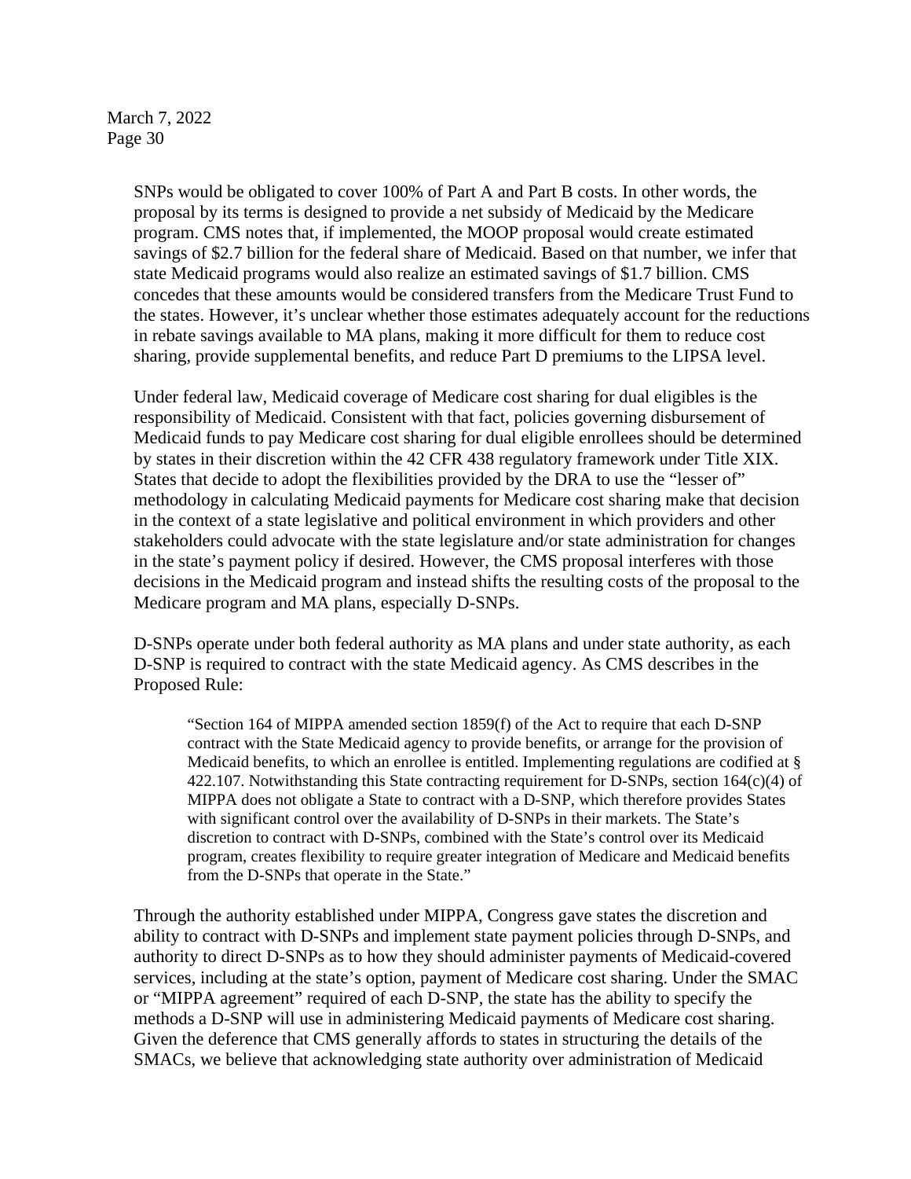SNPs would be obligated to cover 100% of Part A and Part B costs. In other words, the proposal by its terms is designed to provide a net subsidy of Medicaid by the Medicare program. CMS notes that, if implemented, the MOOP proposal would create estimated savings of $2.7 billion for the federal share of Medicaid. Based on that number, we infer that state Medicaid programs would also realize an estimated savings of $1.7 billion. CMS concedes that these amounts would be considered transfers from the Medicare Trust Fund to the states. However, it's unclear whether those estimates adequately account for the reductions in rebate savings available to MA plans, making it more difficult for them to reduce cost sharing, provide supplemental benefits, and reduce Part D premiums to the LIPSA level.

Under federal law, Medicaid coverage of Medicare cost sharing for dual eligibles is the responsibility of Medicaid. Consistent with that fact, policies governing disbursement of Medicaid funds to pay Medicare cost sharing for dual eligible enrollees should be determined by states in their discretion within the 42 CFR 438 regulatory framework under Title XIX. States that decide to adopt the flexibilities provided by the DRA to use the "lesser of" methodology in calculating Medicaid payments for Medicare cost sharing make that decision in the context of a state legislative and political environment in which providers and other stakeholders could advocate with the state legislature and/or state administration for changes in the state's payment policy if desired. However, the CMS proposal interferes with those decisions in the Medicaid program and instead shifts the resulting costs of the proposal to the Medicare program and MA plans, especially D-SNPs.

D-SNPs operate under both federal authority as MA plans and under state authority, as each D-SNP is required to contract with the state Medicaid agency. As CMS describes in the Proposed Rule:

> "Section 164 of MIPPA amended section 1859(f) of the Act to require that each D-SNP contract with the State Medicaid agency to provide benefits, or arrange for the provision of Medicaid benefits, to which an enrollee is entitled. Implementing regulations are codified at § 422.107. Notwithstanding this State contracting requirement for D-SNPs, section 164(c)(4) of MIPPA does not obligate a State to contract with a D-SNP, which therefore provides States with significant control over the availability of D-SNPs in their markets. The State's discretion to contract with D-SNPs, combined with the State's control over its Medicaid program, creates flexibility to require greater integration of Medicare and Medicaid benefits from the D-SNPs that operate in the State."

Through the authority established under MIPPA, Congress gave states the discretion and ability to contract with D-SNPs and implement state payment policies through D-SNPs, and authority to direct D-SNPs as to how they should administer payments of Medicaid-covered services, including at the state's option, payment of Medicare cost sharing. Under the SMAC or "MIPPA agreement" required of each D-SNP, the state has the ability to specify the methods a D-SNP will use in administering Medicaid payments of Medicare cost sharing. Given the deference that CMS generally affords to states in structuring the details of the SMACs, we believe that acknowledging state authority over administration of Medicaid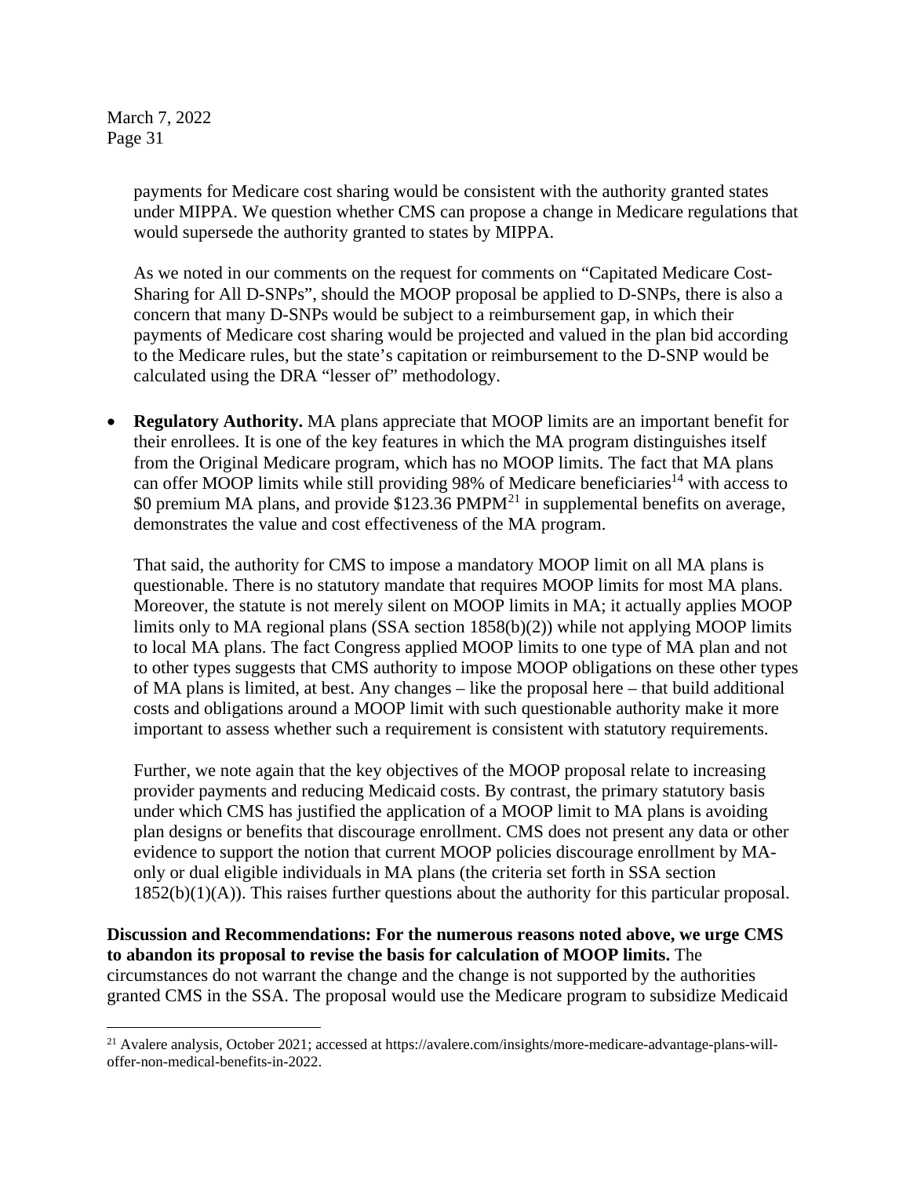payments for Medicare cost sharing would be consistent with the authority granted states under MIPPA. We question whether CMS can propose a change in Medicare regulations that would supersede the authority granted to states by MIPPA.

As we noted in our comments on the request for comments on "Capitated Medicare Cost-Sharing for All D-SNPs", should the MOOP proposal be applied to D-SNPs, there is also a concern that many D-SNPs would be subject to a reimbursement gap, in which their payments of Medicare cost sharing would be projected and valued in the plan bid according to the Medicare rules, but the state's capitation or reimbursement to the D-SNP would be calculated using the DRA "lesser of" methodology.

- **Regulatory Authority.** MA plans appreciate that MOOP limits are an important benefit for their enrollees. It is one of the key features in which the MA program distinguishes itself from the Original Medicare program, which has no MOOP limits. The fact that MA plans can offer MOOP limits while still providing 98% of Medicare beneficiaries[14] with access to $0 premium MA plans, and provide $123.36 PMPM[21] in supplemental benefits on average, demonstrates the value and cost effectiveness of the MA program.

  That said, the authority for CMS to impose a mandatory MOOP limit on all MA plans is questionable. There is no statutory mandate that requires MOOP limits for most MA plans. Moreover, the statute is not merely silent on MOOP limits in MA; it actually applies MOOP limits only to MA regional plans (SSA section 1858(b)(2)) while not applying MOOP limits to local MA plans. The fact Congress applied MOOP limits to one type of MA plan and not to other types suggests that CMS authority to impose MOOP obligations on these other types of MA plans is limited, at best. Any changes – like the proposal here – that build additional costs and obligations around a MOOP limit with such questionable authority make it more important to assess whether such a requirement is consistent with statutory requirements.

  Further, we note again that the key objectives of the MOOP proposal relate to increasing provider payments and reducing Medicaid costs. By contrast, the primary statutory basis under which CMS has justified the application of a MOOP limit to MA plans is avoiding plan designs or benefits that discourage enrollment. CMS does not present any data or other evidence to support the notion that current MOOP policies discourage enrollment by MA-only or dual eligible individuals in MA plans (the criteria set forth in SSA section 1852(b)(1)(A)). This raises further questions about the authority for this particular proposal.

**Discussion and Recommendations: For the numerous reasons noted above, we urge CMS to abandon its proposal to revise the basis for calculation of MOOP limits.** The circumstances do not warrant the change and the change is not supported by the authorities granted CMS in the SSA. The proposal would use the Medicare program to subsidize Medicaid

[21] Avalere analysis, October 2021; accessed at https://avalere.com/insights/more-medicare-advantage-plans-will-offer-non-medical-benefits-in-2022.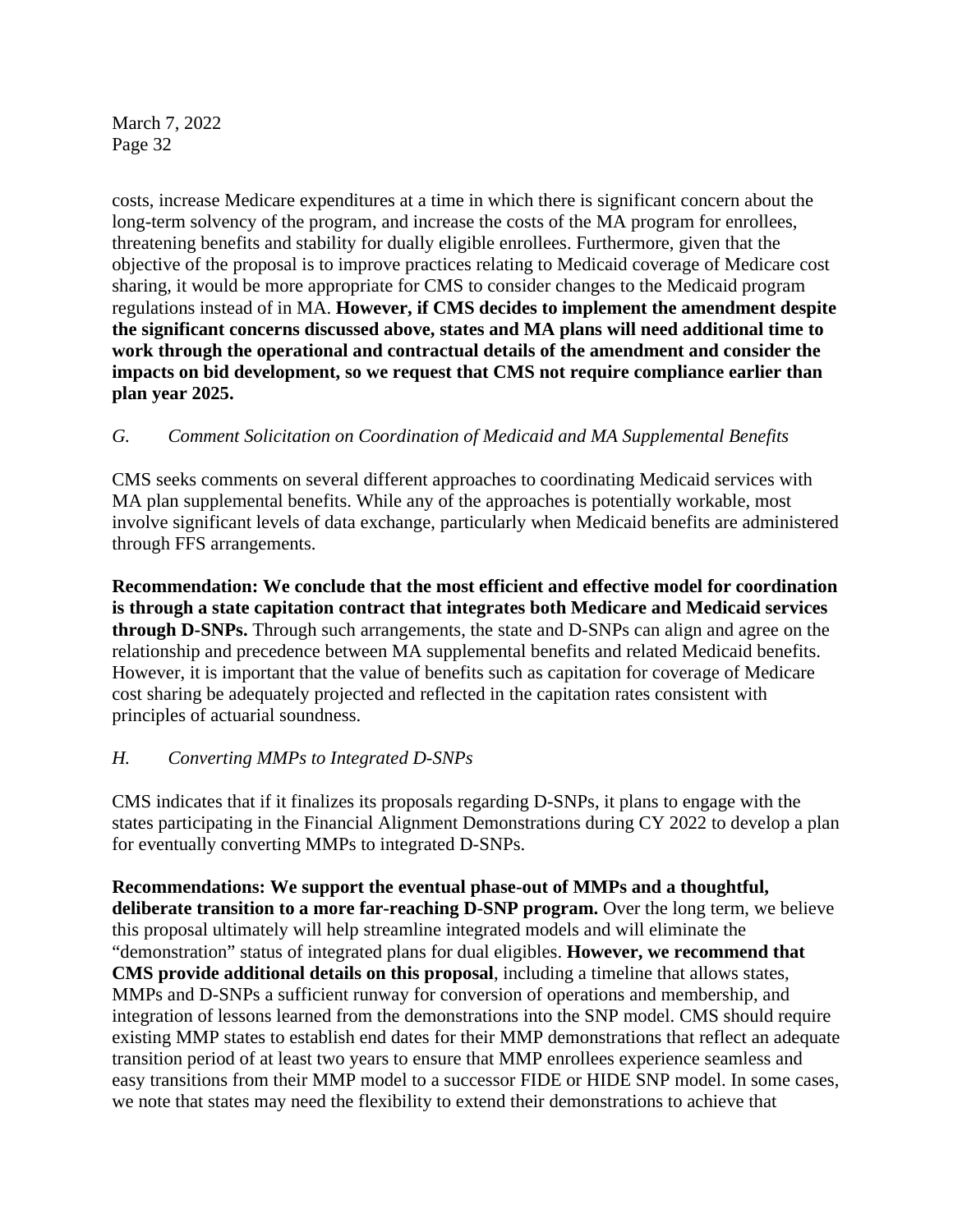costs, increase Medicare expenditures at a time in which there is significant concern about the long-term solvency of the program, and increase the costs of the MA program for enrollees, threatening benefits and stability for dually eligible enrollees. Furthermore, given that the objective of the proposal is to improve practices relating to Medicaid coverage of Medicare cost sharing, it would be more appropriate for CMS to consider changes to the Medicaid program regulations instead of in MA. **However, if CMS decides to implement the amendment despite the significant concerns discussed above, states and MA plans will need additional time to work through the operational and contractual details of the amendment and consider the impacts on bid development, so we request that CMS not require compliance earlier than plan year 2025.**

*G. Comment Solicitation on Coordination of Medicaid and MA Supplemental Benefits*

CMS seeks comments on several different approaches to coordinating Medicaid services with MA plan supplemental benefits. While any of the approaches is potentially workable, most involve significant levels of data exchange, particularly when Medicaid benefits are administered through FFS arrangements.

**Recommendation: We conclude that the most efficient and effective model for coordination is through a state capitation contract that integrates both Medicare and Medicaid services through D-SNPs.** Through such arrangements, the state and D-SNPs can align and agree on the relationship and precedence between MA supplemental benefits and related Medicaid benefits. However, it is important that the value of benefits such as capitation for coverage of Medicare cost sharing be adequately projected and reflected in the capitation rates consistent with principles of actuarial soundness.

*H. Converting MMPs to Integrated D-SNPs*

CMS indicates that if it finalizes its proposals regarding D-SNPs, it plans to engage with the states participating in the Financial Alignment Demonstrations during CY 2022 to develop a plan for eventually converting MMPs to integrated D-SNPs.

**Recommendations: We support the eventual phase-out of MMPs and a thoughtful, deliberate transition to a more far-reaching D-SNP program.** Over the long term, we believe this proposal ultimately will help streamline integrated models and will eliminate the "demonstration" status of integrated plans for dual eligibles. **However, we recommend that CMS provide additional details on this proposal**, including a timeline that allows states, MMPs and D-SNPs a sufficient runway for conversion of operations and membership, and integration of lessons learned from the demonstrations into the SNP model. CMS should require existing MMP states to establish end dates for their MMP demonstrations that reflect an adequate transition period of at least two years to ensure that MMP enrollees experience seamless and easy transitions from their MMP model to a successor FIDE or HIDE SNP model. In some cases, we note that states may need the flexibility to extend their demonstrations to achieve that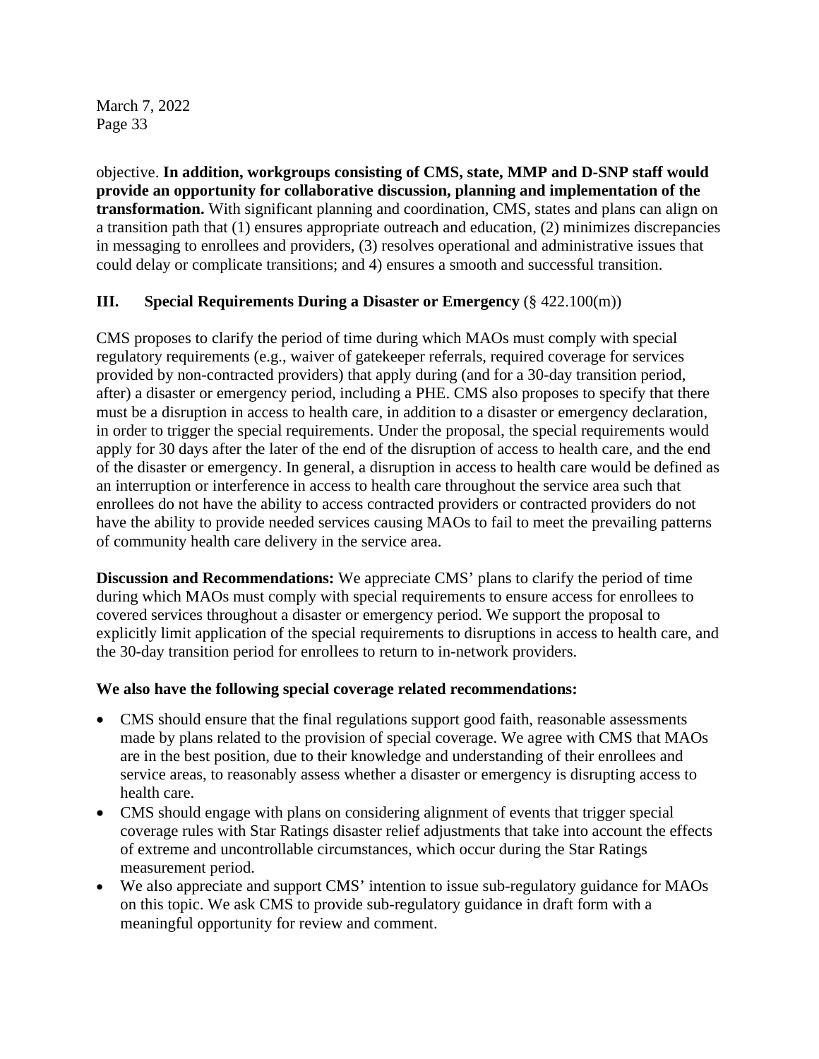objective. **In addition, workgroups consisting of CMS, state, MMP and D-SNP staff would provide an opportunity for collaborative discussion, planning and implementation of the transformation.** With significant planning and coordination, CMS, states and plans can align on a transition path that (1) ensures appropriate outreach and education, (2) minimizes discrepancies in messaging to enrollees and providers, (3) resolves operational and administrative issues that could delay or complicate transitions; and 4) ensures a smooth and successful transition.

## III. Special Requirements During a Disaster or Emergency (§ 422.100(m))

CMS proposes to clarify the period of time during which MAOs must comply with special regulatory requirements (e.g., waiver of gatekeeper referrals, required coverage for services provided by non-contracted providers) that apply during (and for a 30-day transition period, after) a disaster or emergency period, including a PHE. CMS also proposes to specify that there must be a disruption in access to health care, in addition to a disaster or emergency declaration, in order to trigger the special requirements. Under the proposal, the special requirements would apply for 30 days after the later of the end of the disruption of access to health care, and the end of the disaster or emergency. In general, a disruption in access to health care would be defined as an interruption or interference in access to health care throughout the service area such that enrollees do not have the ability to access contracted providers or contracted providers do not have the ability to provide needed services causing MAOs to fail to meet the prevailing patterns of community health care delivery in the service area.

**Discussion and Recommendations:** We appreciate CMS' plans to clarify the period of time during which MAOs must comply with special requirements to ensure access for enrollees to covered services throughout a disaster or emergency period. We support the proposal to explicitly limit application of the special requirements to disruptions in access to health care, and the 30-day transition period for enrollees to return to in-network providers.

**We also have the following special coverage related recommendations:**

- CMS should ensure that the final regulations support good faith, reasonable assessments made by plans related to the provision of special coverage. We agree with CMS that MAOs are in the best position, due to their knowledge and understanding of their enrollees and service areas, to reasonably assess whether a disaster or emergency is disrupting access to health care.
- CMS should engage with plans on considering alignment of events that trigger special coverage rules with Star Ratings disaster relief adjustments that take into account the effects of extreme and uncontrollable circumstances, which occur during the Star Ratings measurement period.
- We also appreciate and support CMS' intention to issue sub-regulatory guidance for MAOs on this topic. We ask CMS to provide sub-regulatory guidance in draft form with a meaningful opportunity for review and comment.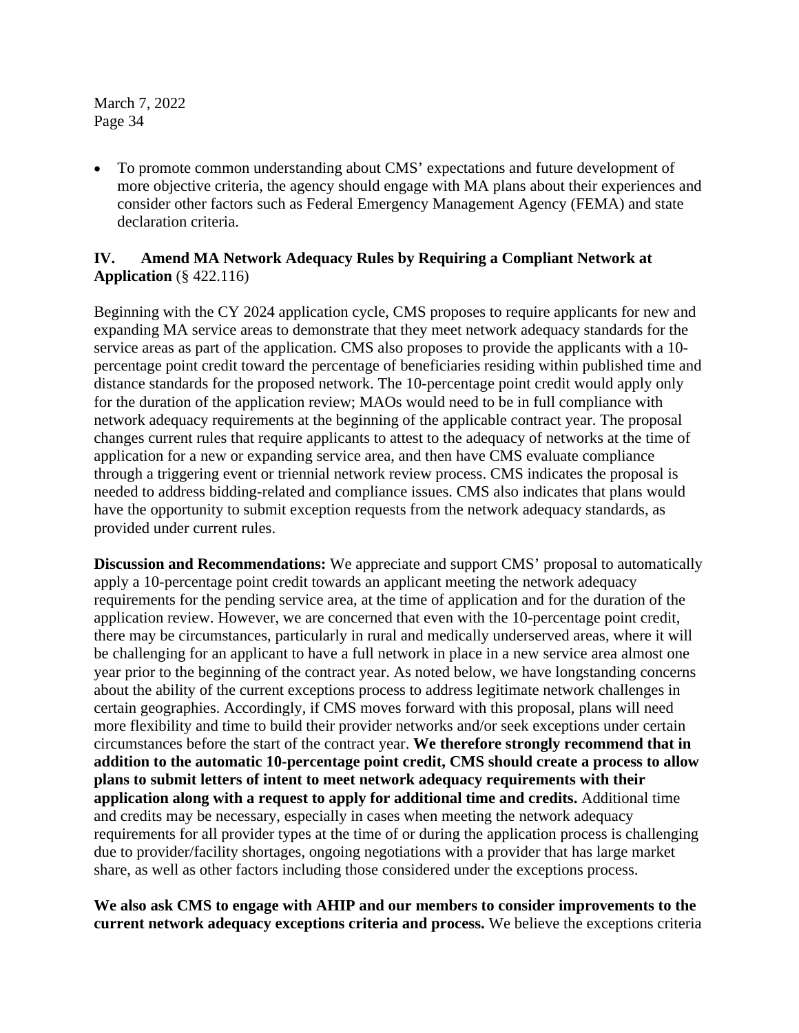- To promote common understanding about CMS' expectations and future development of more objective criteria, the agency should engage with MA plans about their experiences and consider other factors such as Federal Emergency Management Agency (FEMA) and state declaration criteria.

## IV. Amend MA Network Adequacy Rules by Requiring a Compliant Network at Application (§ 422.116)

Beginning with the CY 2024 application cycle, CMS proposes to require applicants for new and expanding MA service areas to demonstrate that they meet network adequacy standards for the service areas as part of the application. CMS also proposes to provide the applicants with a 10-percentage point credit toward the percentage of beneficiaries residing within published time and distance standards for the proposed network. The 10-percentage point credit would apply only for the duration of the application review; MAOs would need to be in full compliance with network adequacy requirements at the beginning of the applicable contract year. The proposal changes current rules that require applicants to attest to the adequacy of networks at the time of application for a new or expanding service area, and then have CMS evaluate compliance through a triggering event or triennial network review process. CMS indicates the proposal is needed to address bidding-related and compliance issues. CMS also indicates that plans would have the opportunity to submit exception requests from the network adequacy standards, as provided under current rules.

**Discussion and Recommendations:** We appreciate and support CMS' proposal to automatically apply a 10-percentage point credit towards an applicant meeting the network adequacy requirements for the pending service area, at the time of application and for the duration of the application review. However, we are concerned that even with the 10-percentage point credit, there may be circumstances, particularly in rural and medically underserved areas, where it will be challenging for an applicant to have a full network in place in a new service area almost one year prior to the beginning of the contract year. As noted below, we have longstanding concerns about the ability of the current exceptions process to address legitimate network challenges in certain geographies. Accordingly, if CMS moves forward with this proposal, plans will need more flexibility and time to build their provider networks and/or seek exceptions under certain circumstances before the start of the contract year. **We therefore strongly recommend that in addition to the automatic 10-percentage point credit, CMS should create a process to allow plans to submit letters of intent to meet network adequacy requirements with their application along with a request to apply for additional time and credits.** Additional time and credits may be necessary, especially in cases when meeting the network adequacy requirements for all provider types at the time of or during the application process is challenging due to provider/facility shortages, ongoing negotiations with a provider that has large market share, as well as other factors including those considered under the exceptions process.

**We also ask CMS to engage with AHIP and our members to consider improvements to the current network adequacy exceptions criteria and process.** We believe the exceptions criteria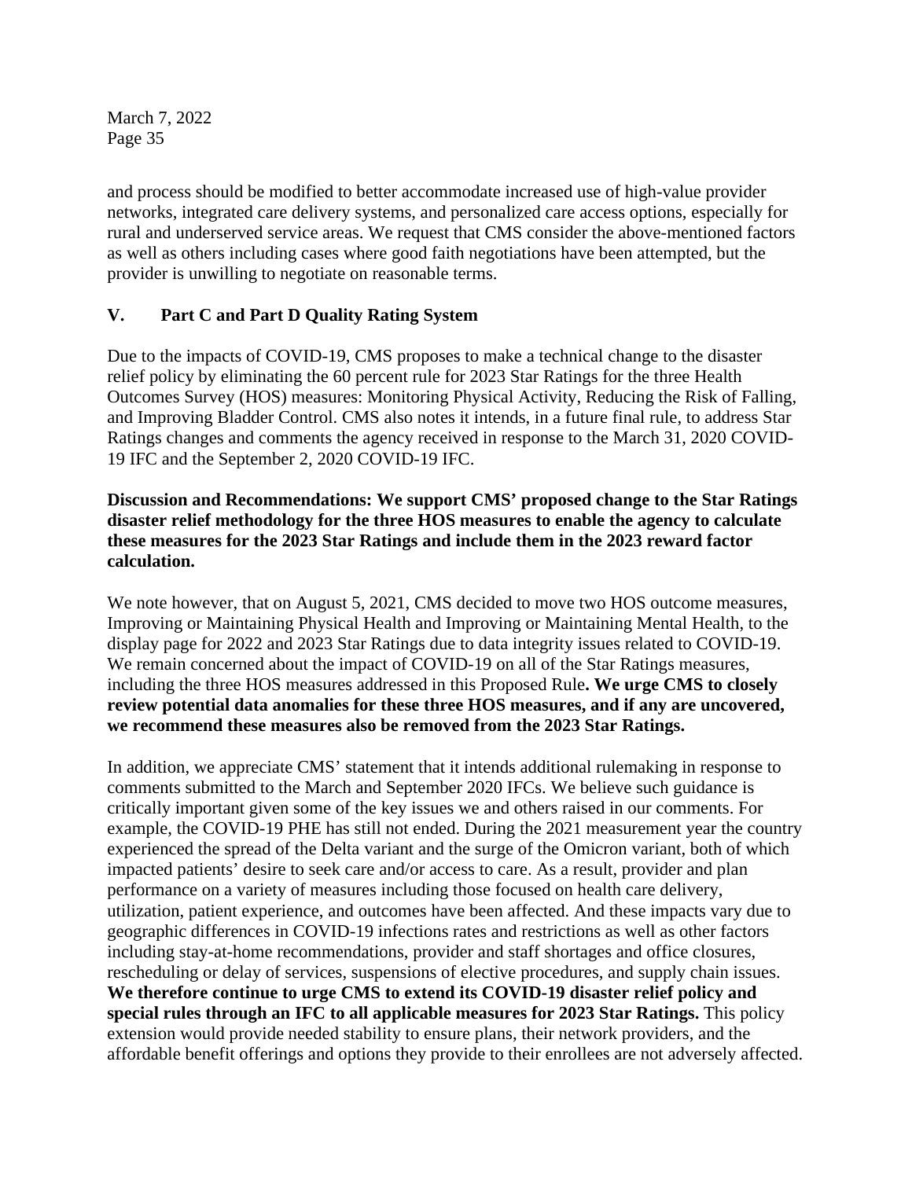and process should be modified to better accommodate increased use of high-value provider networks, integrated care delivery systems, and personalized care access options, especially for rural and underserved service areas. We request that CMS consider the above-mentioned factors as well as others including cases where good faith negotiations have been attempted, but the provider is unwilling to negotiate on reasonable terms.

## V. Part C and Part D Quality Rating System

Due to the impacts of COVID-19, CMS proposes to make a technical change to the disaster relief policy by eliminating the 60 percent rule for 2023 Star Ratings for the three Health Outcomes Survey (HOS) measures: Monitoring Physical Activity, Reducing the Risk of Falling, and Improving Bladder Control. CMS also notes it intends, in a future final rule, to address Star Ratings changes and comments the agency received in response to the March 31, 2020 COVID-19 IFC and the September 2, 2020 COVID-19 IFC.

**Discussion and Recommendations: We support CMS' proposed change to the Star Ratings disaster relief methodology for the three HOS measures to enable the agency to calculate these measures for the 2023 Star Ratings and include them in the 2023 reward factor calculation.**

We note however, that on August 5, 2021, CMS decided to move two HOS outcome measures, Improving or Maintaining Physical Health and Improving or Maintaining Mental Health, to the display page for 2022 and 2023 Star Ratings due to data integrity issues related to COVID-19. We remain concerned about the impact of COVID-19 on all of the Star Ratings measures, including the three HOS measures addressed in this Proposed Rule**. We urge CMS to closely review potential data anomalies for these three HOS measures, and if any are uncovered, we recommend these measures also be removed from the 2023 Star Ratings.**

In addition, we appreciate CMS' statement that it intends additional rulemaking in response to comments submitted to the March and September 2020 IFCs. We believe such guidance is critically important given some of the key issues we and others raised in our comments. For example, the COVID-19 PHE has still not ended. During the 2021 measurement year the country experienced the spread of the Delta variant and the surge of the Omicron variant, both of which impacted patients' desire to seek care and/or access to care. As a result, provider and plan performance on a variety of measures including those focused on health care delivery, utilization, patient experience, and outcomes have been affected. And these impacts vary due to geographic differences in COVID-19 infections rates and restrictions as well as other factors including stay-at-home recommendations, provider and staff shortages and office closures, rescheduling or delay of services, suspensions of elective procedures, and supply chain issues. **We therefore continue to urge CMS to extend its COVID-19 disaster relief policy and special rules through an IFC to all applicable measures for 2023 Star Ratings.** This policy extension would provide needed stability to ensure plans, their network providers, and the affordable benefit offerings and options they provide to their enrollees are not adversely affected.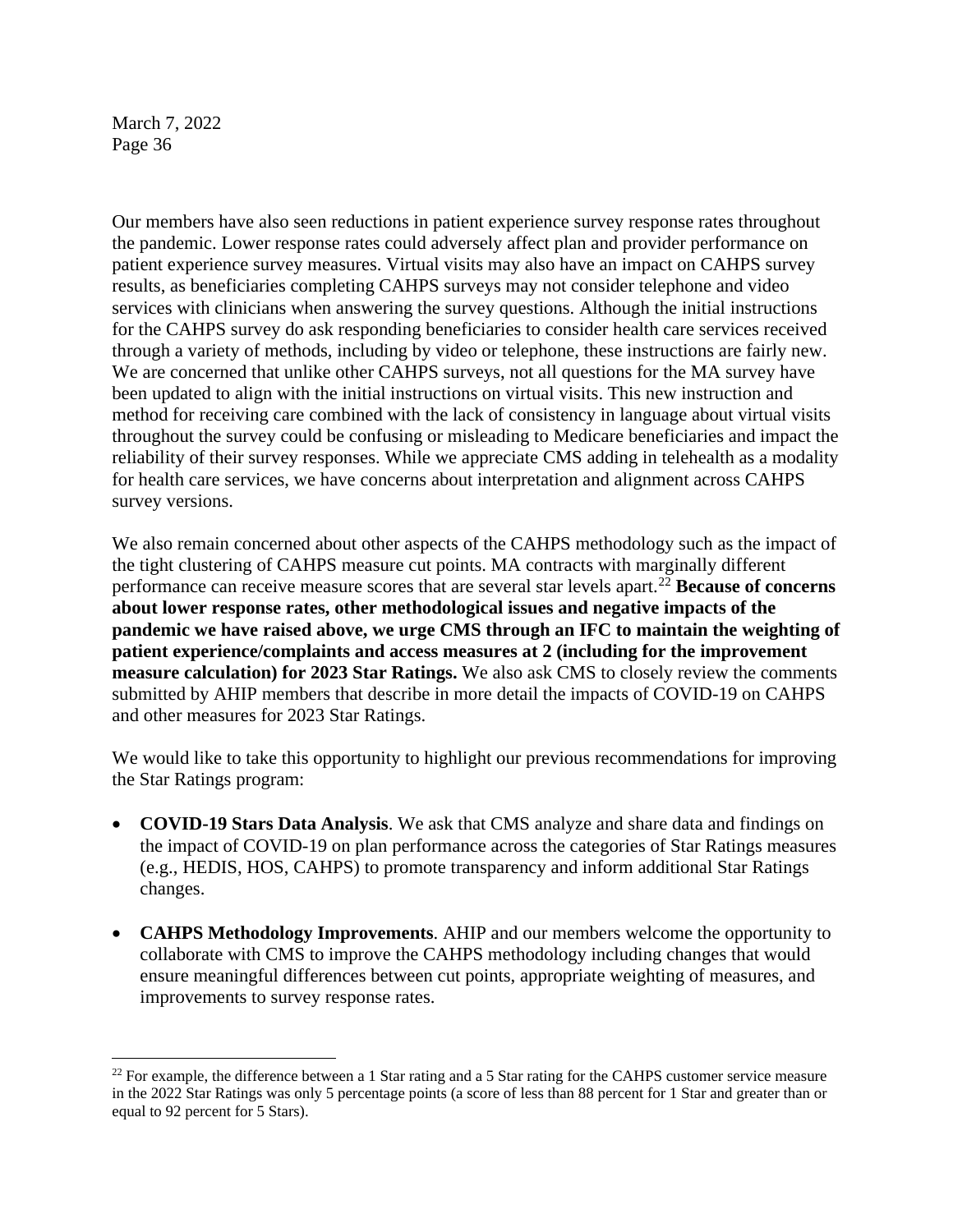Our members have also seen reductions in patient experience survey response rates throughout the pandemic. Lower response rates could adversely affect plan and provider performance on patient experience survey measures. Virtual visits may also have an impact on CAHPS survey results, as beneficiaries completing CAHPS surveys may not consider telephone and video services with clinicians when answering the survey questions. Although the initial instructions for the CAHPS survey do ask responding beneficiaries to consider health care services received through a variety of methods, including by video or telephone, these instructions are fairly new. We are concerned that unlike other CAHPS surveys, not all questions for the MA survey have been updated to align with the initial instructions on virtual visits. This new instruction and method for receiving care combined with the lack of consistency in language about virtual visits throughout the survey could be confusing or misleading to Medicare beneficiaries and impact the reliability of their survey responses. While we appreciate CMS adding in telehealth as a modality for health care services, we have concerns about interpretation and alignment across CAHPS survey versions.

We also remain concerned about other aspects of the CAHPS methodology such as the impact of the tight clustering of CAHPS measure cut points. MA contracts with marginally different performance can receive measure scores that are several star levels apart.[22] **Because of concerns about lower response rates, other methodological issues and negative impacts of the pandemic we have raised above, we urge CMS through an IFC to maintain the weighting of patient experience/complaints and access measures at 2 (including for the improvement measure calculation) for 2023 Star Ratings.** We also ask CMS to closely review the comments submitted by AHIP members that describe in more detail the impacts of COVID-19 on CAHPS and other measures for 2023 Star Ratings.

We would like to take this opportunity to highlight our previous recommendations for improving the Star Ratings program:

- **COVID-19 Stars Data Analysis**. We ask that CMS analyze and share data and findings on the impact of COVID-19 on plan performance across the categories of Star Ratings measures (e.g., HEDIS, HOS, CAHPS) to promote transparency and inform additional Star Ratings changes.
- **CAHPS Methodology Improvements**. AHIP and our members welcome the opportunity to collaborate with CMS to improve the CAHPS methodology including changes that would ensure meaningful differences between cut points, appropriate weighting of measures, and improvements to survey response rates.

---

[22] For example, the difference between a 1 Star rating and a 5 Star rating for the CAHPS customer service measure in the 2022 Star Ratings was only 5 percentage points (a score of less than 88 percent for 1 Star and greater than or equal to 92 percent for 5 Stars).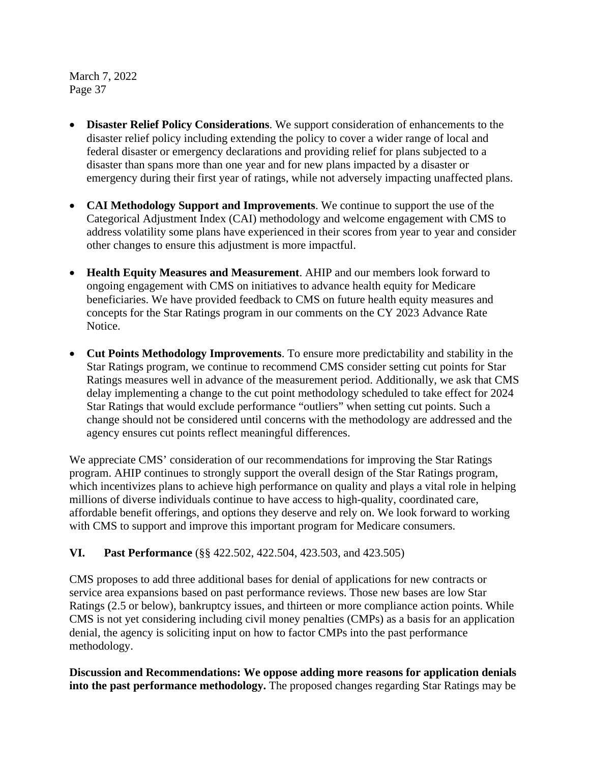- **Disaster Relief Policy Considerations**. We support consideration of enhancements to the disaster relief policy including extending the policy to cover a wider range of local and federal disaster or emergency declarations and providing relief for plans subjected to a disaster than spans more than one year and for new plans impacted by a disaster or emergency during their first year of ratings, while not adversely impacting unaffected plans.

- **CAI Methodology Support and Improvements**. We continue to support the use of the Categorical Adjustment Index (CAI) methodology and welcome engagement with CMS to address volatility some plans have experienced in their scores from year to year and consider other changes to ensure this adjustment is more impactful.

- **Health Equity Measures and Measurement**. AHIP and our members look forward to ongoing engagement with CMS on initiatives to advance health equity for Medicare beneficiaries. We have provided feedback to CMS on future health equity measures and concepts for the Star Ratings program in our comments on the CY 2023 Advance Rate Notice.

- **Cut Points Methodology Improvements**. To ensure more predictability and stability in the Star Ratings program, we continue to recommend CMS consider setting cut points for Star Ratings measures well in advance of the measurement period. Additionally, we ask that CMS delay implementing a change to the cut point methodology scheduled to take effect for 2024 Star Ratings that would exclude performance "outliers" when setting cut points. Such a change should not be considered until concerns with the methodology are addressed and the agency ensures cut points reflect meaningful differences.

We appreciate CMS' consideration of our recommendations for improving the Star Ratings program. AHIP continues to strongly support the overall design of the Star Ratings program, which incentivizes plans to achieve high performance on quality and plays a vital role in helping millions of diverse individuals continue to have access to high-quality, coordinated care, affordable benefit offerings, and options they deserve and rely on. We look forward to working with CMS to support and improve this important program for Medicare consumers.

## VI. Past Performance (§§ 422.502, 422.504, 423.503, and 423.505)

CMS proposes to add three additional bases for denial of applications for new contracts or service area expansions based on past performance reviews. Those new bases are low Star Ratings (2.5 or below), bankruptcy issues, and thirteen or more compliance action points. While CMS is not yet considering including civil money penalties (CMPs) as a basis for an application denial, the agency is soliciting input on how to factor CMPs into the past performance methodology.

**Discussion and Recommendations: We oppose adding more reasons for application denials into the past performance methodology.** The proposed changes regarding Star Ratings may be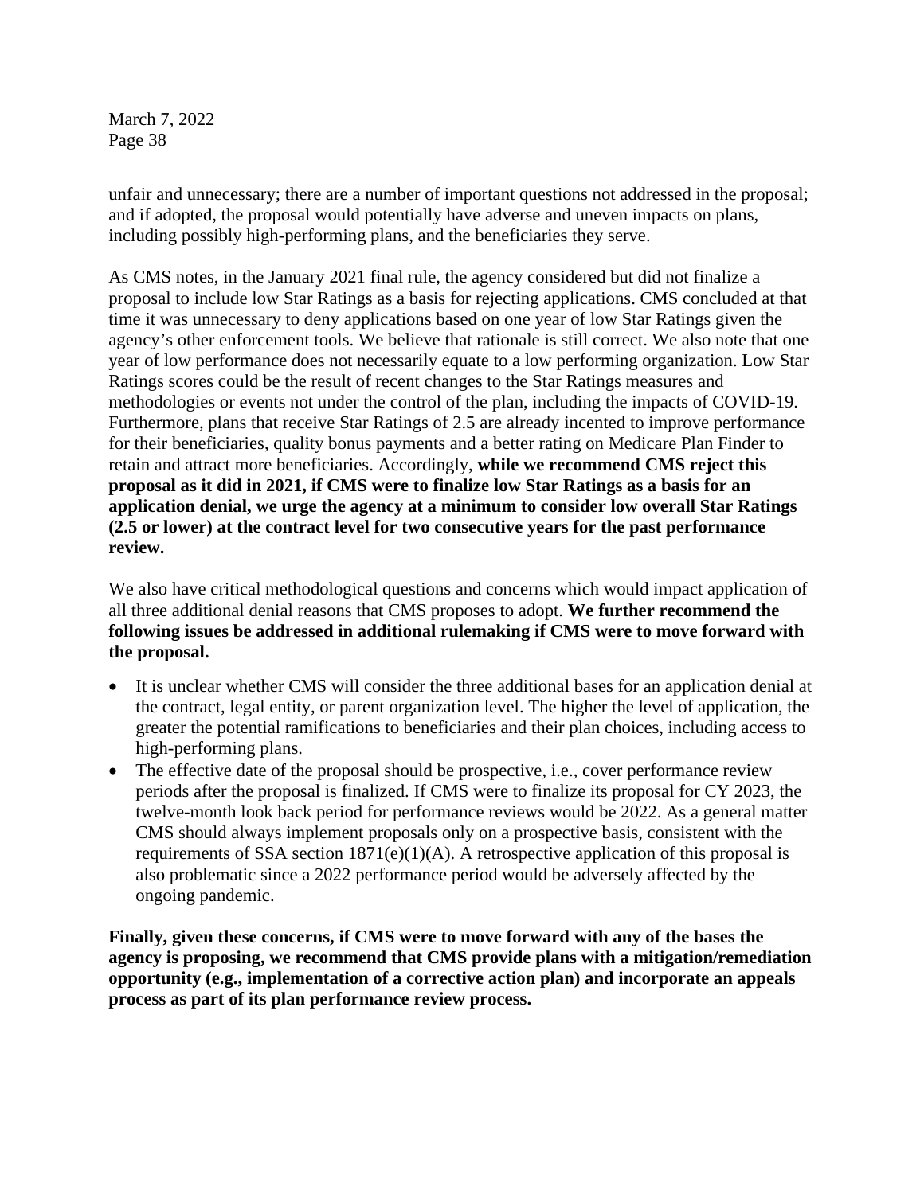unfair and unnecessary; there are a number of important questions not addressed in the proposal; and if adopted, the proposal would potentially have adverse and uneven impacts on plans, including possibly high-performing plans, and the beneficiaries they serve.

As CMS notes, in the January 2021 final rule, the agency considered but did not finalize a proposal to include low Star Ratings as a basis for rejecting applications. CMS concluded at that time it was unnecessary to deny applications based on one year of low Star Ratings given the agency's other enforcement tools. We believe that rationale is still correct. We also note that one year of low performance does not necessarily equate to a low performing organization. Low Star Ratings scores could be the result of recent changes to the Star Ratings measures and methodologies or events not under the control of the plan, including the impacts of COVID-19. Furthermore, plans that receive Star Ratings of 2.5 are already incented to improve performance for their beneficiaries, quality bonus payments and a better rating on Medicare Plan Finder to retain and attract more beneficiaries. Accordingly, **while we recommend CMS reject this proposal as it did in 2021, if CMS were to finalize low Star Ratings as a basis for an application denial, we urge the agency at a minimum to consider low overall Star Ratings (2.5 or lower) at the contract level for two consecutive years for the past performance review.**

We also have critical methodological questions and concerns which would impact application of all three additional denial reasons that CMS proposes to adopt. **We further recommend the following issues be addressed in additional rulemaking if CMS were to move forward with the proposal.**

- It is unclear whether CMS will consider the three additional bases for an application denial at the contract, legal entity, or parent organization level. The higher the level of application, the greater the potential ramifications to beneficiaries and their plan choices, including access to high-performing plans.
- The effective date of the proposal should be prospective, i.e., cover performance review periods after the proposal is finalized. If CMS were to finalize its proposal for CY 2023, the twelve-month look back period for performance reviews would be 2022. As a general matter CMS should always implement proposals only on a prospective basis, consistent with the requirements of SSA section 1871(e)(1)(A). A retrospective application of this proposal is also problematic since a 2022 performance period would be adversely affected by the ongoing pandemic.

**Finally, given these concerns, if CMS were to move forward with any of the bases the agency is proposing, we recommend that CMS provide plans with a mitigation/remediation opportunity (e.g., implementation of a corrective action plan) and incorporate an appeals process as part of its plan performance review process.**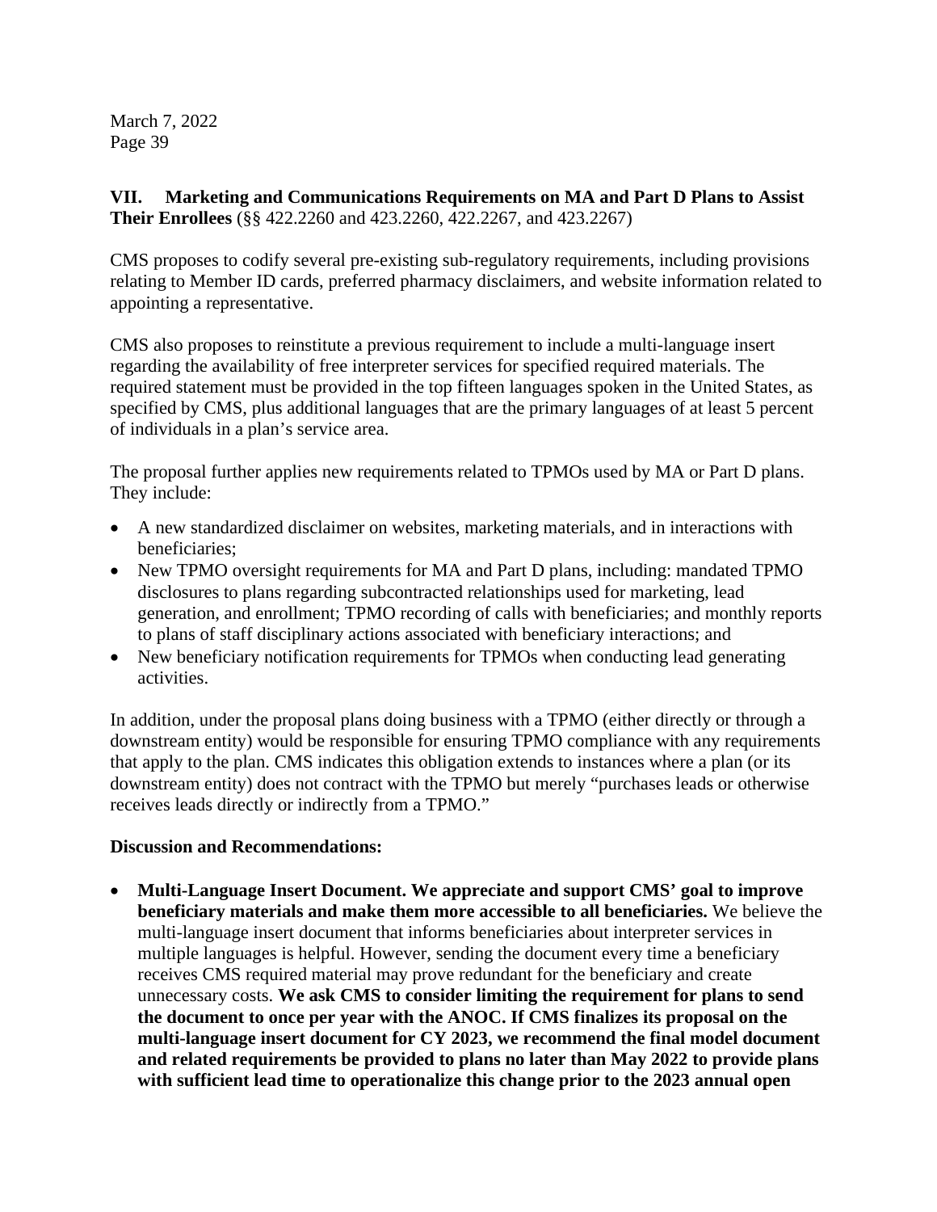**VII. Marketing and Communications Requirements on MA and Part D Plans to Assist Their Enrollees** (§§ 422.2260 and 423.2260, 422.2267, and 423.2267)

CMS proposes to codify several pre-existing sub-regulatory requirements, including provisions relating to Member ID cards, preferred pharmacy disclaimers, and website information related to appointing a representative.

CMS also proposes to reinstitute a previous requirement to include a multi-language insert regarding the availability of free interpreter services for specified required materials. The required statement must be provided in the top fifteen languages spoken in the United States, as specified by CMS, plus additional languages that are the primary languages of at least 5 percent of individuals in a plan's service area.

The proposal further applies new requirements related to TPMOs used by MA or Part D plans. They include:

- A new standardized disclaimer on websites, marketing materials, and in interactions with beneficiaries;
- New TPMO oversight requirements for MA and Part D plans, including: mandated TPMO disclosures to plans regarding subcontracted relationships used for marketing, lead generation, and enrollment; TPMO recording of calls with beneficiaries; and monthly reports to plans of staff disciplinary actions associated with beneficiary interactions; and
- New beneficiary notification requirements for TPMOs when conducting lead generating activities.

In addition, under the proposal plans doing business with a TPMO (either directly or through a downstream entity) would be responsible for ensuring TPMO compliance with any requirements that apply to the plan. CMS indicates this obligation extends to instances where a plan (or its downstream entity) does not contract with the TPMO but merely "purchases leads or otherwise receives leads directly or indirectly from a TPMO."

**Discussion and Recommendations:**

- **Multi-Language Insert Document. We appreciate and support CMS' goal to improve beneficiary materials and make them more accessible to all beneficiaries.** We believe the multi-language insert document that informs beneficiaries about interpreter services in multiple languages is helpful. However, sending the document every time a beneficiary receives CMS required material may prove redundant for the beneficiary and create unnecessary costs. **We ask CMS to consider limiting the requirement for plans to send the document to once per year with the ANOC. If CMS finalizes its proposal on the multi-language insert document for CY 2023, we recommend the final model document and related requirements be provided to plans no later than May 2022 to provide plans with sufficient lead time to operationalize this change prior to the 2023 annual open**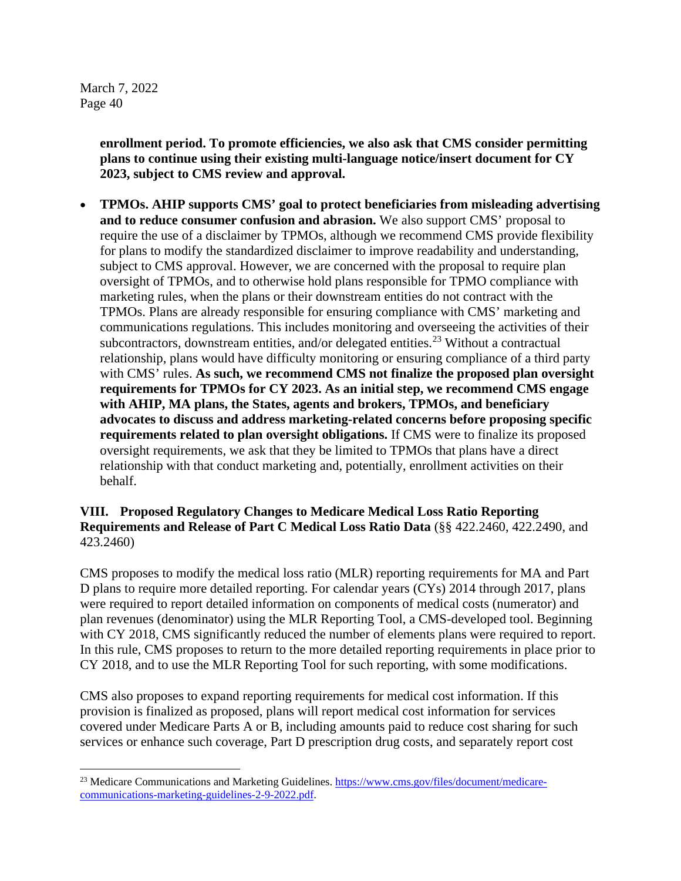**enrollment period. To promote efficiencies, we also ask that CMS consider permitting plans to continue using their existing multi-language notice/insert document for CY 2023, subject to CMS review and approval.**

- **TPMOs. AHIP supports CMS' goal to protect beneficiaries from misleading advertising and to reduce consumer confusion and abrasion.** We also support CMS' proposal to require the use of a disclaimer by TPMOs, although we recommend CMS provide flexibility for plans to modify the standardized disclaimer to improve readability and understanding, subject to CMS approval. However, we are concerned with the proposal to require plan oversight of TPMOs, and to otherwise hold plans responsible for TPMO compliance with marketing rules, when the plans or their downstream entities do not contract with the TPMOs. Plans are already responsible for ensuring compliance with CMS' marketing and communications regulations. This includes monitoring and overseeing the activities of their subcontractors, downstream entities, and/or delegated entities.[23] Without a contractual relationship, plans would have difficulty monitoring or ensuring compliance of a third party with CMS' rules. **As such, we recommend CMS not finalize the proposed plan oversight requirements for TPMOs for CY 2023. As an initial step, we recommend CMS engage with AHIP, MA plans, the States, agents and brokers, TPMOs, and beneficiary advocates to discuss and address marketing-related concerns before proposing specific requirements related to plan oversight obligations.** If CMS were to finalize its proposed oversight requirements, we ask that they be limited to TPMOs that plans have a direct relationship with that conduct marketing and, potentially, enrollment activities on their behalf.

**VIII. Proposed Regulatory Changes to Medicare Medical Loss Ratio Reporting Requirements and Release of Part C Medical Loss Ratio Data** (§§ 422.2460, 422.2490, and 423.2460)

CMS proposes to modify the medical loss ratio (MLR) reporting requirements for MA and Part D plans to require more detailed reporting. For calendar years (CYs) 2014 through 2017, plans were required to report detailed information on components of medical costs (numerator) and plan revenues (denominator) using the MLR Reporting Tool, a CMS-developed tool. Beginning with CY 2018, CMS significantly reduced the number of elements plans were required to report. In this rule, CMS proposes to return to the more detailed reporting requirements in place prior to CY 2018, and to use the MLR Reporting Tool for such reporting, with some modifications.

CMS also proposes to expand reporting requirements for medical cost information. If this provision is finalized as proposed, plans will report medical cost information for services covered under Medicare Parts A or B, including amounts paid to reduce cost sharing for such services or enhance such coverage, Part D prescription drug costs, and separately report cost

[23] Medicare Communications and Marketing Guidelines. https://www.cms.gov/files/document/medicare-communications-marketing-guidelines-2-9-2022.pdf.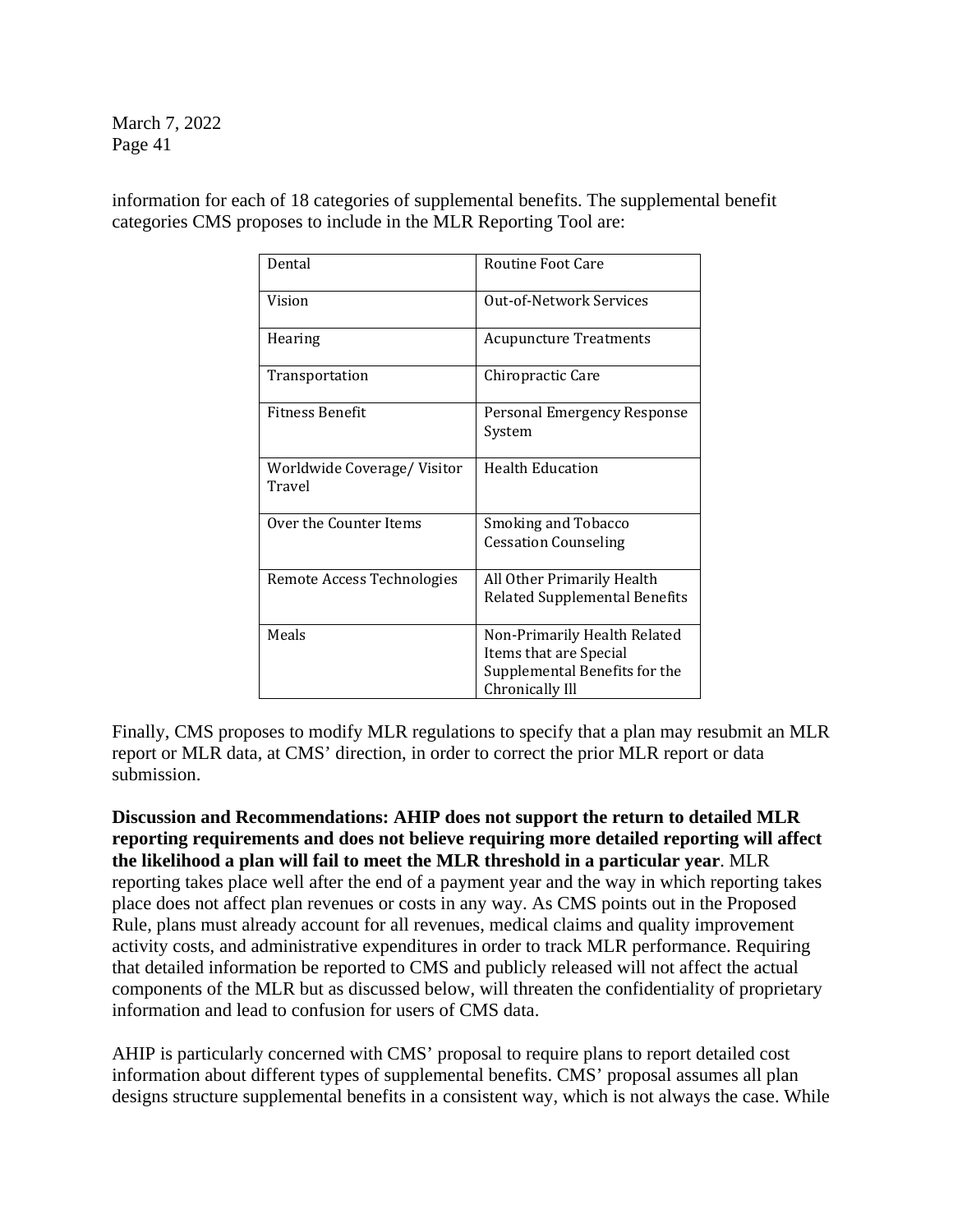information for each of 18 categories of supplemental benefits. The supplemental benefit categories CMS proposes to include in the MLR Reporting Tool are:

| | |
|---|---|
| Dental | Routine Foot Care |
| Vision | Out-of-Network Services |
| Hearing | Acupuncture Treatments |
| Transportation | Chiropractic Care |
| Fitness Benefit | Personal Emergency Response System |
| Worldwide Coverage/ Visitor Travel | Health Education |
| Over the Counter Items | Smoking and Tobacco Cessation Counseling |
| Remote Access Technologies | All Other Primarily Health Related Supplemental Benefits |
| Meals | Non-Primarily Health Related Items that are Special Supplemental Benefits for the Chronically Ill |

Finally, CMS proposes to modify MLR regulations to specify that a plan may resubmit an MLR report or MLR data, at CMS' direction, in order to correct the prior MLR report or data submission.

**Discussion and Recommendations: AHIP does not support the return to detailed MLR reporting requirements and does not believe requiring more detailed reporting will affect the likelihood a plan will fail to meet the MLR threshold in a particular year**. MLR reporting takes place well after the end of a payment year and the way in which reporting takes place does not affect plan revenues or costs in any way. As CMS points out in the Proposed Rule, plans must already account for all revenues, medical claims and quality improvement activity costs, and administrative expenditures in order to track MLR performance. Requiring that detailed information be reported to CMS and publicly released will not affect the actual components of the MLR but as discussed below, will threaten the confidentiality of proprietary information and lead to confusion for users of CMS data.

AHIP is particularly concerned with CMS' proposal to require plans to report detailed cost information about different types of supplemental benefits. CMS' proposal assumes all plan designs structure supplemental benefits in a consistent way, which is not always the case. While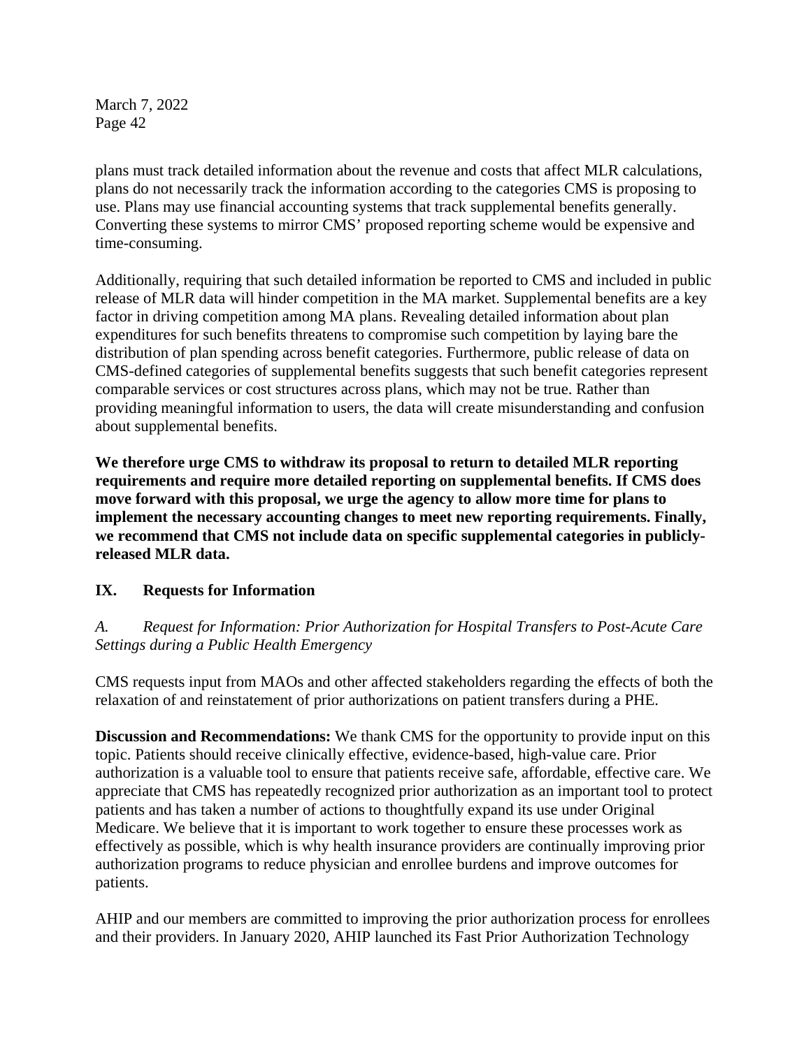plans must track detailed information about the revenue and costs that affect MLR calculations, plans do not necessarily track the information according to the categories CMS is proposing to use. Plans may use financial accounting systems that track supplemental benefits generally. Converting these systems to mirror CMS' proposed reporting scheme would be expensive and time-consuming.

Additionally, requiring that such detailed information be reported to CMS and included in public release of MLR data will hinder competition in the MA market. Supplemental benefits are a key factor in driving competition among MA plans. Revealing detailed information about plan expenditures for such benefits threatens to compromise such competition by laying bare the distribution of plan spending across benefit categories. Furthermore, public release of data on CMS-defined categories of supplemental benefits suggests that such benefit categories represent comparable services or cost structures across plans, which may not be true. Rather than providing meaningful information to users, the data will create misunderstanding and confusion about supplemental benefits.

**We therefore urge CMS to withdraw its proposal to return to detailed MLR reporting requirements and require more detailed reporting on supplemental benefits. If CMS does move forward with this proposal, we urge the agency to allow more time for plans to implement the necessary accounting changes to meet new reporting requirements. Finally, we recommend that CMS not include data on specific supplemental categories in publicly-released MLR data.**

## IX. Requests for Information

### *A. Request for Information: Prior Authorization for Hospital Transfers to Post-Acute Care Settings during a Public Health Emergency*

CMS requests input from MAOs and other affected stakeholders regarding the effects of both the relaxation of and reinstatement of prior authorizations on patient transfers during a PHE.

**Discussion and Recommendations:** We thank CMS for the opportunity to provide input on this topic. Patients should receive clinically effective, evidence-based, high-value care. Prior authorization is a valuable tool to ensure that patients receive safe, affordable, effective care. We appreciate that CMS has repeatedly recognized prior authorization as an important tool to protect patients and has taken a number of actions to thoughtfully expand its use under Original Medicare. We believe that it is important to work together to ensure these processes work as effectively as possible, which is why health insurance providers are continually improving prior authorization programs to reduce physician and enrollee burdens and improve outcomes for patients.

AHIP and our members are committed to improving the prior authorization process for enrollees and their providers. In January 2020, AHIP launched its Fast Prior Authorization Technology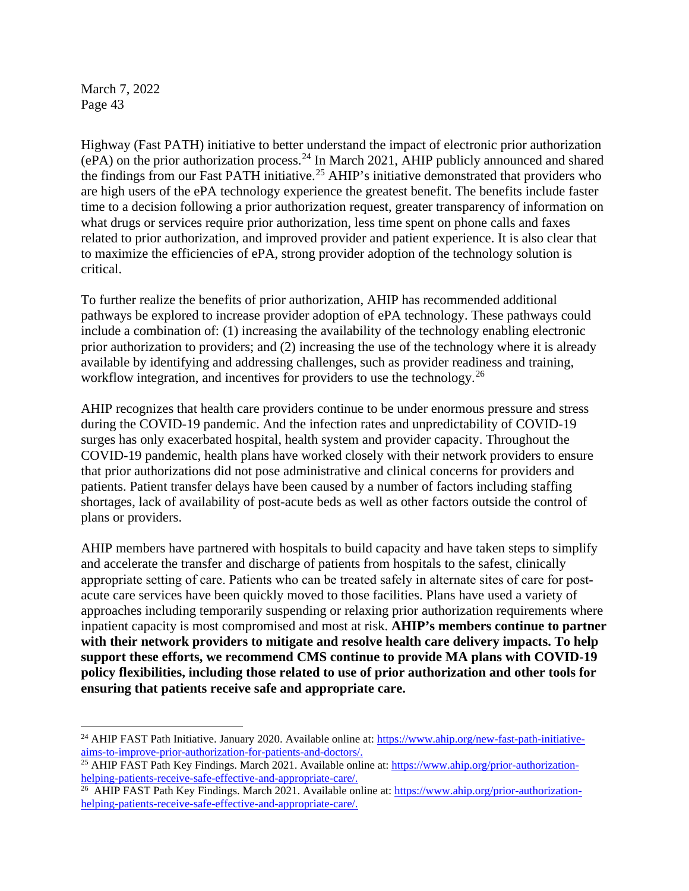Highway (Fast PATH) initiative to better understand the impact of electronic prior authorization (ePA) on the prior authorization process.[24] In March 2021, AHIP publicly announced and shared the findings from our Fast PATH initiative.[25] AHIP's initiative demonstrated that providers who are high users of the ePA technology experience the greatest benefit. The benefits include faster time to a decision following a prior authorization request, greater transparency of information on what drugs or services require prior authorization, less time spent on phone calls and faxes related to prior authorization, and improved provider and patient experience. It is also clear that to maximize the efficiencies of ePA, strong provider adoption of the technology solution is critical.

To further realize the benefits of prior authorization, AHIP has recommended additional pathways be explored to increase provider adoption of ePA technology. These pathways could include a combination of: (1) increasing the availability of the technology enabling electronic prior authorization to providers; and (2) increasing the use of the technology where it is already available by identifying and addressing challenges, such as provider readiness and training, workflow integration, and incentives for providers to use the technology.[26]

AHIP recognizes that health care providers continue to be under enormous pressure and stress during the COVID-19 pandemic. And the infection rates and unpredictability of COVID-19 surges has only exacerbated hospital, health system and provider capacity. Throughout the COVID-19 pandemic, health plans have worked closely with their network providers to ensure that prior authorizations did not pose administrative and clinical concerns for providers and patients. Patient transfer delays have been caused by a number of factors including staffing shortages, lack of availability of post-acute beds as well as other factors outside the control of plans or providers.

AHIP members have partnered with hospitals to build capacity and have taken steps to simplify and accelerate the transfer and discharge of patients from hospitals to the safest, clinically appropriate setting of care. Patients who can be treated safely in alternate sites of care for post-acute care services have been quickly moved to those facilities. Plans have used a variety of approaches including temporarily suspending or relaxing prior authorization requirements where inpatient capacity is most compromised and most at risk. **AHIP's members continue to partner with their network providers to mitigate and resolve health care delivery impacts. To help support these efforts, we recommend CMS continue to provide MA plans with COVID-19 policy flexibilities, including those related to use of prior authorization and other tools for ensuring that patients receive safe and appropriate care.**

---

[24] AHIP FAST Path Initiative. January 2020. Available online at: https://www.ahip.org/new-fast-path-initiative-aims-to-improve-prior-authorization-for-patients-and-doctors/.

[25] AHIP FAST Path Key Findings. March 2021. Available online at: https://www.ahip.org/prior-authorization-helping-patients-receive-safe-effective-and-appropriate-care/.

[26] AHIP FAST Path Key Findings. March 2021. Available online at: https://www.ahip.org/prior-authorization-helping-patients-receive-safe-effective-and-appropriate-care/.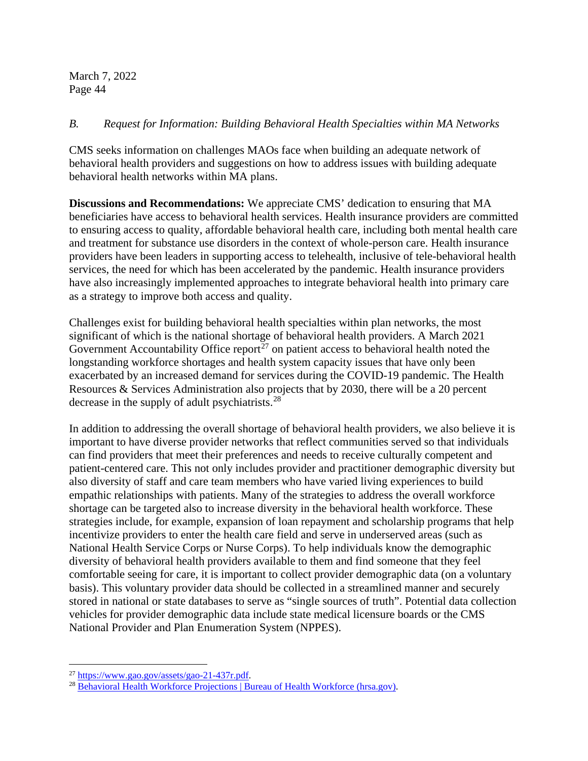### *B. Request for Information: Building Behavioral Health Specialties within MA Networks*

CMS seeks information on challenges MAOs face when building an adequate network of behavioral health providers and suggestions on how to address issues with building adequate behavioral health networks within MA plans.

**Discussions and Recommendations:** We appreciate CMS' dedication to ensuring that MA beneficiaries have access to behavioral health services. Health insurance providers are committed to ensuring access to quality, affordable behavioral health care, including both mental health care and treatment for substance use disorders in the context of whole-person care. Health insurance providers have been leaders in supporting access to telehealth, inclusive of tele-behavioral health services, the need for which has been accelerated by the pandemic. Health insurance providers have also increasingly implemented approaches to integrate behavioral health into primary care as a strategy to improve both access and quality.

Challenges exist for building behavioral health specialties within plan networks, the most significant of which is the national shortage of behavioral health providers. A March 2021 Government Accountability Office report[27] on patient access to behavioral health noted the longstanding workforce shortages and health system capacity issues that have only been exacerbated by an increased demand for services during the COVID-19 pandemic. The Health Resources & Services Administration also projects that by 2030, there will be a 20 percent decrease in the supply of adult psychiatrists.[28]

In addition to addressing the overall shortage of behavioral health providers, we also believe it is important to have diverse provider networks that reflect communities served so that individuals can find providers that meet their preferences and needs to receive culturally competent and patient-centered care. This not only includes provider and practitioner demographic diversity but also diversity of staff and care team members who have varied living experiences to build empathic relationships with patients. Many of the strategies to address the overall workforce shortage can be targeted also to increase diversity in the behavioral health workforce. These strategies include, for example, expansion of loan repayment and scholarship programs that help incentivize providers to enter the health care field and serve in underserved areas (such as National Health Service Corps or Nurse Corps). To help individuals know the demographic diversity of behavioral health providers available to them and find someone that they feel comfortable seeing for care, it is important to collect provider demographic data (on a voluntary basis). This voluntary provider data should be collected in a streamlined manner and securely stored in national or state databases to serve as "single sources of truth". Potential data collection vehicles for provider demographic data include state medical licensure boards or the CMS National Provider and Plan Enumeration System (NPPES).

---

[27] https://www.gao.gov/assets/gao-21-437r.pdf.

[28] Behavioral Health Workforce Projections | Bureau of Health Workforce (hrsa.gov).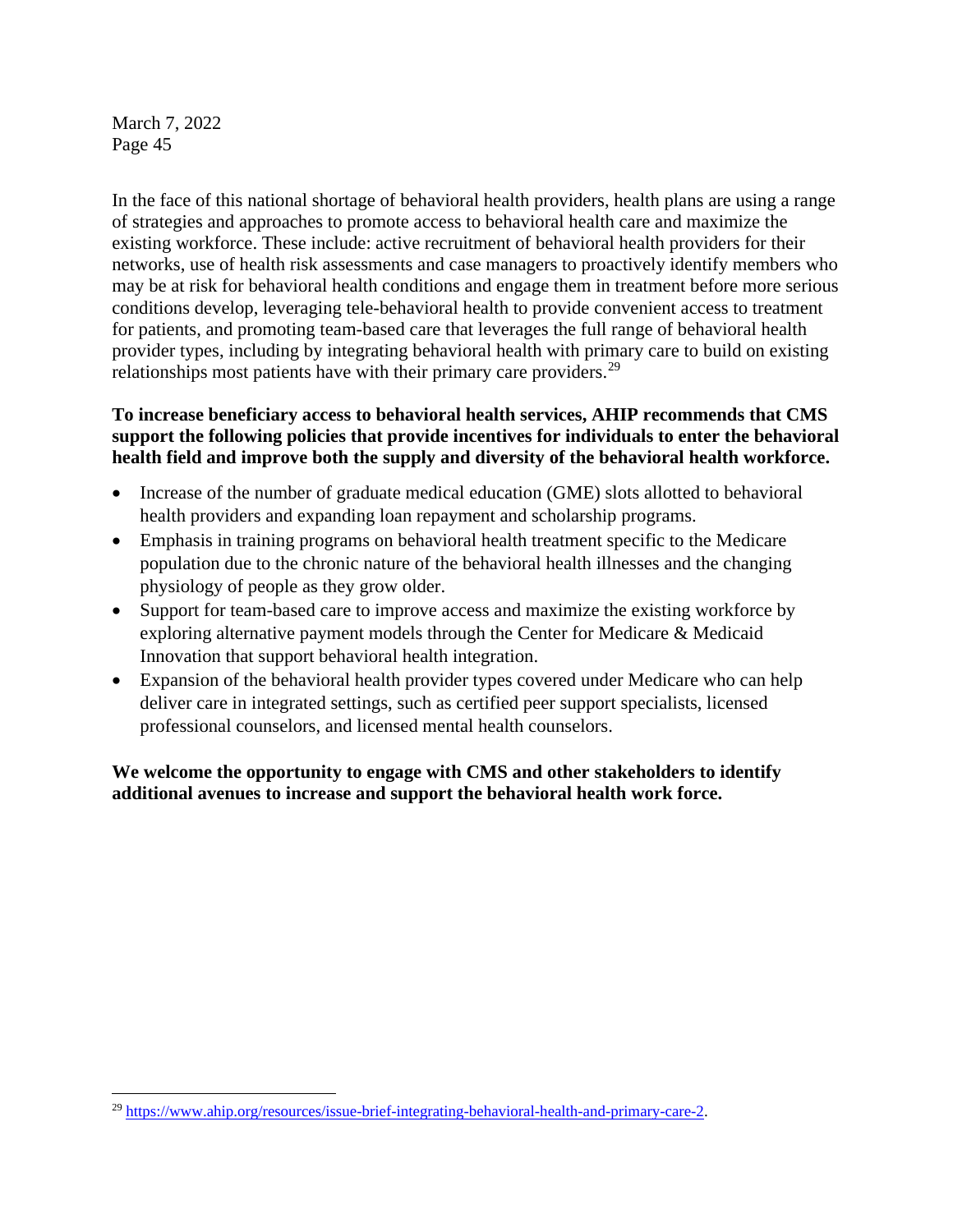In the face of this national shortage of behavioral health providers, health plans are using a range of strategies and approaches to promote access to behavioral health care and maximize the existing workforce. These include: active recruitment of behavioral health providers for their networks, use of health risk assessments and case managers to proactively identify members who may be at risk for behavioral health conditions and engage them in treatment before more serious conditions develop, leveraging tele-behavioral health to provide convenient access to treatment for patients, and promoting team-based care that leverages the full range of behavioral health provider types, including by integrating behavioral health with primary care to build on existing relationships most patients have with their primary care providers.[29]

**To increase beneficiary access to behavioral health services, AHIP recommends that CMS support the following policies that provide incentives for individuals to enter the behavioral health field and improve both the supply and diversity of the behavioral health workforce.**

- Increase of the number of graduate medical education (GME) slots allotted to behavioral health providers and expanding loan repayment and scholarship programs.
- Emphasis in training programs on behavioral health treatment specific to the Medicare population due to the chronic nature of the behavioral health illnesses and the changing physiology of people as they grow older.
- Support for team-based care to improve access and maximize the existing workforce by exploring alternative payment models through the Center for Medicare & Medicaid Innovation that support behavioral health integration.
- Expansion of the behavioral health provider types covered under Medicare who can help deliver care in integrated settings, such as certified peer support specialists, licensed professional counselors, and licensed mental health counselors.

**We welcome the opportunity to engage with CMS and other stakeholders to identify additional avenues to increase and support the behavioral health work force.**

---

[29] https://www.ahip.org/resources/issue-brief-integrating-behavioral-health-and-primary-care-2.